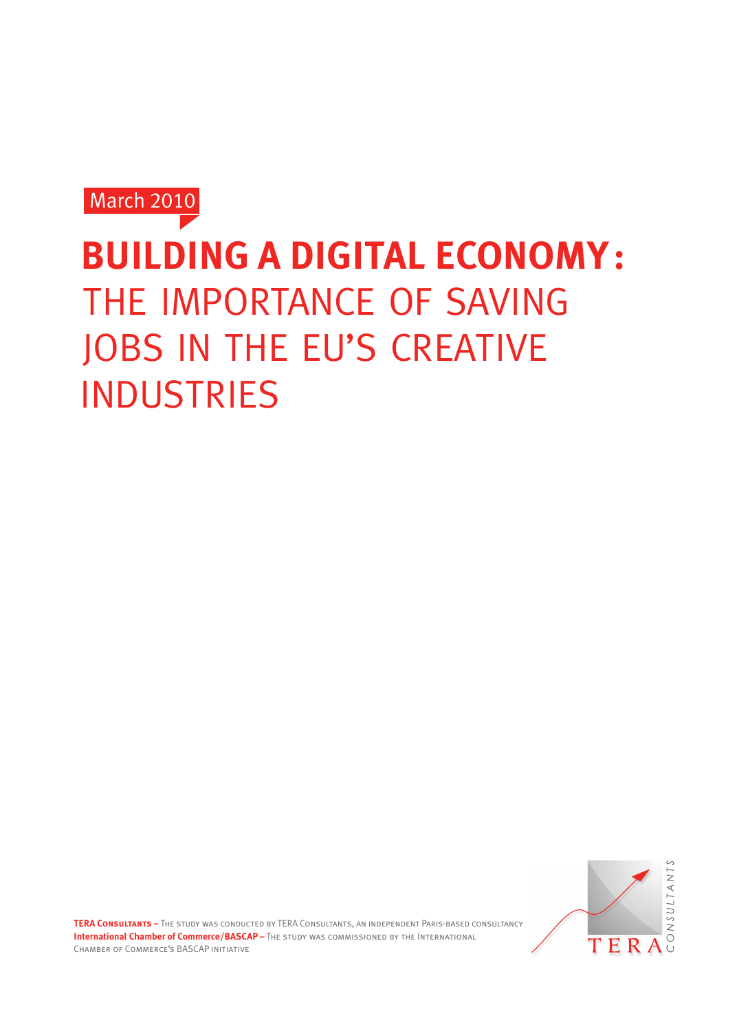March 2010

# BUILDING A DIGITAL ECONOMY: THE IMPORTANCE OF SAVING JOBS IN THE EU'S CREATIVE INDUSTRIES

**TERA Consultants –** The study was conducted by TERA Consultants, an independent Paris-based consultancy
**International Chamber of Commerce/BASCAP –** The study was commissioned by the International Chamber of Commerce's BASCAP initiative

TERA CONSULTANTS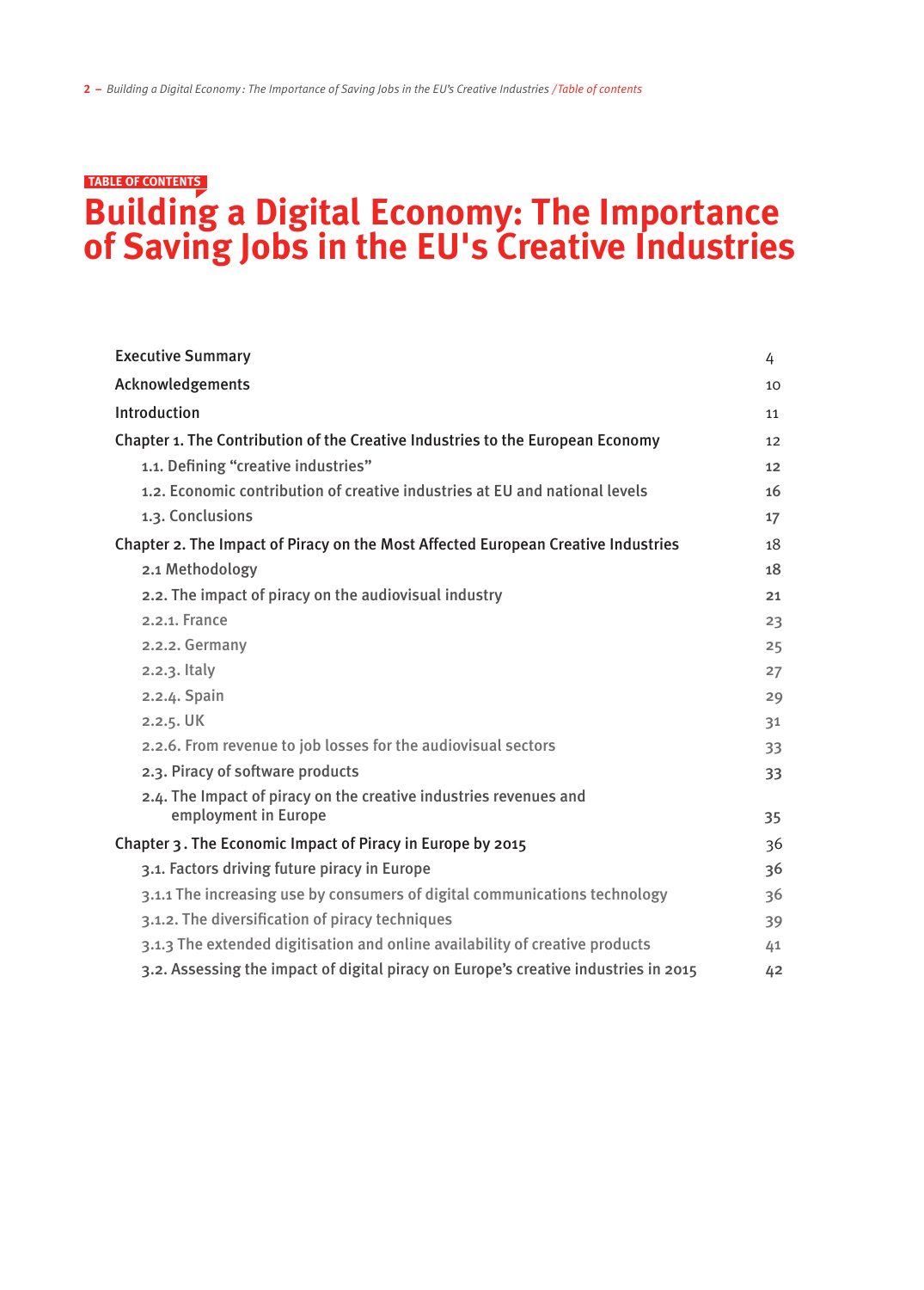TABLE OF CONTENTS

# Building a Digital Economy: The Importance of Saving Jobs in the EU's Creative Industries

| | |
|---|---|
| Executive Summary | 4 |
| Acknowledgements | 10 |
| Introduction | 11 |
| Chapter 1. The Contribution of the Creative Industries to the European Economy | 12 |
| 1.1. Defining “creative industries” | 12 |
| 1.2. Economic contribution of creative industries at EU and national levels | 16 |
| 1.3. Conclusions | 17 |
| Chapter 2. The Impact of Piracy on the Most Affected European Creative Industries | 18 |
| 2.1 Methodology | 18 |
| 2.2. The impact of piracy on the audiovisual industry | 21 |
| 2.2.1. France | 23 |
| 2.2.2. Germany | 25 |
| 2.2.3. Italy | 27 |
| 2.2.4. Spain | 29 |
| 2.2.5. UK | 31 |
| 2.2.6. From revenue to job losses for the audiovisual sectors | 33 |
| 2.3. Piracy of software products | 33 |
| 2.4. The Impact of piracy on the creative industries revenues and employment in Europe | 35 |
| Chapter 3 . The Economic Impact of Piracy in Europe by 2015 | 36 |
| 3.1. Factors driving future piracy in Europe | 36 |
| 3.1.1 The increasing use by consumers of digital communications technology | 36 |
| 3.1.2. The diversification of piracy techniques | 39 |
| 3.1.3 The extended digitisation and online availability of creative products | 41 |
| 3.2. Assessing the impact of digital piracy on Europe’s creative industries in 2015 | 42 |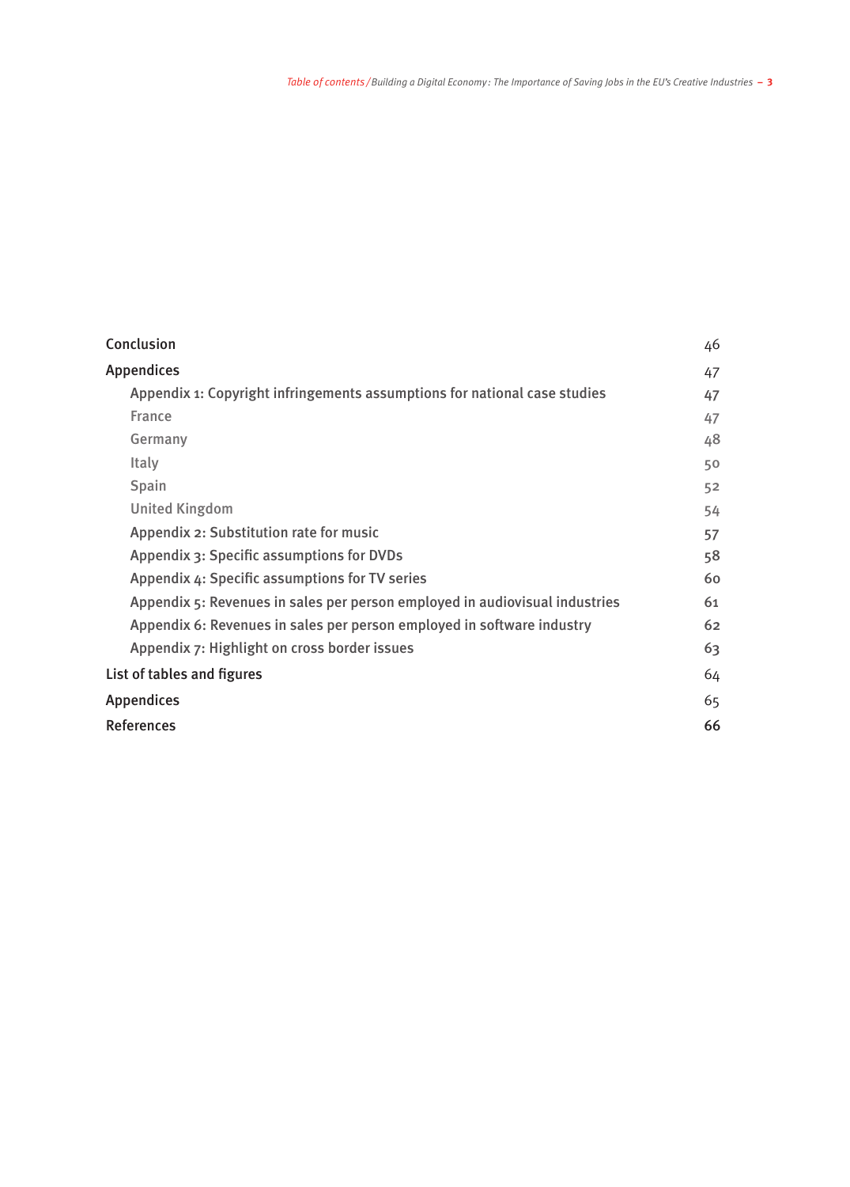| | |
|---|---|
| Conclusion | 46 |
| Appendices | 47 |
| Appendix 1: Copyright infringements assumptions for national case studies | 47 |
| France | 47 |
| Germany | 48 |
| Italy | 50 |
| Spain | 52 |
| United Kingdom | 54 |
| Appendix 2: Substitution rate for music | 57 |
| Appendix 3: Specific assumptions for DVDs | 58 |
| Appendix 4: Specific assumptions for TV series | 60 |
| Appendix 5: Revenues in sales per person employed in audiovisual industries | 61 |
| Appendix 6: Revenues in sales per person employed in software industry | 62 |
| Appendix 7: Highlight on cross border issues | 63 |
| List of tables and figures | 64 |
| Appendices | 65 |
| References | 66 |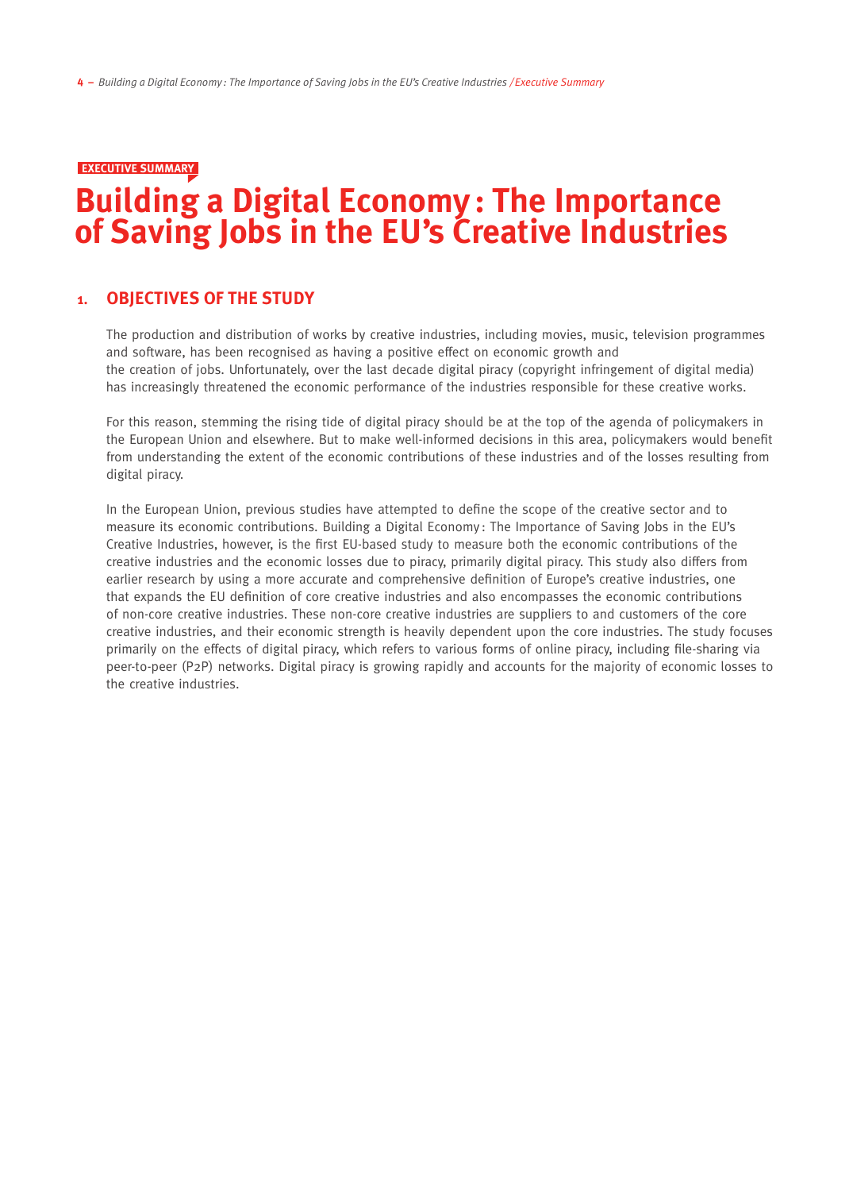EXECUTIVE SUMMARY

# Building a Digital Economy: The Importance of Saving Jobs in the EU's Creative Industries

## 1. OBJECTIVES OF THE STUDY

The production and distribution of works by creative industries, including movies, music, television programmes and software, has been recognised as having a positive effect on economic growth and the creation of jobs. Unfortunately, over the last decade digital piracy (copyright infringement of digital media) has increasingly threatened the economic performance of the industries responsible for these creative works.

For this reason, stemming the rising tide of digital piracy should be at the top of the agenda of policymakers in the European Union and elsewhere. But to make well-informed decisions in this area, policymakers would benefit from understanding the extent of the economic contributions of these industries and of the losses resulting from digital piracy.

In the European Union, previous studies have attempted to define the scope of the creative sector and to measure its economic contributions. Building a Digital Economy: The Importance of Saving Jobs in the EU's Creative Industries, however, is the first EU-based study to measure both the economic contributions of the creative industries and the economic losses due to piracy, primarily digital piracy. This study also differs from earlier research by using a more accurate and comprehensive definition of Europe's creative industries, one that expands the EU definition of core creative industries and also encompasses the economic contributions of non-core creative industries. These non-core creative industries are suppliers to and customers of the core creative industries, and their economic strength is heavily dependent upon the core industries. The study focuses primarily on the effects of digital piracy, which refers to various forms of online piracy, including file-sharing via peer-to-peer (P2P) networks. Digital piracy is growing rapidly and accounts for the majority of economic losses to the creative industries.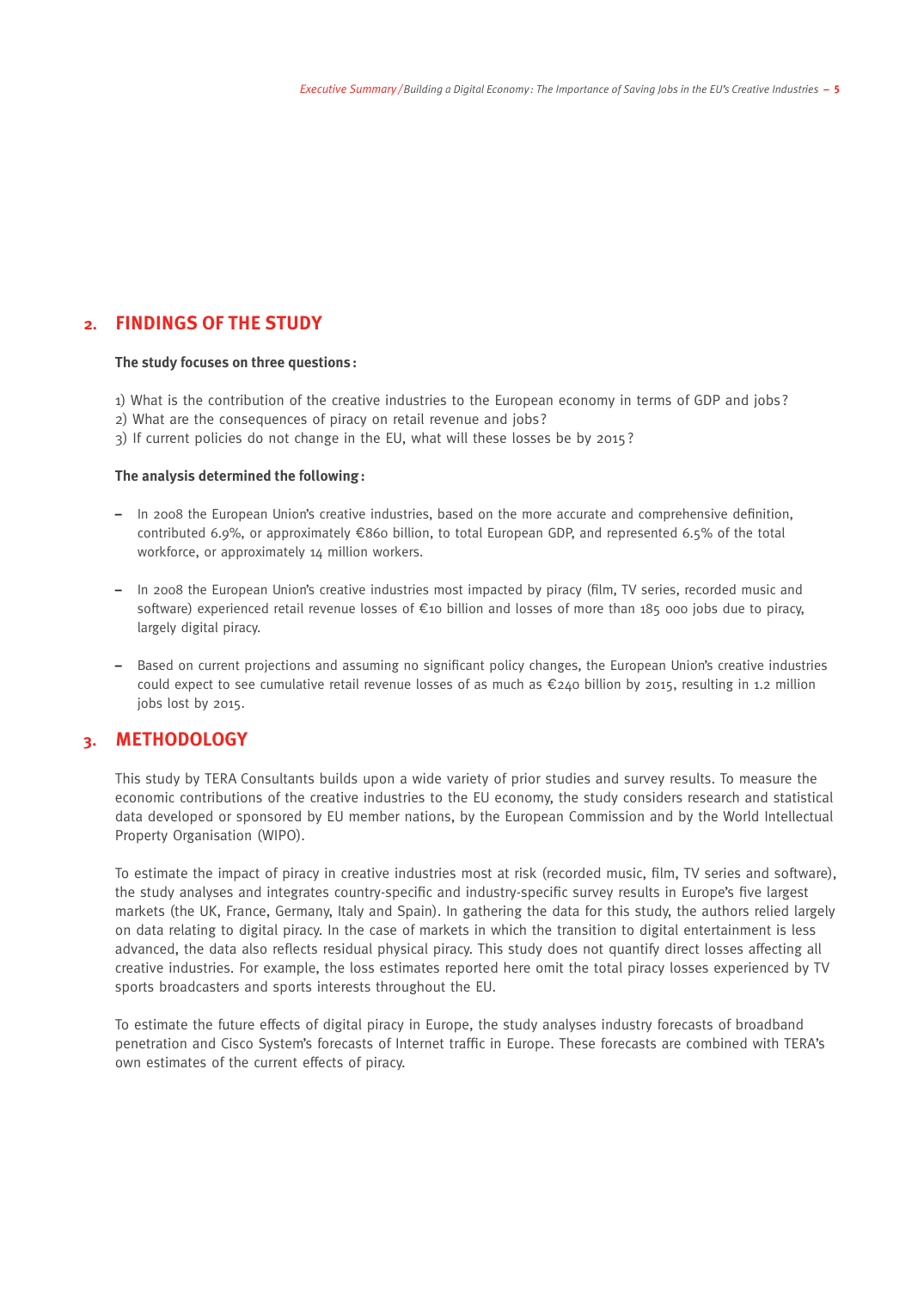## 2. FINDINGS OF THE STUDY

**The study focuses on three questions:**

1) What is the contribution of the creative industries to the European economy in terms of GDP and jobs?
2) What are the consequences of piracy on retail revenue and jobs?
3) If current policies do not change in the EU, what will these losses be by 2015?

**The analysis determined the following:**

- In 2008 the European Union's creative industries, based on the more accurate and comprehensive definition, contributed 6.9%, or approximately €860 billion, to total European GDP, and represented 6.5% of the total workforce, or approximately 14 million workers.

- In 2008 the European Union's creative industries most impacted by piracy (film, TV series, recorded music and software) experienced retail revenue losses of €10 billion and losses of more than 185 000 jobs due to piracy, largely digital piracy.

- Based on current projections and assuming no significant policy changes, the European Union's creative industries could expect to see cumulative retail revenue losses of as much as €240 billion by 2015, resulting in 1.2 million jobs lost by 2015.

## 3. METHODOLOGY

This study by TERA Consultants builds upon a wide variety of prior studies and survey results. To measure the economic contributions of the creative industries to the EU economy, the study considers research and statistical data developed or sponsored by EU member nations, by the European Commission and by the World Intellectual Property Organisation (WIPO).

To estimate the impact of piracy in creative industries most at risk (recorded music, film, TV series and software), the study analyses and integrates country-specific and industry-specific survey results in Europe's five largest markets (the UK, France, Germany, Italy and Spain). In gathering the data for this study, the authors relied largely on data relating to digital piracy. In the case of markets in which the transition to digital entertainment is less advanced, the data also reflects residual physical piracy. This study does not quantify direct losses affecting all creative industries. For example, the loss estimates reported here omit the total piracy losses experienced by TV sports broadcasters and sports interests throughout the EU.

To estimate the future effects of digital piracy in Europe, the study analyses industry forecasts of broadband penetration and Cisco System's forecasts of Internet traffic in Europe. These forecasts are combined with TERA's own estimates of the current effects of piracy.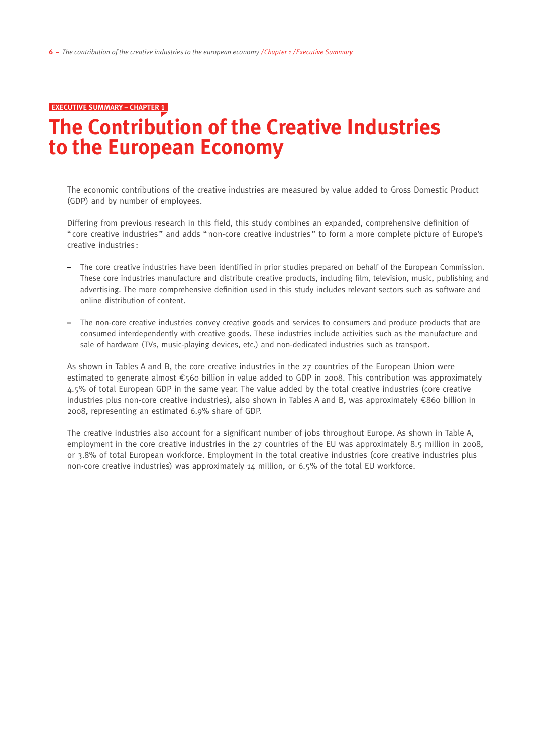EXECUTIVE SUMMARY – CHAPTER 1

# The Contribution of the Creative Industries to the European Economy

The economic contributions of the creative industries are measured by value added to Gross Domestic Product (GDP) and by number of employees.

Differing from previous research in this field, this study combines an expanded, comprehensive definition of "core creative industries" and adds "non-core creative industries" to form a more complete picture of Europe's creative industries:

- The core creative industries have been identified in prior studies prepared on behalf of the European Commission. These core industries manufacture and distribute creative products, including film, television, music, publishing and advertising. The more comprehensive definition used in this study includes relevant sectors such as software and online distribution of content.
- The non-core creative industries convey creative goods and services to consumers and produce products that are consumed interdependently with creative goods. These industries include activities such as the manufacture and sale of hardware (TVs, music-playing devices, etc.) and non-dedicated industries such as transport.

As shown in Tables A and B, the core creative industries in the 27 countries of the European Union were estimated to generate almost €560 billion in value added to GDP in 2008. This contribution was approximately 4.5% of total European GDP in the same year. The value added by the total creative industries (core creative industries plus non-core creative industries), also shown in Tables A and B, was approximately €860 billion in 2008, representing an estimated 6.9% share of GDP.

The creative industries also account for a significant number of jobs throughout Europe. As shown in Table A, employment in the core creative industries in the 27 countries of the EU was approximately 8.5 million in 2008, or 3.8% of total European workforce. Employment in the total creative industries (core creative industries plus non-core creative industries) was approximately 14 million, or 6.5% of the total EU workforce.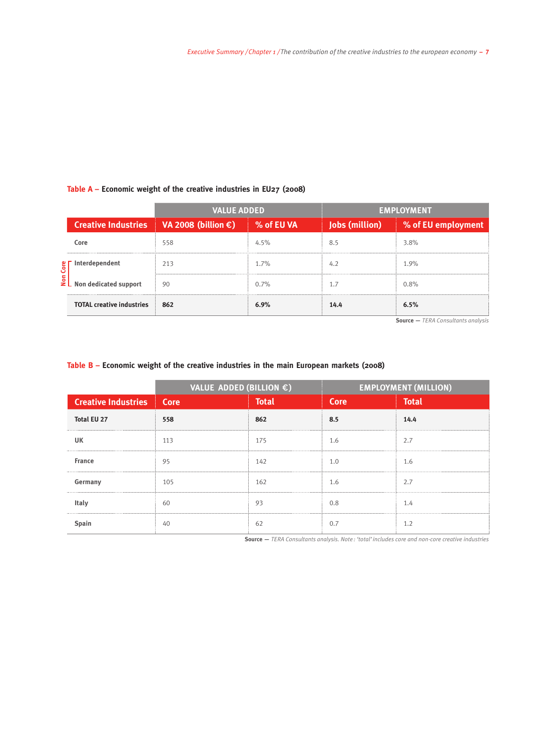**Table A – Economic weight of the creative industries in EU27 (2008)**

| | VALUE ADDED | | EMPLOYMENT | |
|---|---|---|---|---|
| **Creative Industries** | **VA 2008 (billion €)** | **% of EU VA** | **Jobs (million)** | **% of EU employment** |
| Core | 558 | 4.5% | 8.5 | 3.8% |
| Non Core – Interdependent | 213 | 1.7% | 4.2 | 1.9% |
| Non Core – Non dedicated support | 90 | 0.7% | 1.7 | 0.8% |
| **TOTAL creative industries** | **862** | **6.9%** | **14.4** | **6.5%** |

**Source** — *TERA Consultants analysis*

**Table B – Economic weight of the creative industries in the main European markets (2008)**

| | VALUE ADDED (BILLION €) | | EMPLOYMENT (MILLION) | |
|---|---|---|---|---|
| **Creative Industries** | **Core** | **Total** | **Core** | **Total** |
| **Total EU 27** | **558** | **862** | **8.5** | **14.4** |
| UK | 113 | 175 | 1.6 | 2.7 |
| France | 95 | 142 | 1.0 | 1.6 |
| Germany | 105 | 162 | 1.6 | 2.7 |
| Italy | 60 | 93 | 0.8 | 1.4 |
| Spain | 40 | 62 | 0.7 | 1.2 |

**Source** — *TERA Consultants analysis. Note : 'total' includes core and non-core creative industries*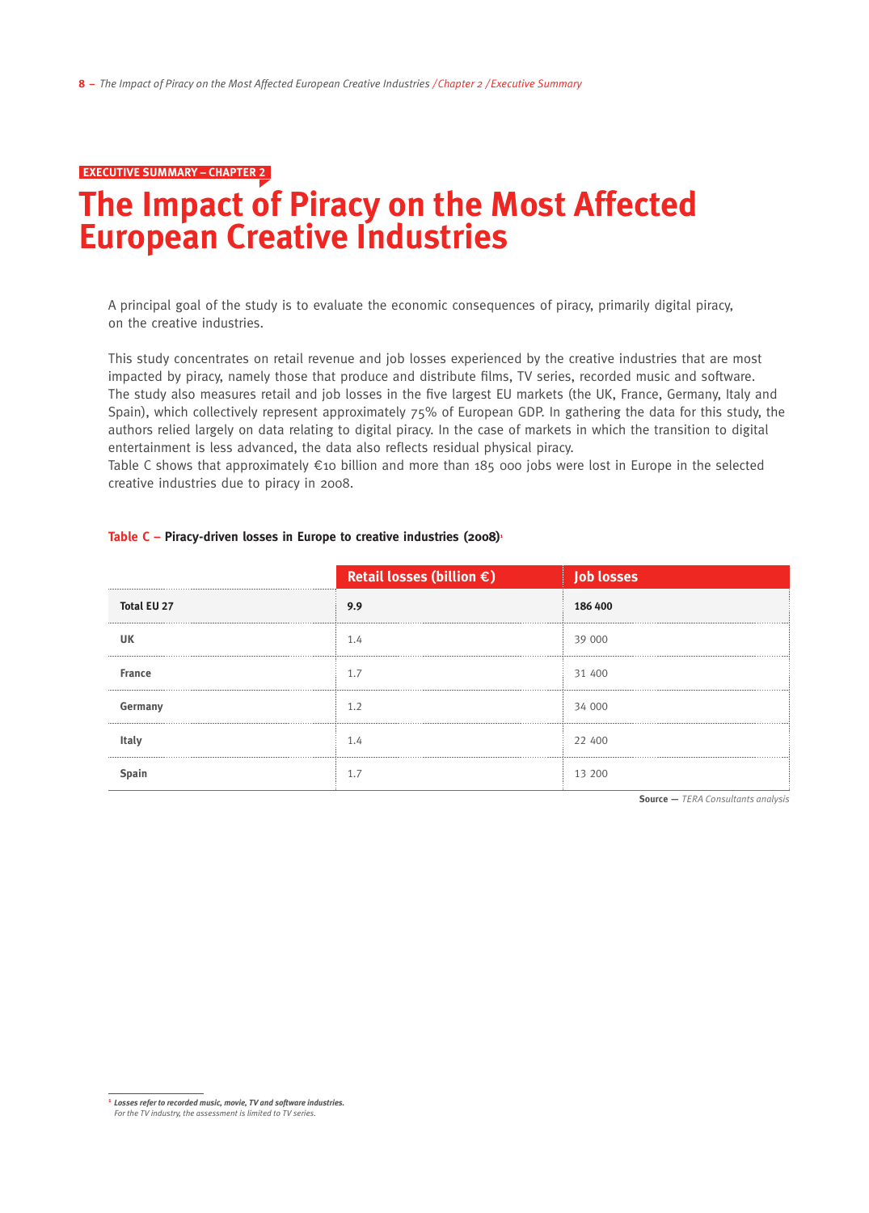EXECUTIVE SUMMARY – CHAPTER 2

# The Impact of Piracy on the Most Affected European Creative Industries

A principal goal of the study is to evaluate the economic consequences of piracy, primarily digital piracy, on the creative industries.

This study concentrates on retail revenue and job losses experienced by the creative industries that are most impacted by piracy, namely those that produce and distribute films, TV series, recorded music and software. The study also measures retail and job losses in the five largest EU markets (the UK, France, Germany, Italy and Spain), which collectively represent approximately 75% of European GDP. In gathering the data for this study, the authors relied largely on data relating to digital piracy. In the case of markets in which the transition to digital entertainment is less advanced, the data also reflects residual physical piracy.
Table C shows that approximately €10 billion and more than 185 000 jobs were lost in Europe in the selected creative industries due to piracy in 2008.

**Table C – Piracy-driven losses in Europe to creative industries (2008)**[1]

| | Retail losses (billion €) | Job losses |
|---|---|---|
| **Total EU 27** | **9.9** | **186 400** |
| **UK** | 1.4 | 39 000 |
| **France** | 1.7 | 31 400 |
| **Germany** | 1.2 | 34 000 |
| **Italy** | 1.4 | 22 400 |
| **Spain** | 1.7 | 13 200 |

**Source** — *TERA Consultants analysis*

[1] ***Losses refer to recorded music, movie, TV and software industries.***
*For the TV industry, the assessment is limited to TV series.*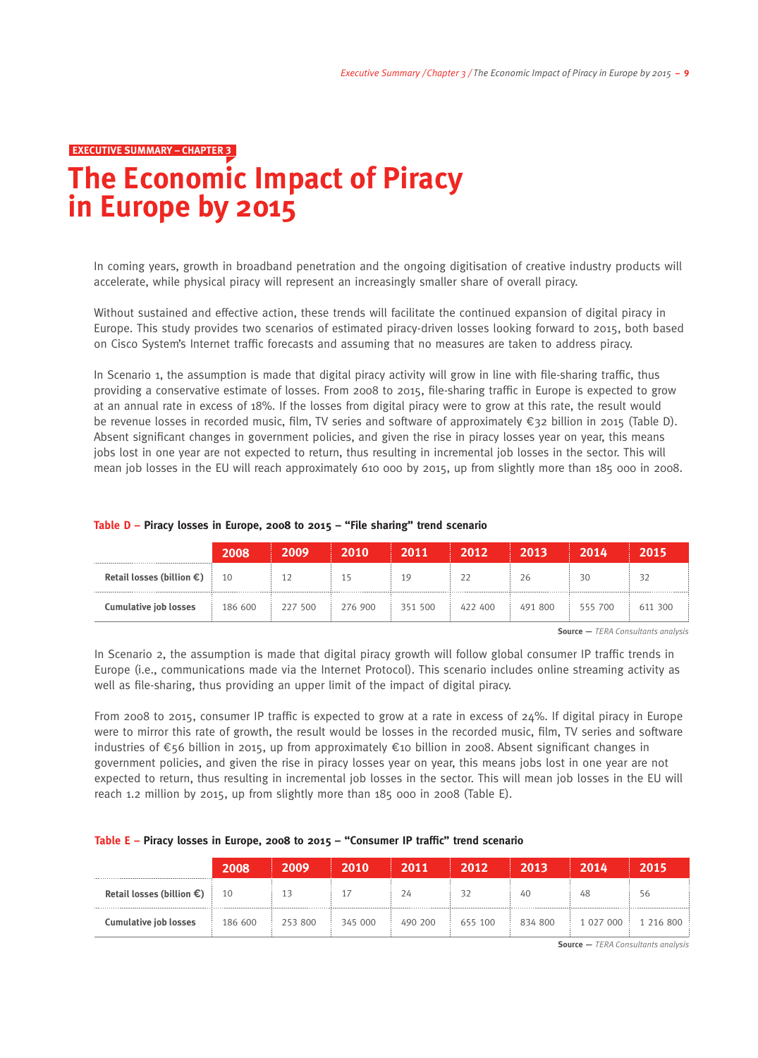EXECUTIVE SUMMARY – CHAPTER 3

# The Economic Impact of Piracy in Europe by 2015

In coming years, growth in broadband penetration and the ongoing digitisation of creative industry products will accelerate, while physical piracy will represent an increasingly smaller share of overall piracy.

Without sustained and effective action, these trends will facilitate the continued expansion of digital piracy in Europe. This study provides two scenarios of estimated piracy-driven losses looking forward to 2015, both based on Cisco System's Internet traffic forecasts and assuming that no measures are taken to address piracy.

In Scenario 1, the assumption is made that digital piracy activity will grow in line with file-sharing traffic, thus providing a conservative estimate of losses. From 2008 to 2015, file-sharing traffic in Europe is expected to grow at an annual rate in excess of 18%. If the losses from digital piracy were to grow at this rate, the result would be revenue losses in recorded music, film, TV series and software of approximately €32 billion in 2015 (Table D). Absent significant changes in government policies, and given the rise in piracy losses year on year, this means jobs lost in one year are not expected to return, thus resulting in incremental job losses in the sector. This will mean job losses in the EU will reach approximately 610 000 by 2015, up from slightly more than 185 000 in 2008.

**Table D – Piracy losses in Europe, 2008 to 2015 – "File sharing" trend scenario**

| | 2008 | 2009 | 2010 | 2011 | 2012 | 2013 | 2014 | 2015 |
|---|---|---|---|---|---|---|---|---|
| **Retail losses (billion €)** | 10 | 12 | 15 | 19 | 22 | 26 | 30 | 32 |
| **Cumulative job losses** | 186 600 | 227 500 | 276 900 | 351 500 | 422 400 | 491 800 | 555 700 | 611 300 |

**Source** — *TERA Consultants analysis*

In Scenario 2, the assumption is made that digital piracy growth will follow global consumer IP traffic trends in Europe (i.e., communications made via the Internet Protocol). This scenario includes online streaming activity as well as file-sharing, thus providing an upper limit of the impact of digital piracy.

From 2008 to 2015, consumer IP traffic is expected to grow at a rate in excess of 24%. If digital piracy in Europe were to mirror this rate of growth, the result would be losses in the recorded music, film, TV series and software industries of €56 billion in 2015, up from approximately €10 billion in 2008. Absent significant changes in government policies, and given the rise in piracy losses year on year, this means jobs lost in one year are not expected to return, thus resulting in incremental job losses in the sector. This will mean job losses in the EU will reach 1.2 million by 2015, up from slightly more than 185 000 in 2008 (Table E).

**Table E – Piracy losses in Europe, 2008 to 2015 – "Consumer IP traffic" trend scenario**

| | 2008 | 2009 | 2010 | 2011 | 2012 | 2013 | 2014 | 2015 |
|---|---|---|---|---|---|---|---|---|
| **Retail losses (billion €)** | 10 | 13 | 17 | 24 | 32 | 40 | 48 | 56 |
| **Cumulative job losses** | 186 600 | 253 800 | 345 000 | 490 200 | 655 100 | 834 800 | 1 027 000 | 1 216 800 |

**Source** — *TERA Consultants analysis*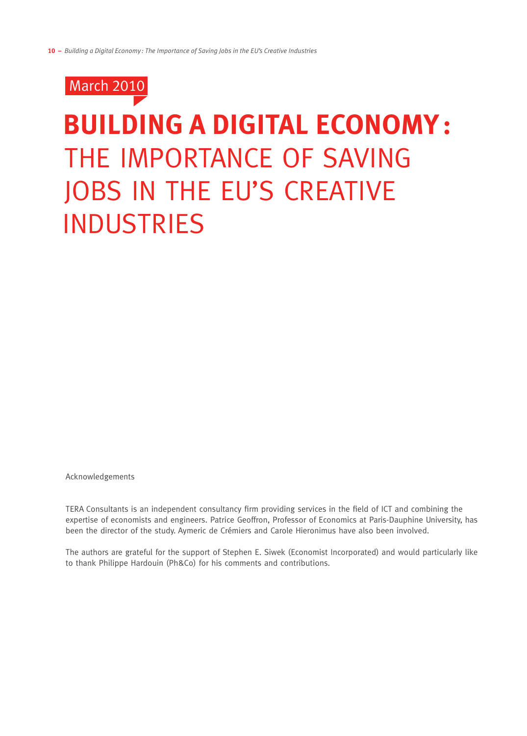March 2010

# BUILDING A DIGITAL ECONOMY: THE IMPORTANCE OF SAVING JOBS IN THE EU'S CREATIVE INDUSTRIES

Acknowledgements

TERA Consultants is an independent consultancy firm providing services in the field of ICT and combining the expertise of economists and engineers. Patrice Geoffron, Professor of Economics at Paris-Dauphine University, has been the director of the study. Aymeric de Crémiers and Carole Hieronimus have also been involved.

The authors are grateful for the support of Stephen E. Siwek (Economist Incorporated) and would particularly like to thank Philippe Hardouin (Ph&Co) for his comments and contributions.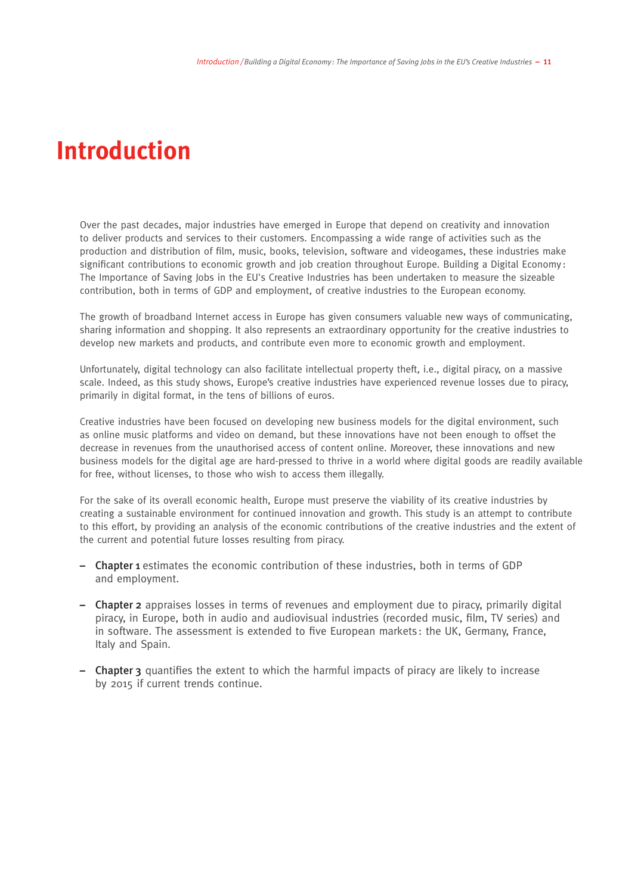# Introduction

Over the past decades, major industries have emerged in Europe that depend on creativity and innovation to deliver products and services to their customers. Encompassing a wide range of activities such as the production and distribution of film, music, books, television, software and videogames, these industries make significant contributions to economic growth and job creation throughout Europe. Building a Digital Economy: The Importance of Saving Jobs in the EU's Creative Industries has been undertaken to measure the sizeable contribution, both in terms of GDP and employment, of creative industries to the European economy.

The growth of broadband Internet access in Europe has given consumers valuable new ways of communicating, sharing information and shopping. It also represents an extraordinary opportunity for the creative industries to develop new markets and products, and contribute even more to economic growth and employment.

Unfortunately, digital technology can also facilitate intellectual property theft, i.e., digital piracy, on a massive scale. Indeed, as this study shows, Europe's creative industries have experienced revenue losses due to piracy, primarily in digital format, in the tens of billions of euros.

Creative industries have been focused on developing new business models for the digital environment, such as online music platforms and video on demand, but these innovations have not been enough to offset the decrease in revenues from the unauthorised access of content online. Moreover, these innovations and new business models for the digital age are hard-pressed to thrive in a world where digital goods are readily available for free, without licenses, to those who wish to access them illegally.

For the sake of its overall economic health, Europe must preserve the viability of its creative industries by creating a sustainable environment for continued innovation and growth. This study is an attempt to contribute to this effort, by providing an analysis of the economic contributions of the creative industries and the extent of the current and potential future losses resulting from piracy.

- **Chapter 1** estimates the economic contribution of these industries, both in terms of GDP and employment.
- **Chapter 2** appraises losses in terms of revenues and employment due to piracy, primarily digital piracy, in Europe, both in audio and audiovisual industries (recorded music, film, TV series) and in software. The assessment is extended to five European markets: the UK, Germany, France, Italy and Spain.
- **Chapter 3** quantifies the extent to which the harmful impacts of piracy are likely to increase by 2015 if current trends continue.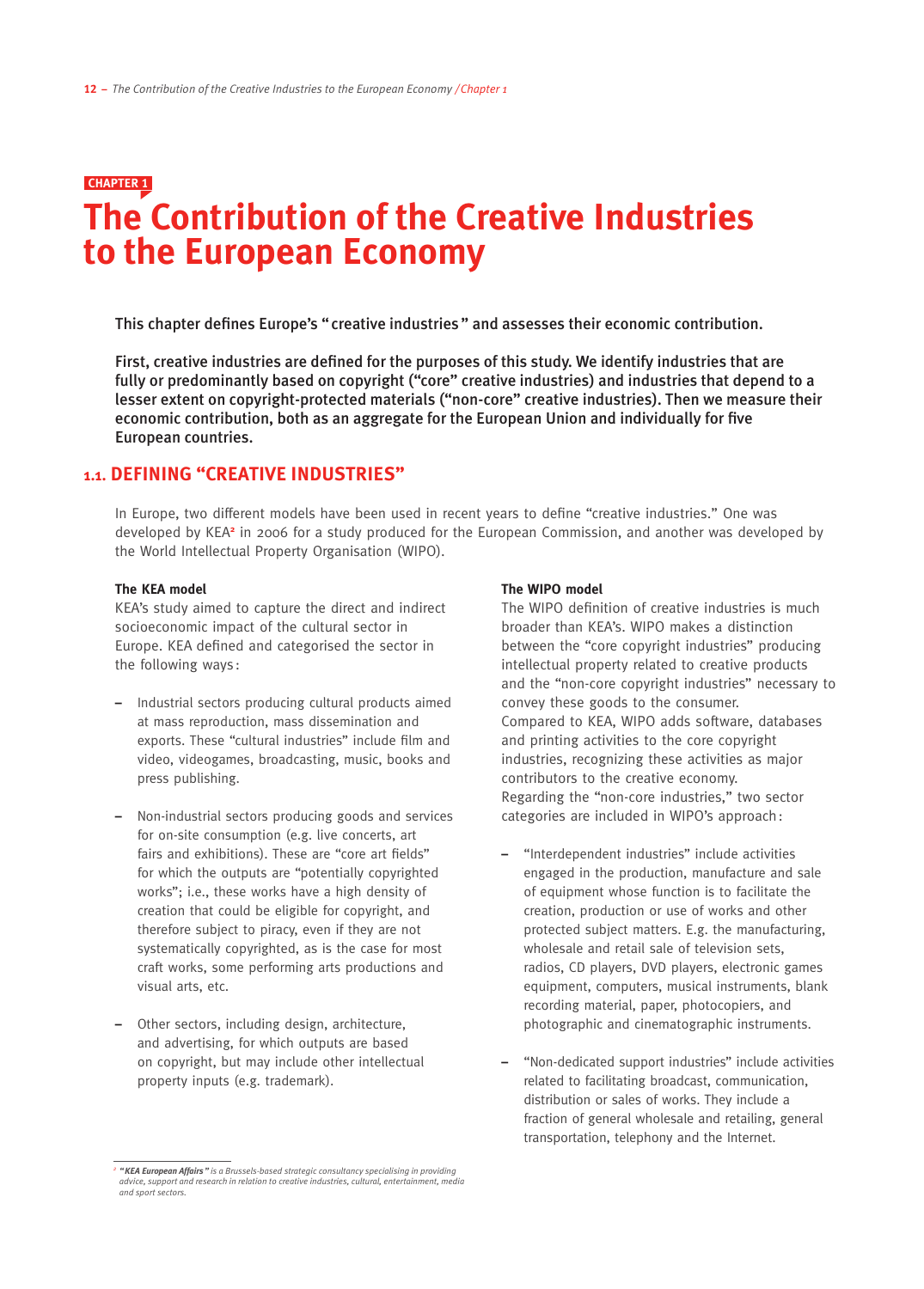CHAPTER 1

# The Contribution of the Creative Industries to the European Economy

**This chapter defines Europe's " creative industries " and assesses their economic contribution.**

**First, creative industries are defined for the purposes of this study. We identify industries that are fully or predominantly based on copyright ("core" creative industries) and industries that depend to a lesser extent on copyright-protected materials ("non-core" creative industries). Then we measure their economic contribution, both as an aggregate for the European Union and individually for five European countries.**

## 1.1. DEFINING "CREATIVE INDUSTRIES"

In Europe, two different models have been used in recent years to define "creative industries." One was developed by KEA[2] in 2006 for a study produced for the European Commission, and another was developed by the World Intellectual Property Organisation (WIPO).

**The KEA model**

KEA's study aimed to capture the direct and indirect socioeconomic impact of the cultural sector in Europe. KEA defined and categorised the sector in the following ways :

- Industrial sectors producing cultural products aimed at mass reproduction, mass dissemination and exports. These "cultural industries" include film and video, videogames, broadcasting, music, books and press publishing.
- Non-industrial sectors producing goods and services for on-site consumption (e.g. live concerts, art fairs and exhibitions). These are "core art fields" for which the outputs are "potentially copyrighted works"; i.e., these works have a high density of creation that could be eligible for copyright, and therefore subject to piracy, even if they are not systematically copyrighted, as is the case for most craft works, some performing arts productions and visual arts, etc.
- Other sectors, including design, architecture, and advertising, for which outputs are based on copyright, but may include other intellectual property inputs (e.g. trademark).

**The WIPO model**

The WIPO definition of creative industries is much broader than KEA's. WIPO makes a distinction between the "core copyright industries" producing intellectual property related to creative products and the "non-core copyright industries" necessary to convey these goods to the consumer.
Compared to KEA, WIPO adds software, databases and printing activities to the core copyright industries, recognizing these activities as major contributors to the creative economy.
Regarding the "non-core industries," two sector categories are included in WIPO's approach :

- "Interdependent industries" include activities engaged in the production, manufacture and sale of equipment whose function is to facilitate the creation, production or use of works and other protected subject matters. E.g. the manufacturing, wholesale and retail sale of television sets, radios, CD players, DVD players, electronic games equipment, computers, musical instruments, blank recording material, paper, photocopiers, and photographic and cinematographic instruments.
- "Non-dedicated support industries" include activities related to facilitating broadcast, communication, distribution or sales of works. They include a fraction of general wholesale and retailing, general transportation, telephony and the Internet.

---

[2] ***"KEA European Affairs"*** *is a Brussels-based strategic consultancy specialising in providing advice, support and research in relation to creative industries, cultural, entertainment, media and sport sectors.*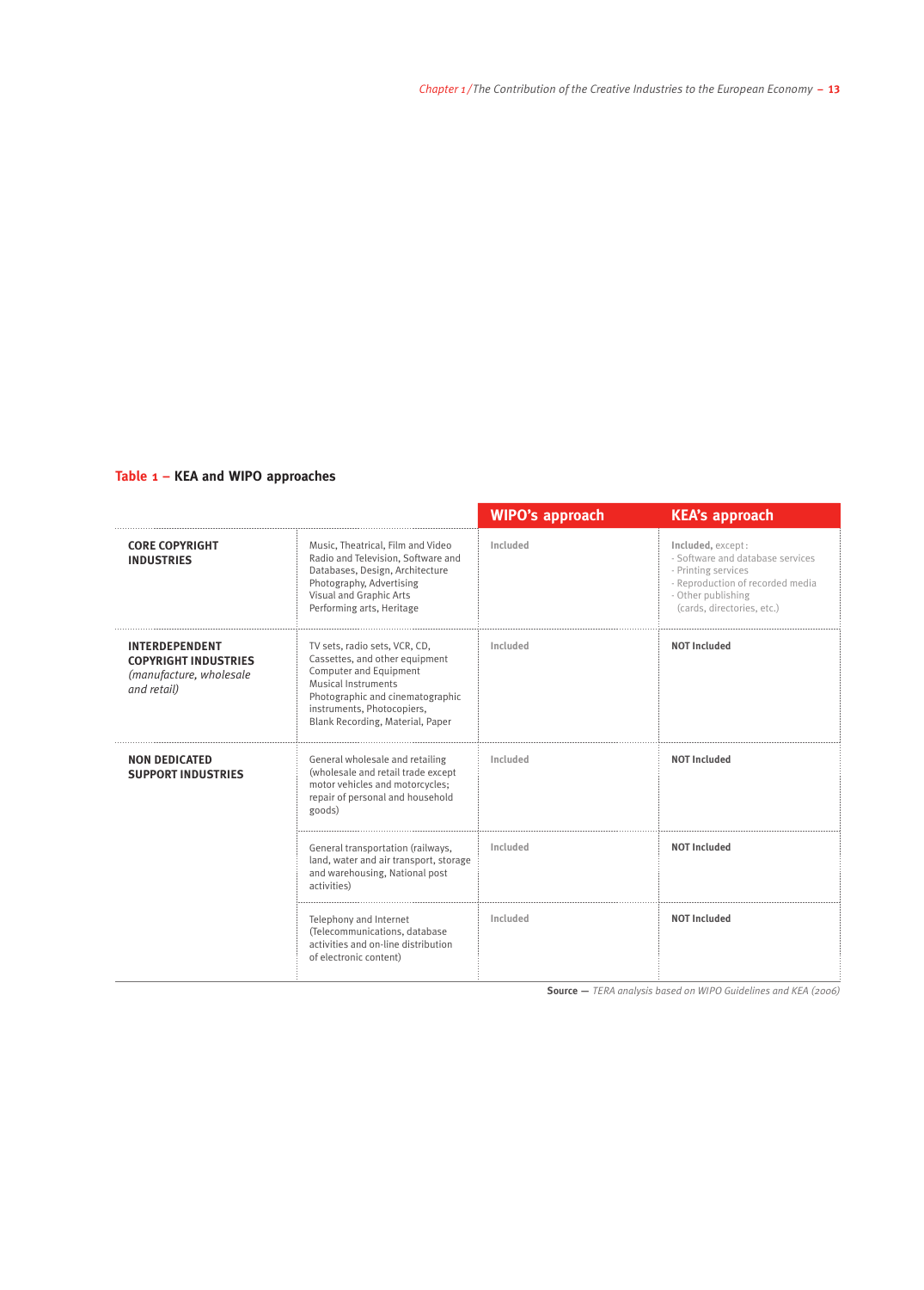**Table 1 – KEA and WIPO approaches**

| | | WIPO's approach | KEA's approach |
|---|---|---|---|
| **CORE COPYRIGHT INDUSTRIES** | Music, Theatrical, Film and Video<br>Radio and Television, Software and Databases, Design, Architecture<br>Photography, Advertising<br>Visual and Graphic Arts<br>Performing arts, Heritage | Included | **Included**, except:<br>- Software and database services<br>- Printing services<br>- Reproduction of recorded media<br>- Other publishing (cards, directories, etc.) |
| **INTERDEPENDENT COPYRIGHT INDUSTRIES** *(manufacture, wholesale and retail)* | TV sets, radio sets, VCR, CD, Cassettes, and other equipment<br>Computer and Equipment<br>Musical Instruments<br>Photographic and cinematographic instruments, Photocopiers,<br>Blank Recording, Material, Paper | Included | **NOT Included** |
| **NON DEDICATED SUPPORT INDUSTRIES** | General wholesale and retailing (wholesale and retail trade except motor vehicles and motorcycles; repair of personal and household goods) | Included | **NOT Included** |
| | General transportation (railways, land, water and air transport, storage and warehousing, National post activities) | Included | **NOT Included** |
| | Telephony and Internet (Telecommunications, database activities and on-line distribution of electronic content) | Included | **NOT Included** |

**Source —** *TERA analysis based on WIPO Guidelines and KEA (2006)*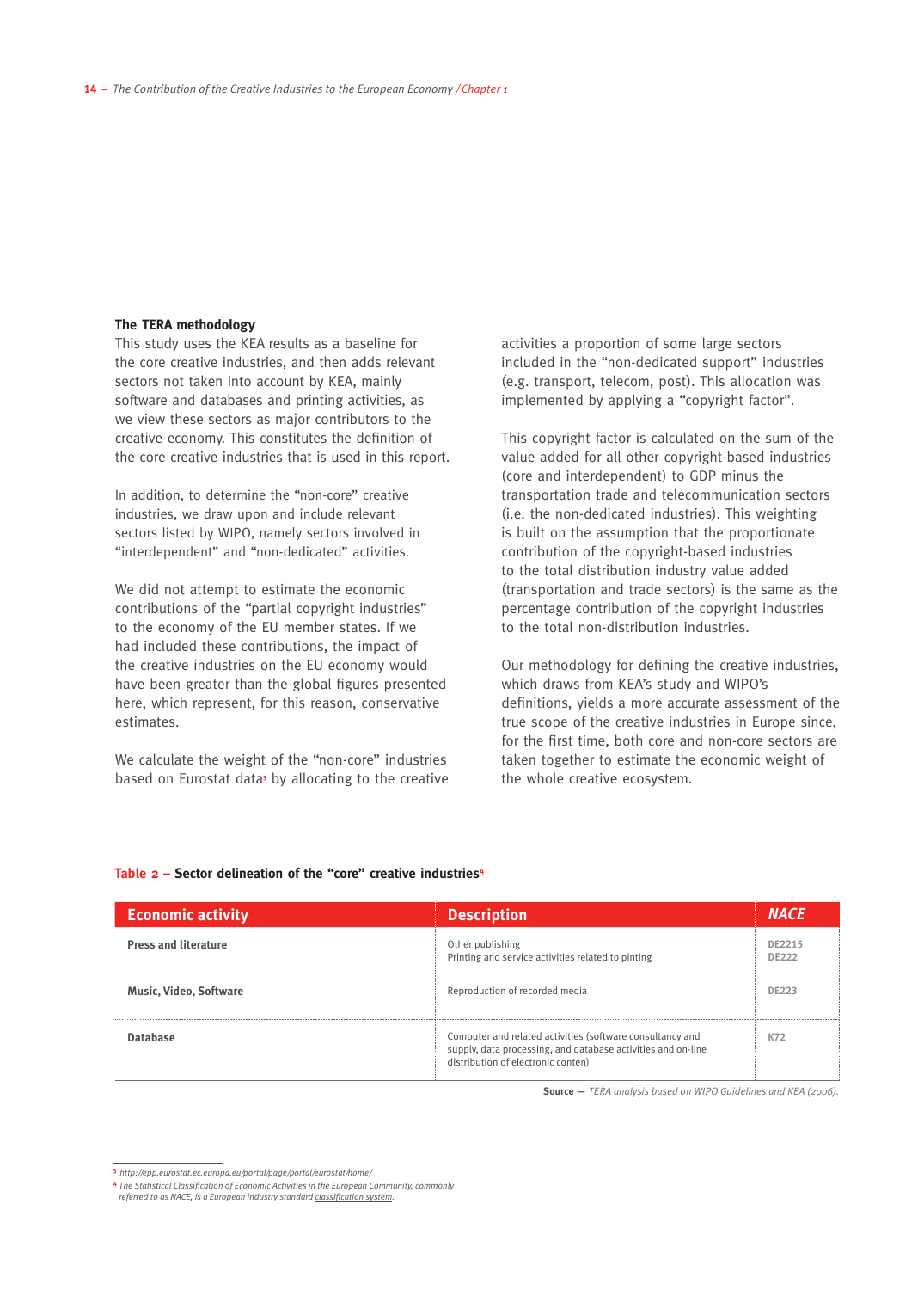### The TERA methodology

This study uses the KEA results as a baseline for the core creative industries, and then adds relevant sectors not taken into account by KEA, mainly software and databases and printing activities, as we view these sectors as major contributors to the creative economy. This constitutes the definition of the core creative industries that is used in this report.

In addition, to determine the "non-core" creative industries, we draw upon and include relevant sectors listed by WIPO, namely sectors involved in "interdependent" and "non-dedicated" activities.

We did not attempt to estimate the economic contributions of the "partial copyright industries" to the economy of the EU member states. If we had included these contributions, the impact of the creative industries on the EU economy would have been greater than the global figures presented here, which represent, for this reason, conservative estimates.

We calculate the weight of the "non-core" industries based on Eurostat data[3] by allocating to the creative activities a proportion of some large sectors included in the "non-dedicated support" industries (e.g. transport, telecom, post). This allocation was implemented by applying a "copyright factor".

This copyright factor is calculated on the sum of the value added for all other copyright-based industries (core and interdependent) to GDP minus the transportation trade and telecommunication sectors (i.e. the non-dedicated industries). This weighting is built on the assumption that the proportionate contribution of the copyright-based industries to the total distribution industry value added (transportation and trade sectors) is the same as the percentage contribution of the copyright industries to the total non-distribution industries.

Our methodology for defining the creative industries, which draws from KEA's study and WIPO's definitions, yields a more accurate assessment of the true scope of the creative industries in Europe since, for the first time, both core and non-core sectors are taken together to estimate the economic weight of the whole creative ecosystem.

**Table 2 – Sector delineation of the "core" creative industries**[4]

| Economic activity | Description | NACE |
|---|---|---|
| **Press and literature** | Other publishing<br>Printing and service activities related to pinting | DE2215<br>DE222 |
| **Music, Video, Software** | Reproduction of recorded media | DE223 |
| **Database** | Computer and related activities (software consultancy and supply, data processing, and database activities and on-line distribution of electronic conten) | K72 |

**Source** — *TERA analysis based on WIPO Guidelines and KEA (2006).*

---

[3] *http://epp.eurostat.ec.europa.eu/portal/page/portal/eurostat/home/*

[4] *The Statistical Classification of Economic Activities in the European Community, commonly referred to as NACE, is a European industry standard classification system.*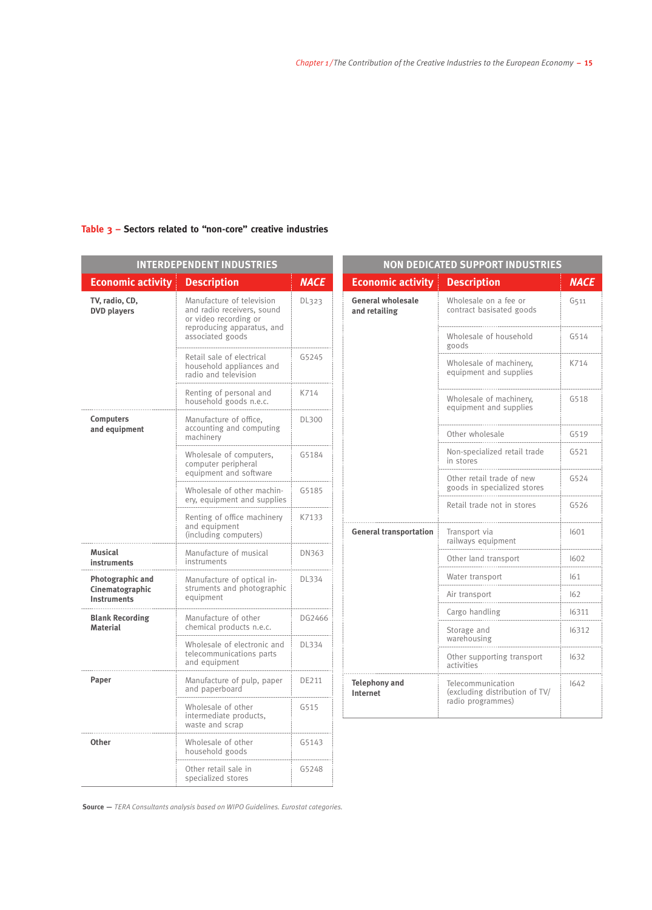**Table 3 – Sectors related to "non-core" creative industries**

| INTERDEPENDENT INDUSTRIES | | |
|---|---|---|
| **Economic activity** | **Description** | **NACE** |
| **TV, radio, CD, DVD players** | Manufacture of television and radio receivers, sound or video recording or reproducing apparatus, and associated goods | DL323 |
| | Retail sale of electrical household appliances and radio and television | G5245 |
| | Renting of personal and household goods n.e.c. | K714 |
| **Computers and equipment** | Manufacture of office, accounting and computing machinery | DL300 |
| | Wholesale of computers, computer peripheral equipment and software | G5184 |
| | Wholesale of other machinery, equipment and supplies | G5185 |
| | Renting of office machinery and equipment (including computers) | K7133 |
| **Musical instruments** | Manufacture of musical instruments | DN363 |
| **Photographic and Cinematographic Instruments** | Manufacture of optical instruments and photographic equipment | DL334 |
| **Blank Recording Material** | Manufacture of other chemical products n.e.c. | DG2466 |
| | Wholesale of electronic and telecommunications parts and equipment | DL334 |
| **Paper** | Manufacture of pulp, paper and paperboard | DE211 |
| | Wholesale of other intermediate products, waste and scrap | G515 |
| **Other** | Wholesale of other household goods | G5143 |
| | Other retail sale in specialized stores | G5248 |

| NON DEDICATED SUPPORT INDUSTRIES | | |
|---|---|---|
| **Economic activity** | **Description** | **NACE** |
| **General wholesale and retailing** | Wholesale on a fee or contract basisated goods | G511 |
| | Wholesale of household goods | G514 |
| | Wholesale of machinery, equipment and supplies | K714 |
| | Wholesale of machinery, equipment and supplies | G518 |
| | Other wholesale | G519 |
| | Non-specialized retail trade in stores | G521 |
| | Other retail trade of new goods in specialized stores | G524 |
| | Retail trade not in stores | G526 |
| **General transportation** | Transport via railways equipment | I601 |
| | Other land transport | I602 |
| | Water transport | I61 |
| | Air transport | I62 |
| | Cargo handling | I6311 |
| | Storage and warehousing | I6312 |
| | Other supporting transport activities | I632 |
| **Telephony and Internet** | Telecommunication (excluding distribution of TV/ radio programmes) | I642 |

**Source** — *TERA Consultants analysis based on WIPO Guidelines. Eurostat categories.*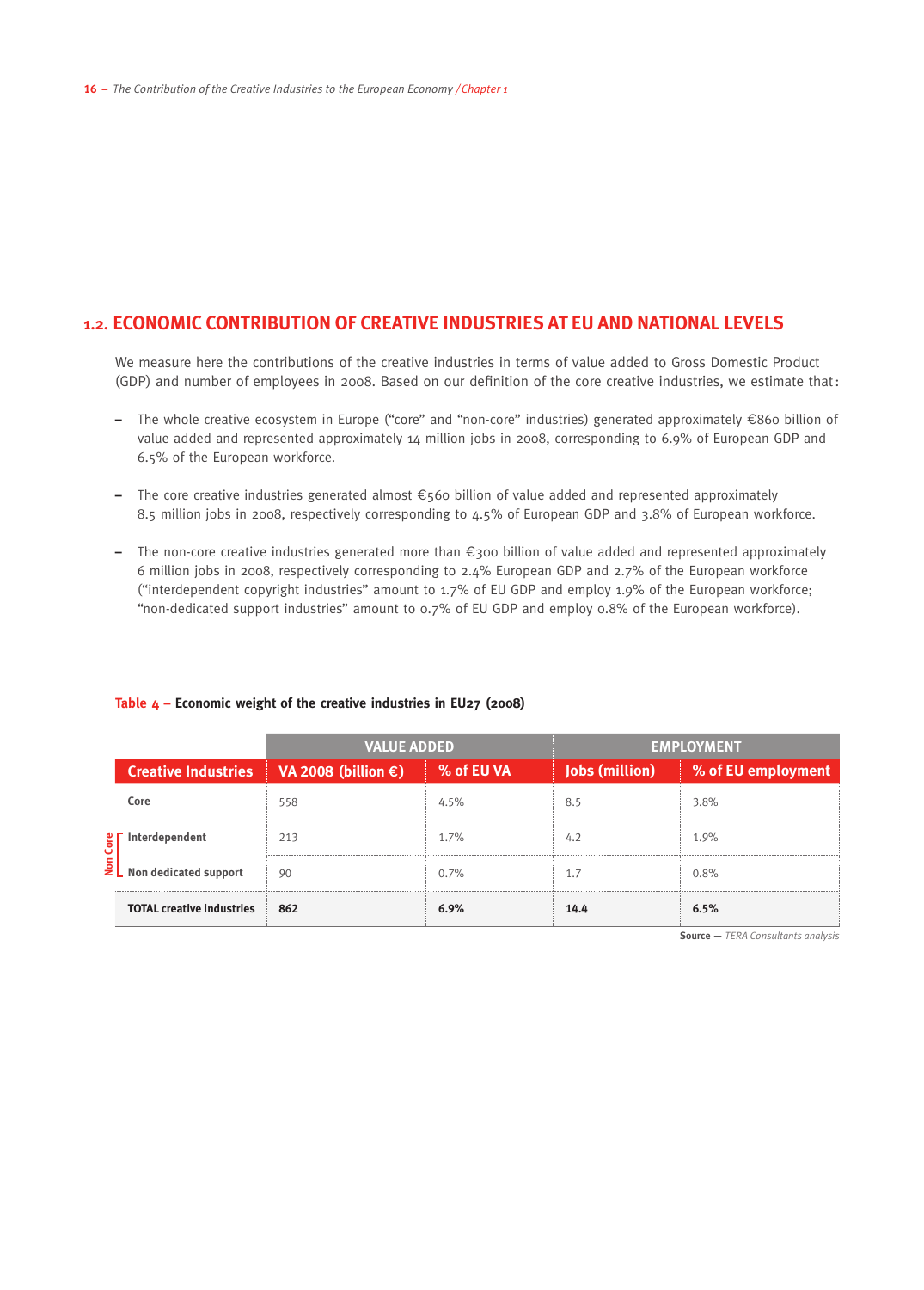## 1.2. ECONOMIC CONTRIBUTION OF CREATIVE INDUSTRIES AT EU AND NATIONAL LEVELS

We measure here the contributions of the creative industries in terms of value added to Gross Domestic Product (GDP) and number of employees in 2008. Based on our definition of the core creative industries, we estimate that:

- The whole creative ecosystem in Europe ("core" and "non-core" industries) generated approximately €860 billion of value added and represented approximately 14 million jobs in 2008, corresponding to 6.9% of European GDP and 6.5% of the European workforce.
- The core creative industries generated almost €560 billion of value added and represented approximately 8.5 million jobs in 2008, respectively corresponding to 4.5% of European GDP and 3.8% of European workforce.
- The non-core creative industries generated more than €300 billion of value added and represented approximately 6 million jobs in 2008, respectively corresponding to 2.4% European GDP and 2.7% of the European workforce ("interdependent copyright industries" amount to 1.7% of EU GDP and employ 1.9% of the European workforce; "non-dedicated support industries" amount to 0.7% of EU GDP and employ 0.8% of the European workforce).

**Table 4 – Economic weight of the creative industries in EU27 (2008)**

| | VALUE ADDED | | EMPLOYMENT | |
|---|---|---|---|---|
| **Creative Industries** | **VA 2008 (billion €)** | **% of EU VA** | **Jobs (million)** | **% of EU employment** |
| Core | 558 | 4.5% | 8.5 | 3.8% |
| Non Core – Interdependent | 213 | 1.7% | 4.2 | 1.9% |
| Non Core – Non dedicated support | 90 | 0.7% | 1.7 | 0.8% |
| **TOTAL creative industries** | **862** | **6.9%** | **14.4** | **6.5%** |

**Source** — *TERA Consultants analysis*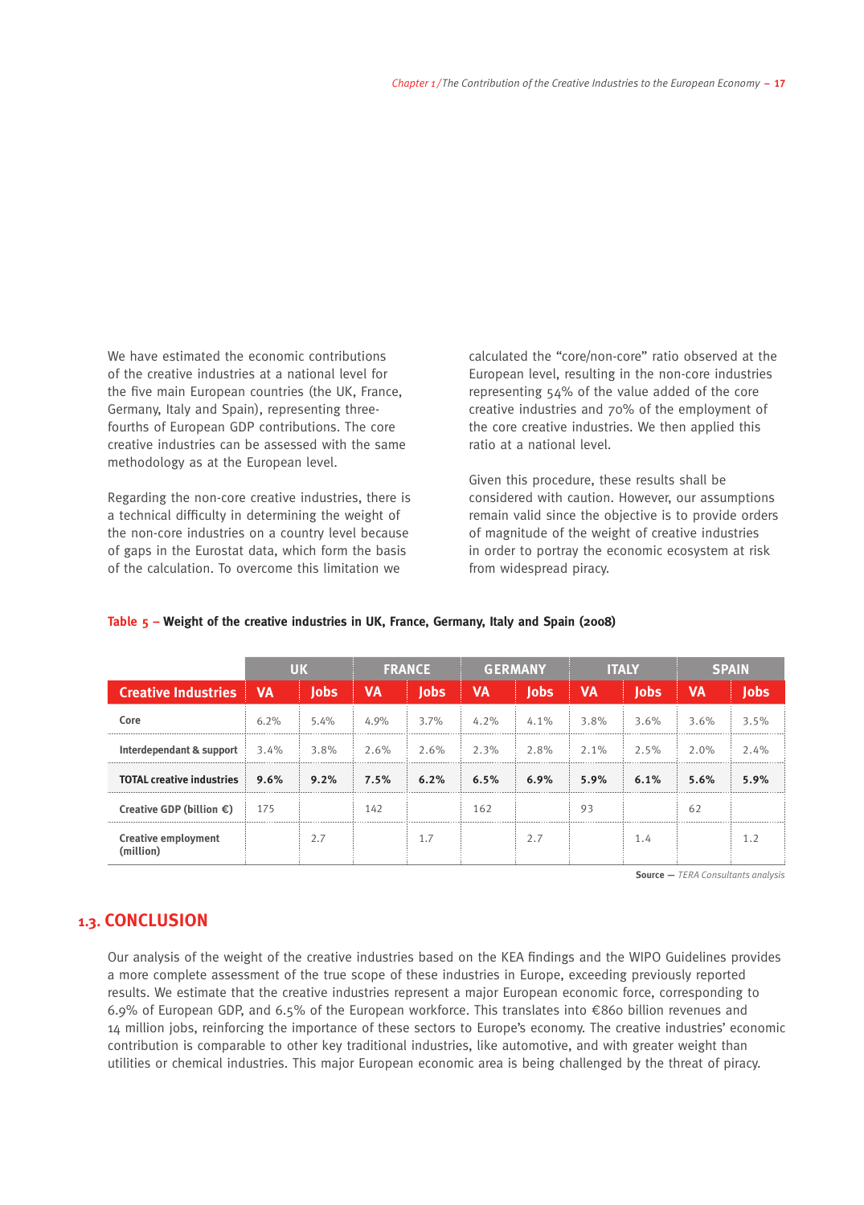We have estimated the economic contributions of the creative industries at a national level for the five main European countries (the UK, France, Germany, Italy and Spain), representing three-fourths of European GDP contributions. The core creative industries can be assessed with the same methodology as at the European level.

Regarding the non-core creative industries, there is a technical difficulty in determining the weight of the non-core industries on a country level because of gaps in the Eurostat data, which form the basis of the calculation. To overcome this limitation we calculated the "core/non-core" ratio observed at the European level, resulting in the non-core industries representing 54% of the value added of the core creative industries and 70% of the employment of the core creative industries. We then applied this ratio at a national level.

Given this procedure, these results shall be considered with caution. However, our assumptions remain valid since the objective is to provide orders of magnitude of the weight of creative industries in order to portray the economic ecosystem at risk from widespread piracy.

**Table 5 – Weight of the creative industries in UK, France, Germany, Italy and Spain (2008)**

| | UK | | FRANCE | | GERMANY | | ITALY | | SPAIN | |
|---|---|---|---|---|---|---|---|---|---|---|
| **Creative Industries** | **VA** | **Jobs** | **VA** | **Jobs** | **VA** | **Jobs** | **VA** | **Jobs** | **VA** | **Jobs** |
| Core | 6.2% | 5.4% | 4.9% | 3.7% | 4.2% | 4.1% | 3.8% | 3.6% | 3.6% | 3.5% |
| Interdependant & support | 3.4% | 3.8% | 2.6% | 2.6% | 2.3% | 2.8% | 2.1% | 2.5% | 2.0% | 2.4% |
| **TOTAL creative industries** | **9.6%** | **9.2%** | **7.5%** | **6.2%** | **6.5%** | **6.9%** | **5.9%** | **6.1%** | **5.6%** | **5.9%** |
| Creative GDP (billion €) | 175 | | 142 | | 162 | | 93 | | 62 | |
| Creative employment (million) | | 2.7 | | 1.7 | | 2.7 | | 1.4 | | 1.2 |

**Source** — *TERA Consultants analysis*

## 1.3. CONCLUSION

Our analysis of the weight of the creative industries based on the KEA findings and the WIPO Guidelines provides a more complete assessment of the true scope of these industries in Europe, exceeding previously reported results. We estimate that the creative industries represent a major European economic force, corresponding to 6.9% of European GDP, and 6.5% of the European workforce. This translates into €860 billion revenues and 14 million jobs, reinforcing the importance of these sectors to Europe's economy. The creative industries' economic contribution is comparable to other key traditional industries, like automotive, and with greater weight than utilities or chemical industries. This major European economic area is being challenged by the threat of piracy.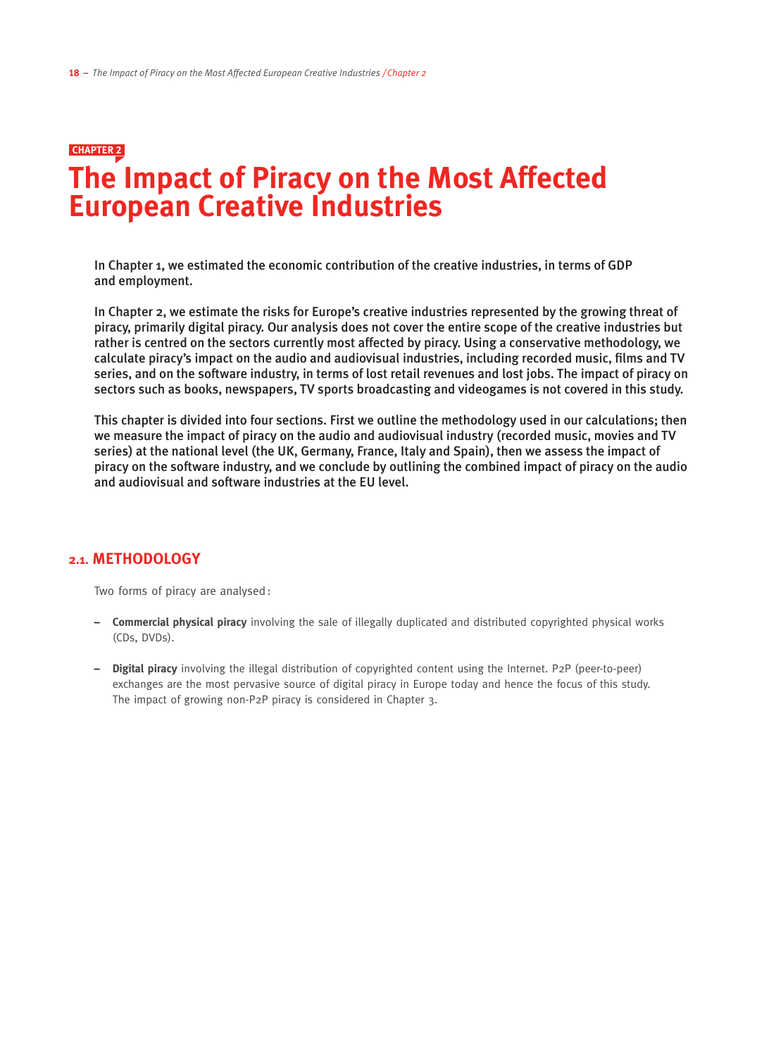CHAPTER 2

# The Impact of Piracy on the Most Affected European Creative Industries

**In Chapter 1, we estimated the economic contribution of the creative industries, in terms of GDP and employment.**

**In Chapter 2, we estimate the risks for Europe's creative industries represented by the growing threat of piracy, primarily digital piracy. Our analysis does not cover the entire scope of the creative industries but rather is centred on the sectors currently most affected by piracy. Using a conservative methodology, we calculate piracy's impact on the audio and audiovisual industries, including recorded music, films and TV series, and on the software industry, in terms of lost retail revenues and lost jobs. The impact of piracy on sectors such as books, newspapers, TV sports broadcasting and videogames is not covered in this study.**

**This chapter is divided into four sections. First we outline the methodology used in our calculations; then we measure the impact of piracy on the audio and audiovisual industry (recorded music, movies and TV series) at the national level (the UK, Germany, France, Italy and Spain), then we assess the impact of piracy on the software industry, and we conclude by outlining the combined impact of piracy on the audio and audiovisual and software industries at the EU level.**

## 2.1. METHODOLOGY

Two forms of piracy are analysed:

- **Commercial physical piracy** involving the sale of illegally duplicated and distributed copyrighted physical works (CDs, DVDs).
- **Digital piracy** involving the illegal distribution of copyrighted content using the Internet. P2P (peer-to-peer) exchanges are the most pervasive source of digital piracy in Europe today and hence the focus of this study. The impact of growing non-P2P piracy is considered in Chapter 3.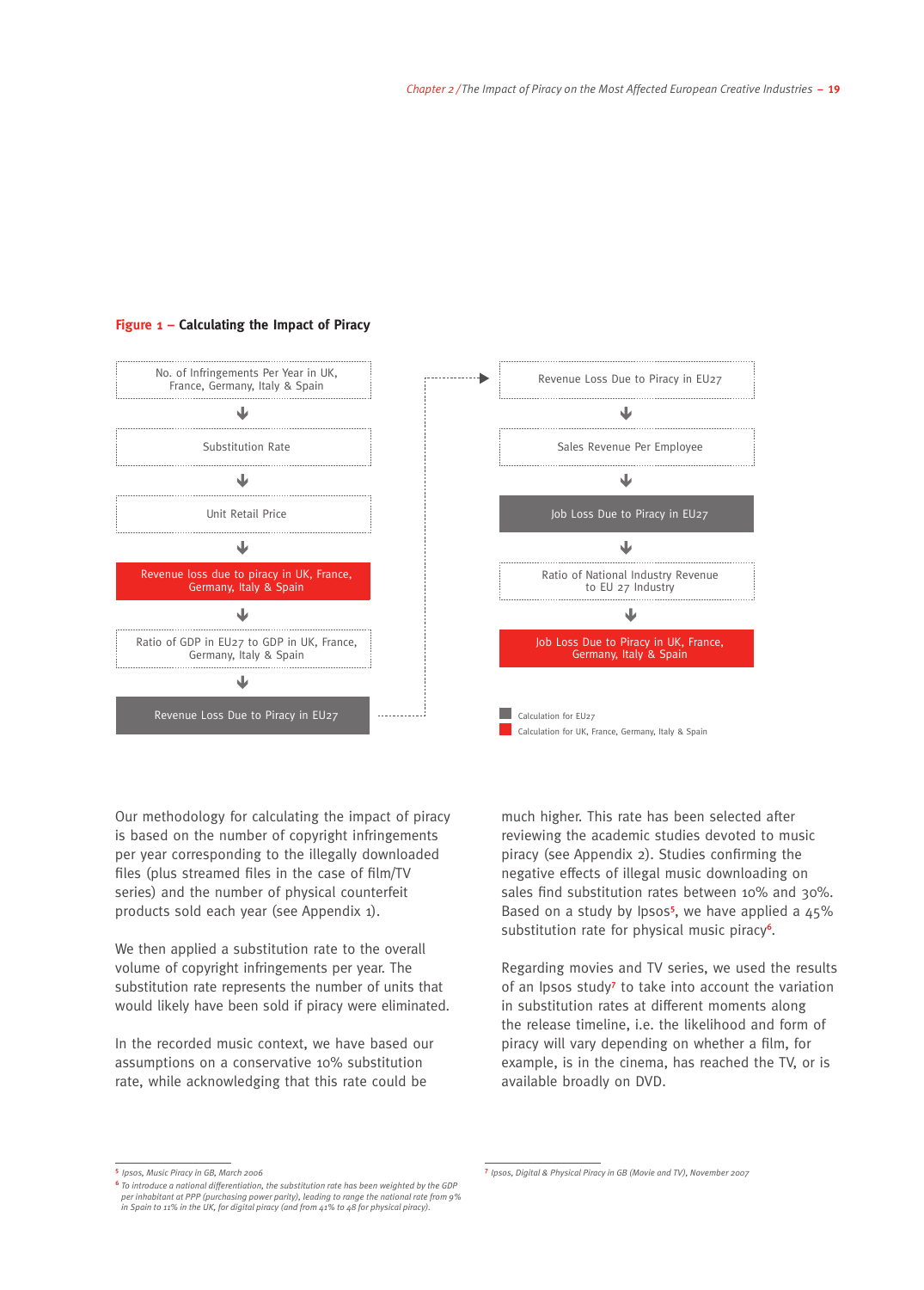**Figure 1 – Calculating the Impact of Piracy**

No. of Infringements Per Year in UK, France, Germany, Italy & Spain
↓
Substitution Rate
↓
Unit Retail Price
↓
Revenue loss due to piracy in UK, France, Germany, Italy & Spain
↓
Ratio of GDP in EU27 to GDP in UK, France, Germany, Italy & Spain
↓
Revenue Loss Due to Piracy in EU27
→
Revenue Loss Due to Piracy in EU27
↓
Sales Revenue Per Employee
↓
Job Loss Due to Piracy in EU27
↓
Ratio of National Industry Revenue to EU 27 Industry
↓
Job Loss Due to Piracy in UK, France, Germany, Italy & Spain

Calculation for EU27
Calculation for UK, France, Germany, Italy & Spain

Our methodology for calculating the impact of piracy is based on the number of copyright infringements per year corresponding to the illegally downloaded files (plus streamed files in the case of film/TV series) and the number of physical counterfeit products sold each year (see Appendix 1).

We then applied a substitution rate to the overall volume of copyright infringements per year. The substitution rate represents the number of units that would likely have been sold if piracy were eliminated.

In the recorded music context, we have based our assumptions on a conservative 10% substitution rate, while acknowledging that this rate could be much higher. This rate has been selected after reviewing the academic studies devoted to music piracy (see Appendix 2). Studies confirming the negative effects of illegal music downloading on sales find substitution rates between 10% and 30%. Based on a study by Ipsos[5], we have applied a 45% substitution rate for physical music piracy[6].

Regarding movies and TV series, we used the results of an Ipsos study[7] to take into account the variation in substitution rates at different moments along the release timeline, i.e. the likelihood and form of piracy will vary depending on whether a film, for example, is in the cinema, has reached the TV, or is available broadly on DVD.

---

[5] *Ipsos, Music Piracy in GB, March 2006*

[6] *To introduce a national differentiation, the substitution rate has been weighted by the GDP per inhabitant at PPP (purchasing power parity), leading to range the national rate from 9% in Spain to 11% in the UK, for digital piracy (and from 41% to 48 for physical piracy).*

[7] *Ipsos, Digital & Physical Piracy in GB (Movie and TV), November 2007*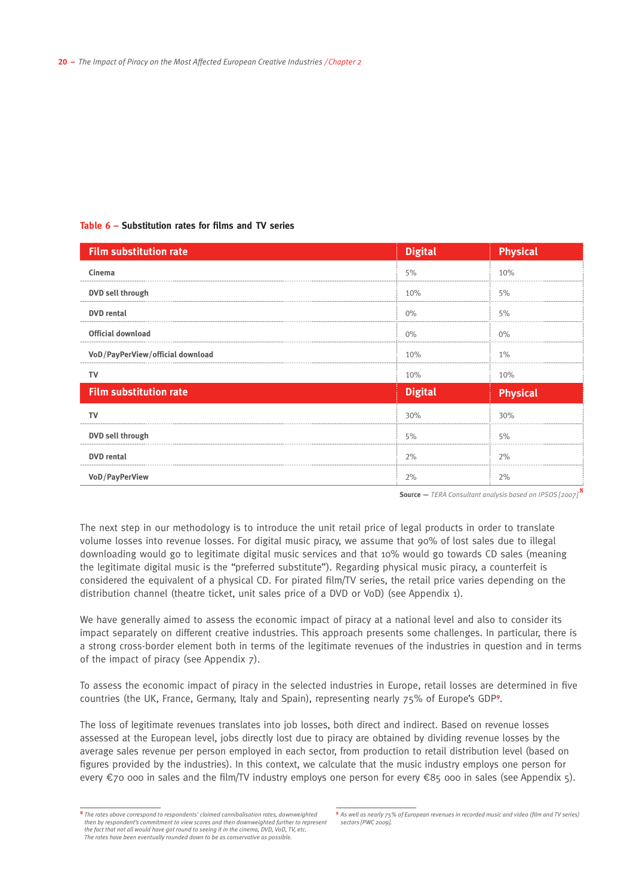**Table 6 – Substitution rates for films and TV series**

| Film substitution rate | Digital | Physical |
| --- | --- | --- |
| Cinema | 5% | 10% |
| DVD sell through | 10% | 5% |
| DVD rental | 0% | 5% |
| Official download | 0% | 0% |
| VoD/PayPerView/official download | 10% | 1% |
| TV | 10% | 10% |
| **Film substitution rate** | **Digital** | **Physical** |
| TV | 30% | 30% |
| DVD sell through | 5% | 5% |
| DVD rental | 2% | 2% |
| VoD/PayPerView | 2% | 2% |

**Source** — *TERA Consultant analysis based on IPSOS [2007]*[8]

The next step in our methodology is to introduce the unit retail price of legal products in order to translate volume losses into revenue losses. For digital music piracy, we assume that 90% of lost sales due to illegal downloading would go to legitimate digital music services and that 10% would go towards CD sales (meaning the legitimate digital music is the "preferred substitute"). Regarding physical music piracy, a counterfeit is considered the equivalent of a physical CD. For pirated film/TV series, the retail price varies depending on the distribution channel (theatre ticket, unit sales price of a DVD or VoD) (see Appendix 1).

We have generally aimed to assess the economic impact of piracy at a national level and also to consider its impact separately on different creative industries. This approach presents some challenges. In particular, there is a strong cross-border element both in terms of the legitimate revenues of the industries in question and in terms of the impact of piracy (see Appendix 7).

To assess the economic impact of piracy in the selected industries in Europe, retail losses are determined in five countries (the UK, France, Germany, Italy and Spain), representing nearly 75% of Europe's GDP[9].

The loss of legitimate revenues translates into job losses, both direct and indirect. Based on revenue losses assessed at the European level, jobs directly lost due to piracy are obtained by dividing revenue losses by the average sales revenue per person employed in each sector, from production to retail distribution level (based on figures provided by the industries). In this context, we calculate that the music industry employs one person for every €70 000 in sales and the film/TV industry employs one person for every €85 000 in sales (see Appendix 5).

---

[8] *The rates above correspond to respondents' claimed cannibalisation rates, downweighted then by respondent's commitment to view scores and then downweighted further to represent the fact that not all would have got round to seeing it in the cinema, DVD, VoD, TV, etc. The rates have been eventually rounded down to be as conservative as possible.*

[9] *As well as nearly 75% of European revenues in recorded music and video (film and TV series) sectors [PWC 2009].*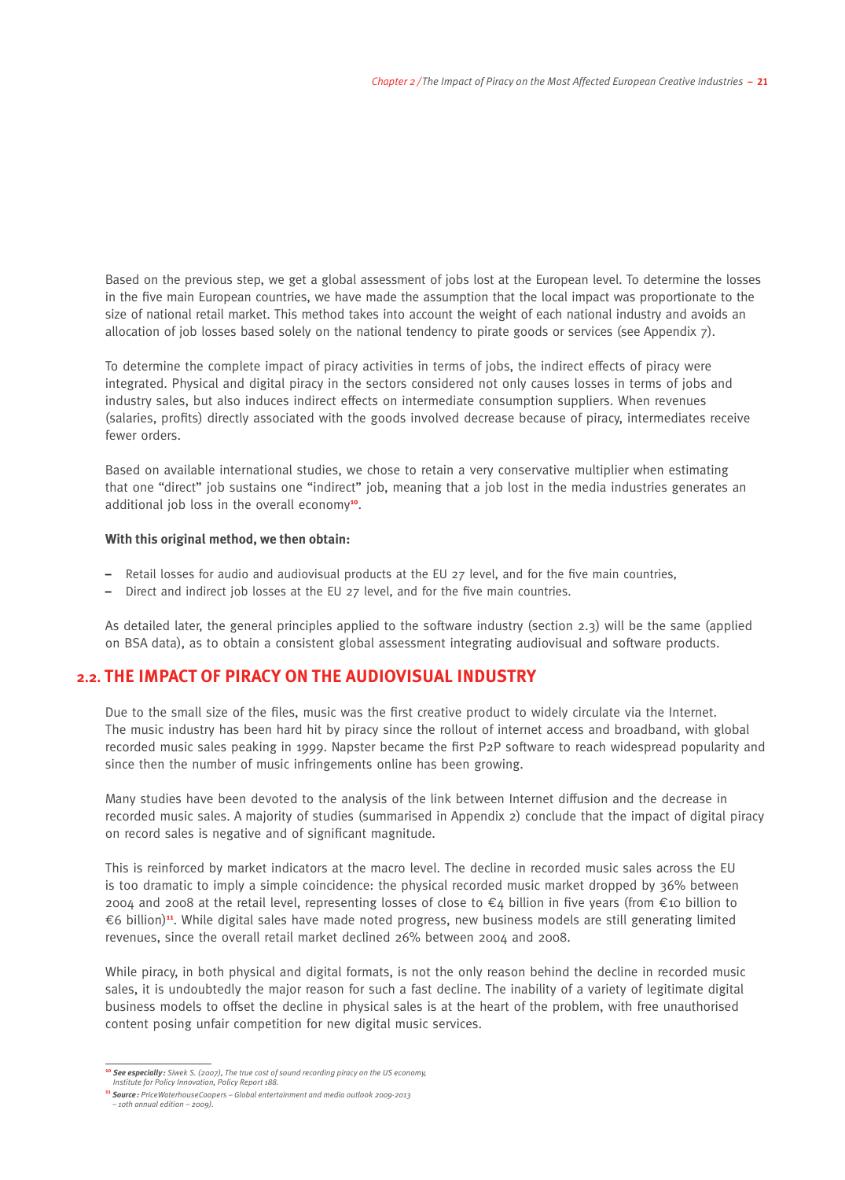Based on the previous step, we get a global assessment of jobs lost at the European level. To determine the losses in the five main European countries, we have made the assumption that the local impact was proportionate to the size of national retail market. This method takes into account the weight of each national industry and avoids an allocation of job losses based solely on the national tendency to pirate goods or services (see Appendix 7).

To determine the complete impact of piracy activities in terms of jobs, the indirect effects of piracy were integrated. Physical and digital piracy in the sectors considered not only causes losses in terms of jobs and industry sales, but also induces indirect effects on intermediate consumption suppliers. When revenues (salaries, profits) directly associated with the goods involved decrease because of piracy, intermediates receive fewer orders.

Based on available international studies, we chose to retain a very conservative multiplier when estimating that one "direct" job sustains one "indirect" job, meaning that a job lost in the media industries generates an additional job loss in the overall economy[10].

**With this original method, we then obtain:**

- Retail losses for audio and audiovisual products at the EU 27 level, and for the five main countries,
- Direct and indirect job losses at the EU 27 level, and for the five main countries.

As detailed later, the general principles applied to the software industry (section 2.3) will be the same (applied on BSA data), as to obtain a consistent global assessment integrating audiovisual and software products.

## 2.2. THE IMPACT OF PIRACY ON THE AUDIOVISUAL INDUSTRY

Due to the small size of the files, music was the first creative product to widely circulate via the Internet. The music industry has been hard hit by piracy since the rollout of internet access and broadband, with global recorded music sales peaking in 1999. Napster became the first P2P software to reach widespread popularity and since then the number of music infringements online has been growing.

Many studies have been devoted to the analysis of the link between Internet diffusion and the decrease in recorded music sales. A majority of studies (summarised in Appendix 2) conclude that the impact of digital piracy on record sales is negative and of significant magnitude.

This is reinforced by market indicators at the macro level. The decline in recorded music sales across the EU is too dramatic to imply a simple coincidence: the physical recorded music market dropped by 36% between 2004 and 2008 at the retail level, representing losses of close to €4 billion in five years (from €10 billion to €6 billion)[11]. While digital sales have made noted progress, new business models are still generating limited revenues, since the overall retail market declined 26% between 2004 and 2008.

While piracy, in both physical and digital formats, is not the only reason behind the decline in recorded music sales, it is undoubtedly the major reason for such a fast decline. The inability of a variety of legitimate digital business models to offset the decline in physical sales is at the heart of the problem, with free unauthorised content posing unfair competition for new digital music services.

---

[10] ***See especially:*** *Siwek S. (2007), The true cost of sound recording piracy on the US economy, Institute for Policy Innovation, Policy Report 188.*

[11] ***Source:*** *PriceWaterhouseCoopers – Global entertainment and media outlook 2009-2013 – 10th annual edition – 2009).*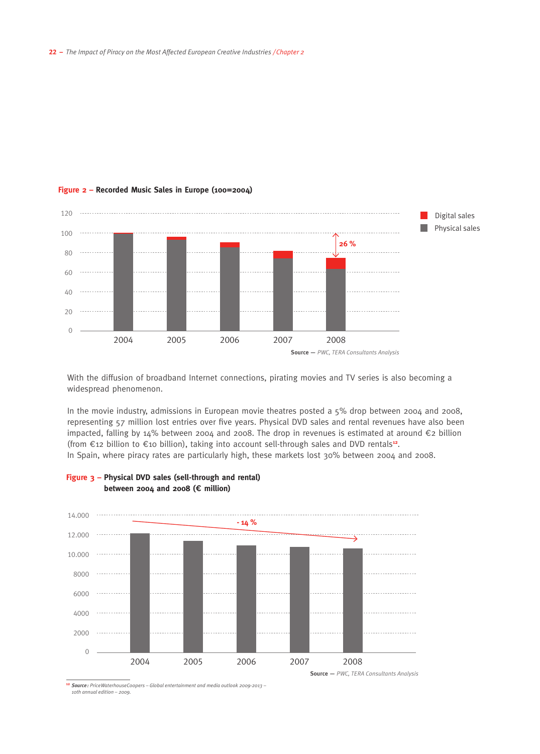**Figure 2 – Recorded Music Sales in Europe (100=2004)**

Digital sales
Physical sales

26 %

Source — *PWC, TERA Consultants Analysis*

With the diffusion of broadband Internet connections, pirating movies and TV series is also becoming a widespread phenomenon.

In the movie industry, admissions in European movie theatres posted a 5% drop between 2004 and 2008, representing 57 million lost entries over five years. Physical DVD sales and rental revenues have also been impacted, falling by 14% between 2004 and 2008. The drop in revenues is estimated at around €2 billion (from €12 billion to €10 billion), taking into account sell-through sales and DVD rentals[12].
In Spain, where piracy rates are particularly high, these markets lost 30% between 2004 and 2008.

**Figure 3 – Physical DVD sales (sell-through and rental) between 2004 and 2008 (€ million)**

- 14 %

Source — *PWC, TERA Consultants Analysis*

[12] *Source: PriceWaterhouseCoopers – Global entertainment and media outlook 2009-2013 – 10th annual edition – 2009.*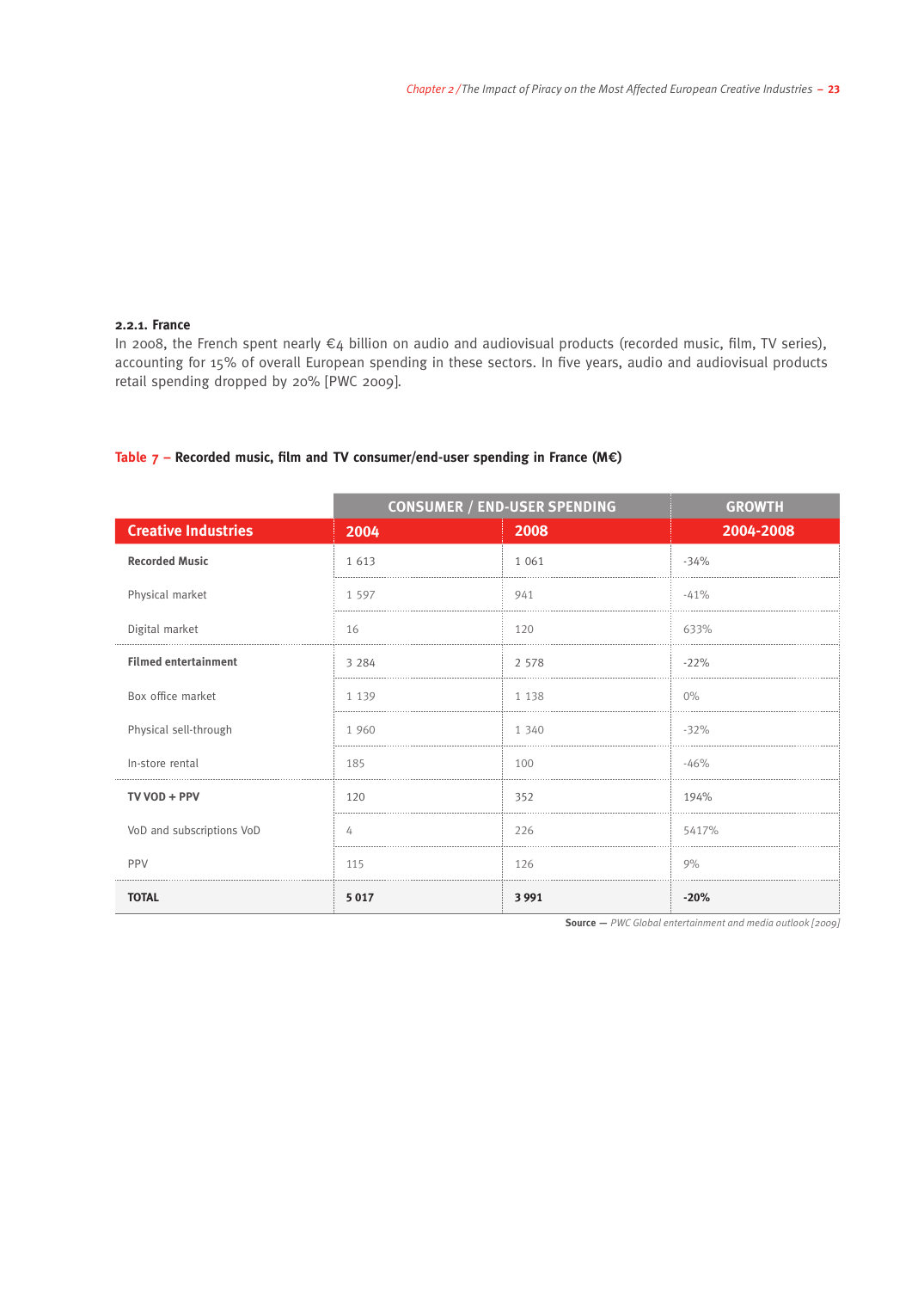### 2.2.1. France

In 2008, the French spent nearly €4 billion on audio and audiovisual products (recorded music, film, TV series), accounting for 15% of overall European spending in these sectors. In five years, audio and audiovisual products retail spending dropped by 20% [PWC 2009].

**Table 7 – Recorded music, film and TV consumer/end-user spending in France (M€)**

| | CONSUMER / END-USER SPENDING | | GROWTH |
|---|---|---|---|
| **Creative Industries** | **2004** | **2008** | **2004-2008** |
| **Recorded Music** | 1 613 | 1 061 | -34% |
| Physical market | 1 597 | 941 | -41% |
| Digital market | 16 | 120 | 633% |
| **Filmed entertainment** | 3 284 | 2 578 | -22% |
| Box office market | 1 139 | 1 138 | 0% |
| Physical sell-through | 1 960 | 1 340 | -32% |
| In-store rental | 185 | 100 | -46% |
| **TV VOD + PPV** | 120 | 352 | 194% |
| VoD and subscriptions VoD | 4 | 226 | 5417% |
| PPV | 115 | 126 | 9% |
| **TOTAL** | **5 017** | **3 991** | **-20%** |

**Source** — *PWC Global entertainment and media outlook [2009]*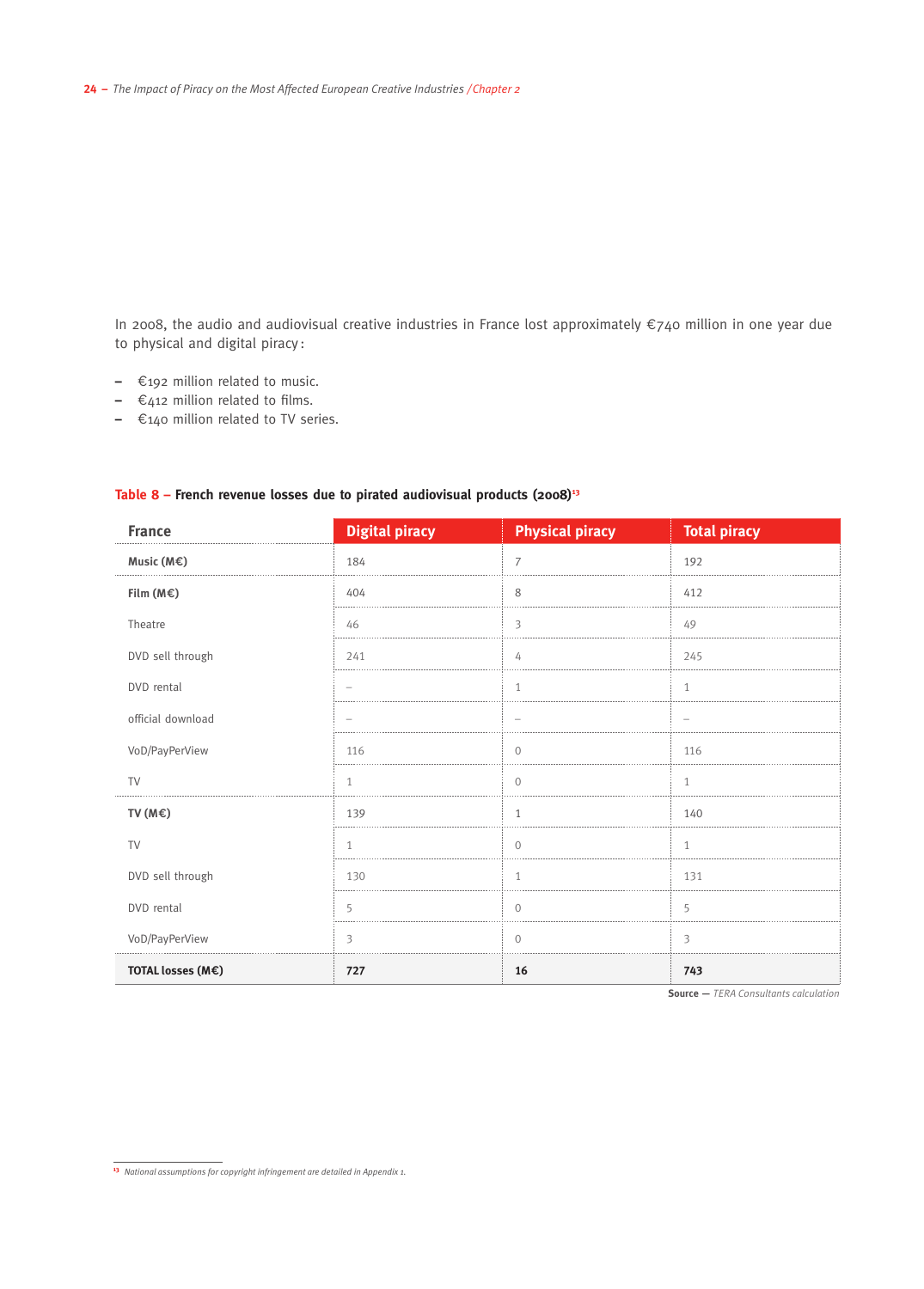In 2008, the audio and audiovisual creative industries in France lost approximately €740 million in one year due to physical and digital piracy:

- €192 million related to music.
- €412 million related to films.
- €140 million related to TV series.

**Table 8 – French revenue losses due to pirated audiovisual products (2008)**[13]

| France | Digital piracy | Physical piracy | Total piracy |
|---|---|---|---|
| **Music (M€)** | 184 | 7 | 192 |
| **Film (M€)** | 404 | 8 | 412 |
| Theatre | 46 | 3 | 49 |
| DVD sell through | 241 | 4 | 245 |
| DVD rental | – | 1 | 1 |
| official download | – | – | – |
| VoD/PayPerView | 116 | 0 | 116 |
| TV | 1 | 0 | 1 |
| **TV (M€)** | 139 | 1 | 140 |
| TV | 1 | 0 | 1 |
| DVD sell through | 130 | 1 | 131 |
| DVD rental | 5 | 0 | 5 |
| VoD/PayPerView | 3 | 0 | 3 |
| **TOTAL losses (M€)** | **727** | **16** | **743** |

**Source —** *TERA Consultants calculation*

[13] *National assumptions for copyright infringement are detailed in Appendix 1.*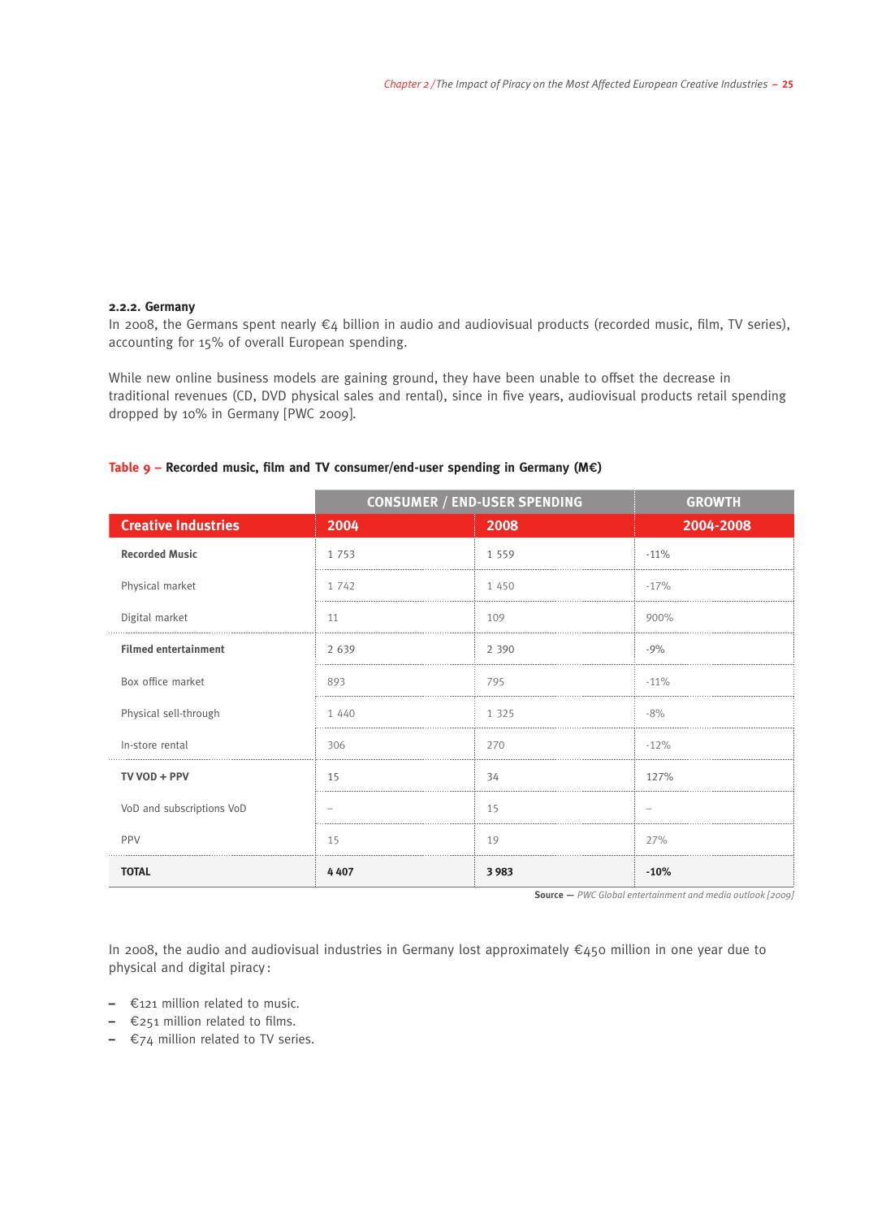### 2.2.2. Germany

In 2008, the Germans spent nearly €4 billion in audio and audiovisual products (recorded music, film, TV series), accounting for 15% of overall European spending.

While new online business models are gaining ground, they have been unable to offset the decrease in traditional revenues (CD, DVD physical sales and rental), since in five years, audiovisual products retail spending dropped by 10% in Germany [PWC 2009].

**Table 9 – Recorded music, film and TV consumer/end-user spending in Germany (M€)**

| | CONSUMER / END-USER SPENDING | | GROWTH |
|---|---|---|---|
| **Creative Industries** | **2004** | **2008** | **2004-2008** |
| **Recorded Music** | 1 753 | 1 559 | -11% |
| Physical market | 1 742 | 1 450 | -17% |
| Digital market | 11 | 109 | 900% |
| **Filmed entertainment** | 2 639 | 2 390 | -9% |
| Box office market | 893 | 795 | -11% |
| Physical sell-through | 1 440 | 1 325 | -8% |
| In-store rental | 306 | 270 | -12% |
| **TV VOD + PPV** | 15 | 34 | 127% |
| VoD and subscriptions VoD | – | 15 | – |
| PPV | 15 | 19 | 27% |
| **TOTAL** | **4 407** | **3 983** | **-10%** |

**Source —** *PWC Global entertainment and media outlook [2009]*

In 2008, the audio and audiovisual industries in Germany lost approximately €450 million in one year due to physical and digital piracy:

- €121 million related to music.
- €251 million related to films.
- €74 million related to TV series.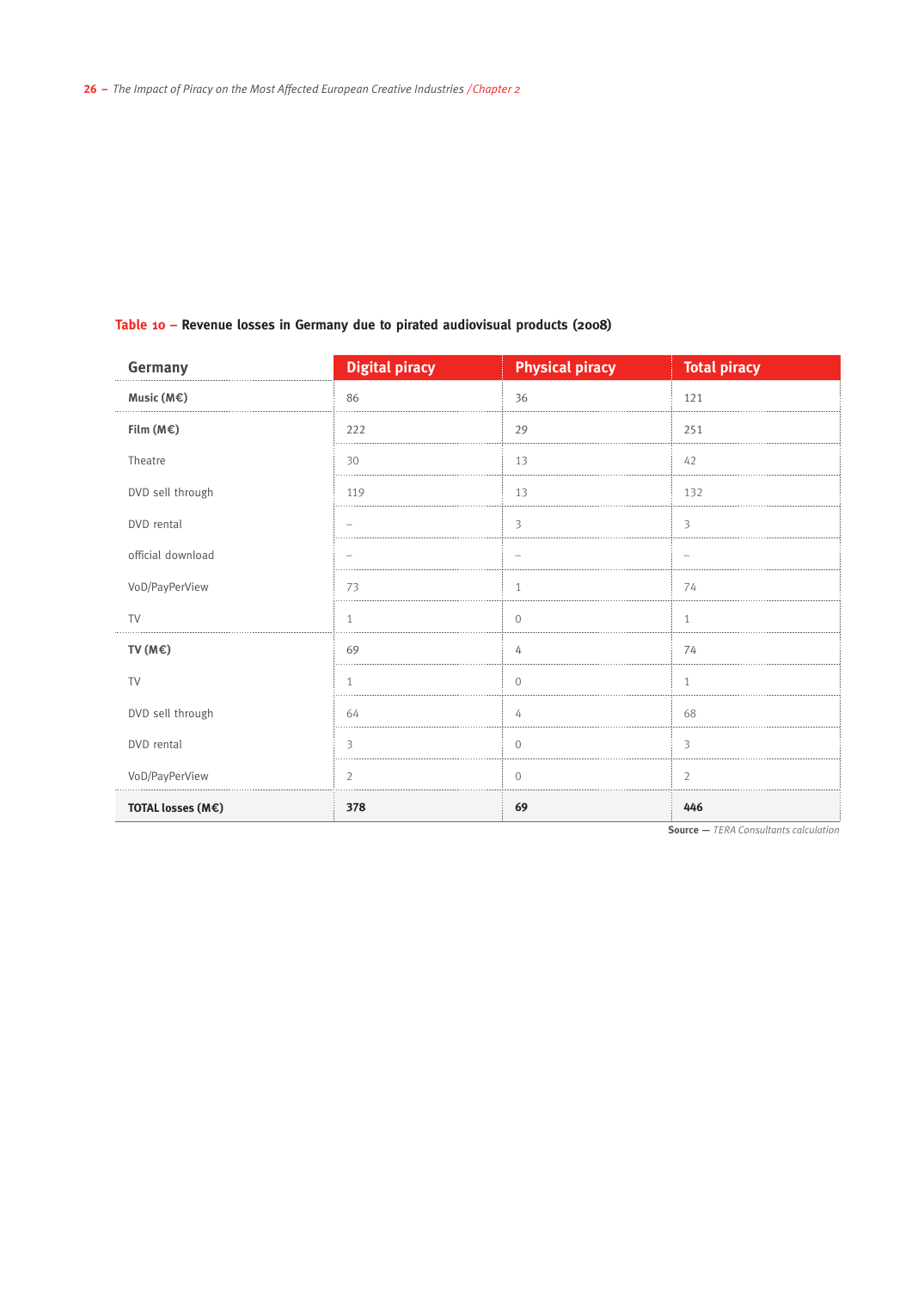**Table 10 – Revenue losses in Germany due to pirated audiovisual products (2008)**

| Germany | Digital piracy | Physical piracy | Total piracy |
|---|---|---|---|
| **Music (M€)** | 86 | 36 | 121 |
| **Film (M€)** | 222 | 29 | 251 |
| Theatre | 30 | 13 | 42 |
| DVD sell through | 119 | 13 | 132 |
| DVD rental | – | 3 | 3 |
| official download | – | – | – |
| VoD/PayPerView | 73 | 1 | 74 |
| TV | 1 | 0 | 1 |
| **TV (M€)** | 69 | 4 | 74 |
| TV | 1 | 0 | 1 |
| DVD sell through | 64 | 4 | 68 |
| DVD rental | 3 | 0 | 3 |
| VoD/PayPerView | 2 | 0 | 2 |
| **TOTAL losses (M€)** | **378** | **69** | **446** |

**Source** — *TERA Consultants calculation*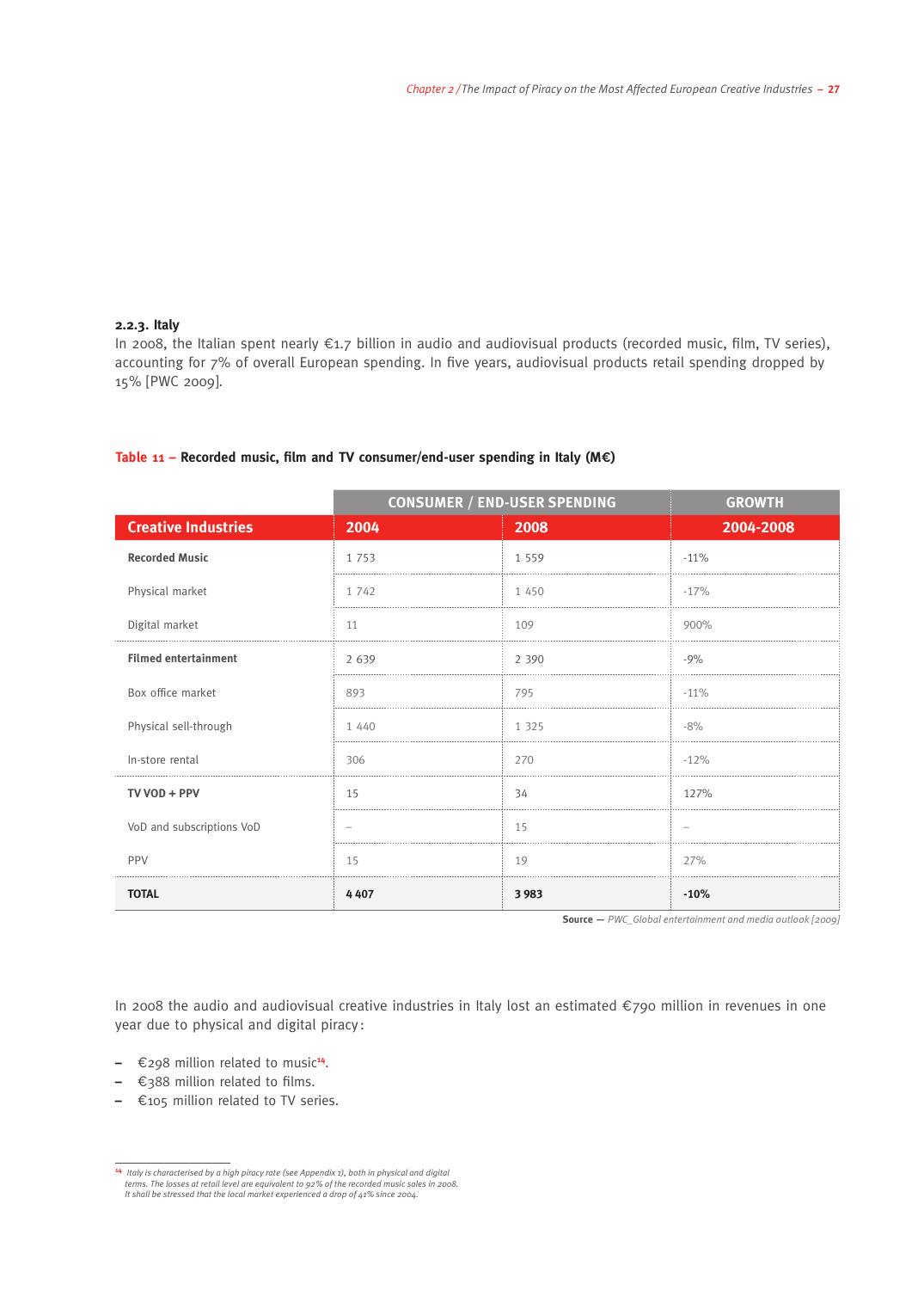### 2.2.3. Italy

In 2008, the Italian spent nearly €1.7 billion in audio and audiovisual products (recorded music, film, TV series), accounting for 7% of overall European spending. In five years, audiovisual products retail spending dropped by 15% [PWC 2009].

**Table 11 – Recorded music, film and TV consumer/end-user spending in Italy (M€)**

| | CONSUMER / END-USER SPENDING | | GROWTH |
|---|---|---|---|
| **Creative Industries** | **2004** | **2008** | **2004-2008** |
| **Recorded Music** | 1 753 | 1 559 | -11% |
| Physical market | 1 742 | 1 450 | -17% |
| Digital market | 11 | 109 | 900% |
| **Filmed entertainment** | 2 639 | 2 390 | -9% |
| Box office market | 893 | 795 | -11% |
| Physical sell-through | 1 440 | 1 325 | -8% |
| In-store rental | 306 | 270 | -12% |
| **TV VOD + PPV** | 15 | 34 | 127% |
| VoD and subscriptions VoD | – | 15 | – |
| PPV | 15 | 19 | 27% |
| **TOTAL** | **4 407** | **3 983** | **-10%** |

**Source** — *PWC_Global entertainment and media outlook [2009]*

In 2008 the audio and audiovisual creative industries in Italy lost an estimated €790 million in revenues in one year due to physical and digital piracy:

- €298 million related to music[14].
- €388 million related to films.
- €105 million related to TV series.

[14] *Italy is characterised by a high piracy rate (see Appendix 1), both in physical and digital terms. The losses at retail level are equivalent to 92% of the recorded music sales in 2008. It shall be stressed that the local market experienced a drop of 41% since 2004.*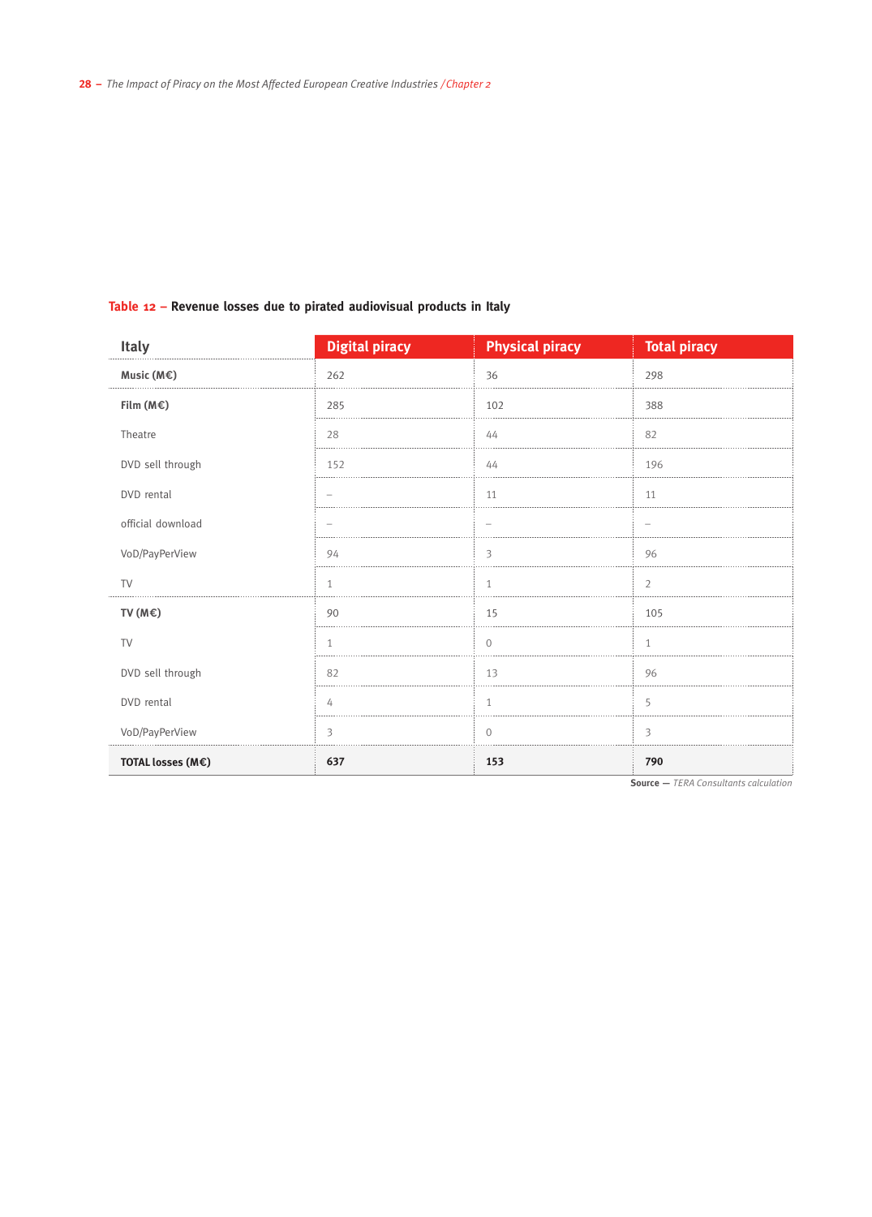**Table 12 – Revenue losses due to pirated audiovisual products in Italy**

| Italy | Digital piracy | Physical piracy | Total piracy |
|---|---|---|---|
| **Music (M€)** | 262 | 36 | 298 |
| **Film (M€)** | 285 | 102 | 388 |
| Theatre | 28 | 44 | 82 |
| DVD sell through | 152 | 44 | 196 |
| DVD rental | – | 11 | 11 |
| official download | – | – | – |
| VoD/PayPerView | 94 | 3 | 96 |
| TV | 1 | 1 | 2 |
| **TV (M€)** | 90 | 15 | 105 |
| TV | 1 | 0 | 1 |
| DVD sell through | 82 | 13 | 96 |
| DVD rental | 4 | 1 | 5 |
| VoD/PayPerView | 3 | 0 | 3 |
| **TOTAL losses (M€)** | **637** | **153** | **790** |

**Source** — *TERA Consultants calculation*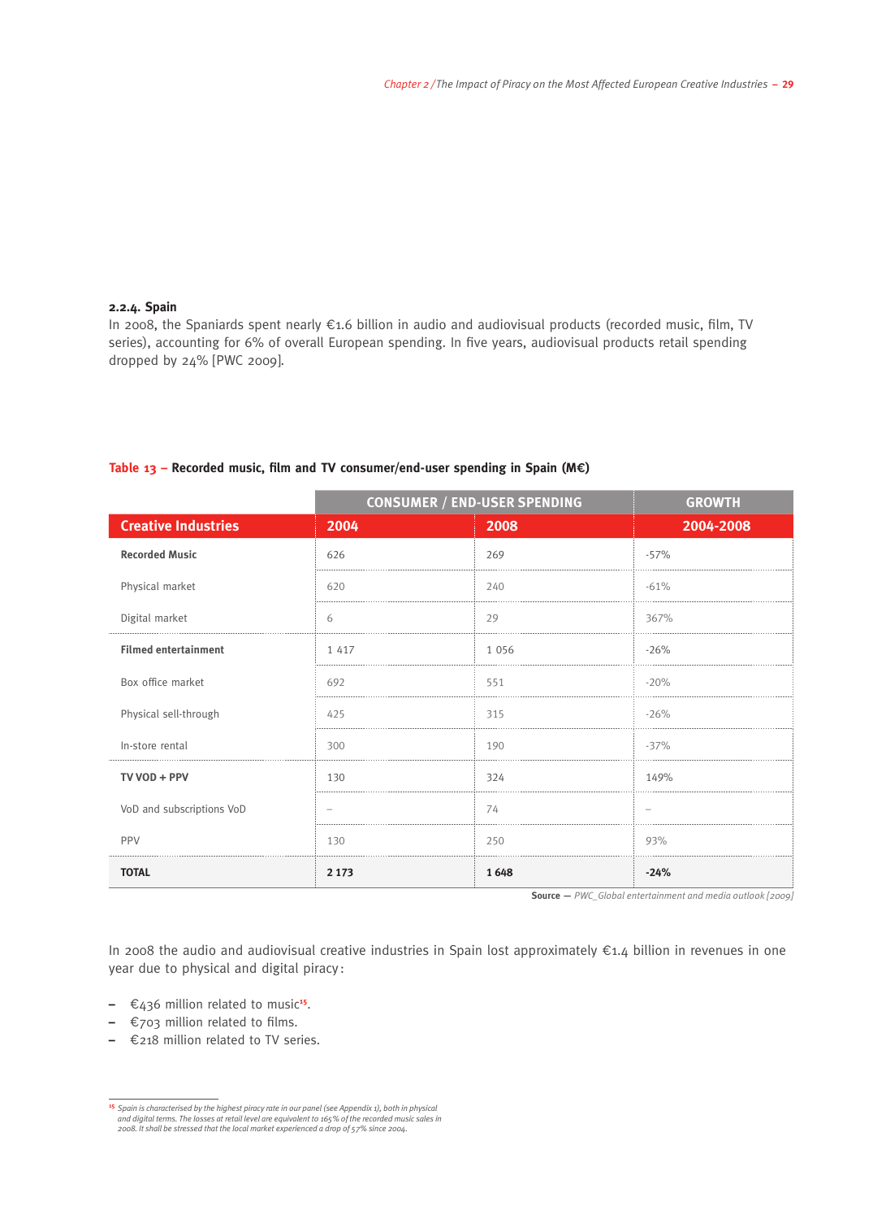#### 2.2.4. Spain

In 2008, the Spaniards spent nearly €1.6 billion in audio and audiovisual products (recorded music, film, TV series), accounting for 6% of overall European spending. In five years, audiovisual products retail spending dropped by 24% [PWC 2009].

**Table 13 – Recorded music, film and TV consumer/end-user spending in Spain (M€)**

| | CONSUMER / END-USER SPENDING | | GROWTH |
|---|---|---|---|
| **Creative Industries** | **2004** | **2008** | **2004-2008** |
| **Recorded Music** | 626 | 269 | -57% |
| Physical market | 620 | 240 | -61% |
| Digital market | 6 | 29 | 367% |
| **Filmed entertainment** | 1 417 | 1 056 | -26% |
| Box office market | 692 | 551 | -20% |
| Physical sell-through | 425 | 315 | -26% |
| In-store rental | 300 | 190 | -37% |
| **TV VOD + PPV** | 130 | 324 | 149% |
| VoD and subscriptions VoD | – | 74 | – |
| PPV | 130 | 250 | 93% |
| **TOTAL** | **2 173** | **1 648** | **-24%** |

**Source** — *PWC_Global entertainment and media outlook [2009]*

In 2008 the audio and audiovisual creative industries in Spain lost approximately €1.4 billion in revenues in one year due to physical and digital piracy:

- €436 million related to music[15].
- €703 million related to films.
- €218 million related to TV series.

[15] *Spain is characterised by the highest piracy rate in our panel (see Appendix 1), both in physical and digital terms. The losses at retail level are equivalent to 165% of the recorded music sales in 2008. It shall be stressed that the local market experienced a drop of 57% since 2004.*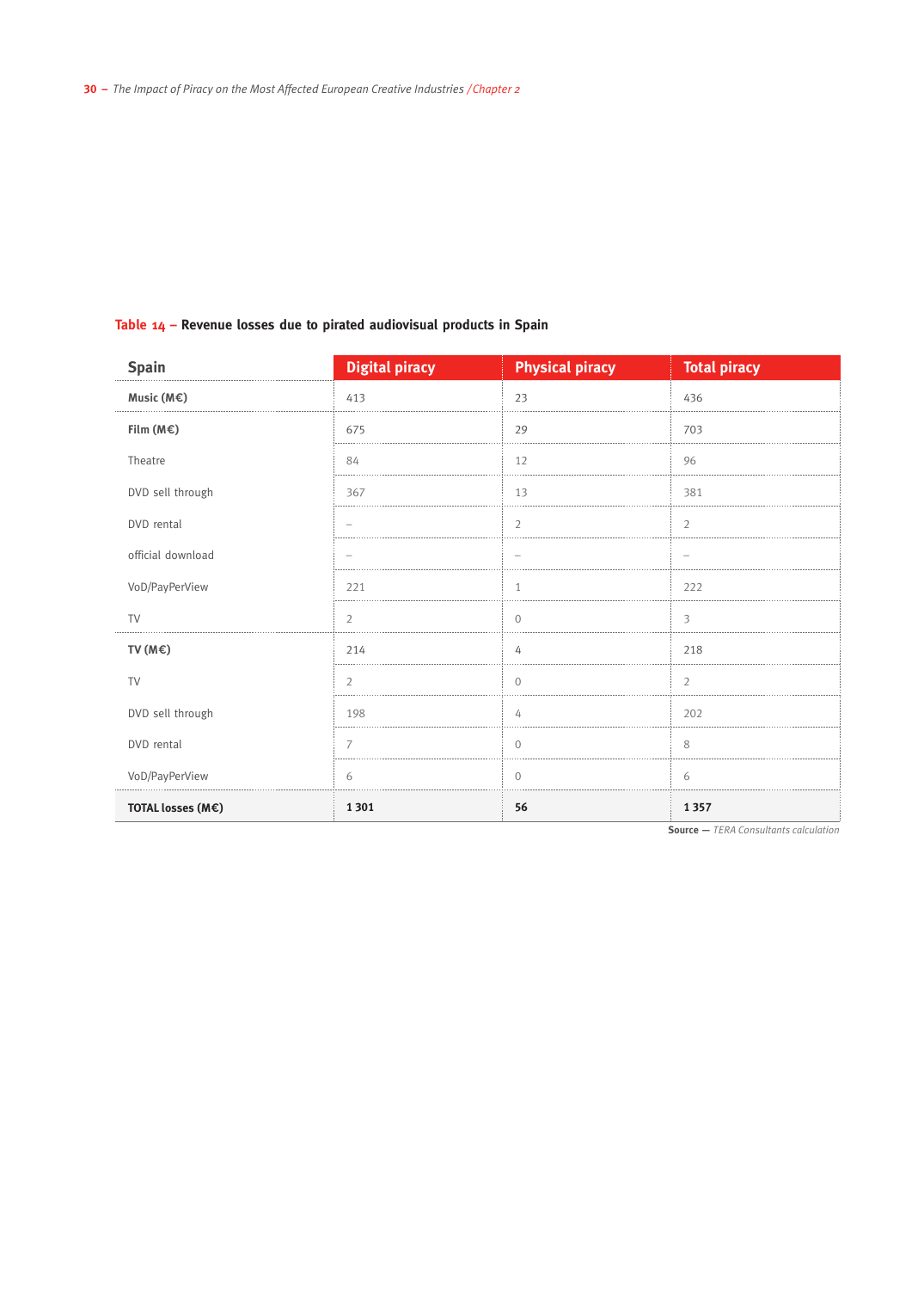**Table 14 – Revenue losses due to pirated audiovisual products in Spain**

| Spain | Digital piracy | Physical piracy | Total piracy |
| --- | --- | --- | --- |
| **Music (M€)** | 413 | 23 | 436 |
| **Film (M€)** | 675 | 29 | 703 |
| Theatre | 84 | 12 | 96 |
| DVD sell through | 367 | 13 | 381 |
| DVD rental | – | 2 | 2 |
| official download | – | – | – |
| VoD/PayPerView | 221 | 1 | 222 |
| TV | 2 | 0 | 3 |
| **TV (M€)** | 214 | 4 | 218 |
| TV | 2 | 0 | 2 |
| DVD sell through | 198 | 4 | 202 |
| DVD rental | 7 | 0 | 8 |
| VoD/PayPerView | 6 | 0 | 6 |
| **TOTAL losses (M€)** | **1 301** | **56** | **1 357** |

**Source** — *TERA Consultants calculation*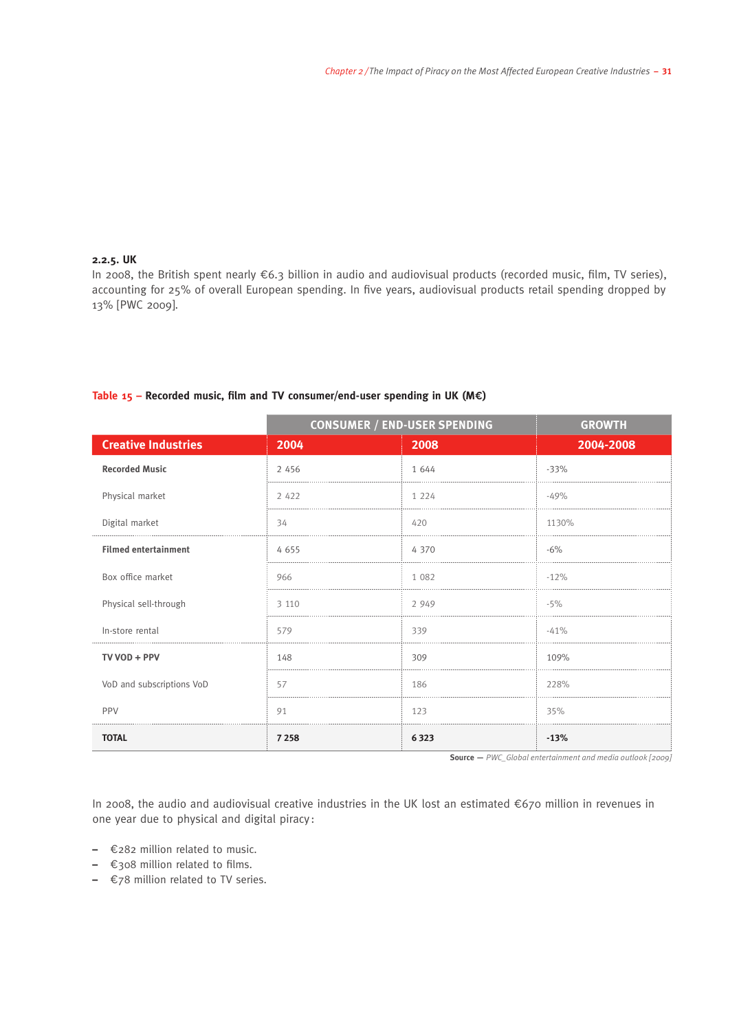### 2.2.5. UK

In 2008, the British spent nearly €6.3 billion in audio and audiovisual products (recorded music, film, TV series), accounting for 25% of overall European spending. In five years, audiovisual products retail spending dropped by 13% [PWC 2009].

**Table 15 – Recorded music, film and TV consumer/end-user spending in UK (M€)**

| | CONSUMER / END-USER SPENDING | | GROWTH |
|---|---|---|---|
| **Creative Industries** | **2004** | **2008** | **2004-2008** |
| **Recorded Music** | 2 456 | 1 644 | -33% |
| Physical market | 2 422 | 1 224 | -49% |
| Digital market | 34 | 420 | 1130% |
| **Filmed entertainment** | 4 655 | 4 370 | -6% |
| Box office market | 966 | 1 082 | -12% |
| Physical sell-through | 3 110 | 2 949 | -5% |
| In-store rental | 579 | 339 | -41% |
| **TV VOD + PPV** | 148 | 309 | 109% |
| VoD and subscriptions VoD | 57 | 186 | 228% |
| PPV | 91 | 123 | 35% |
| **TOTAL** | **7 258** | **6 323** | **-13%** |

**Source** — *PWC_Global entertainment and media outlook [2009]*

In 2008, the audio and audiovisual creative industries in the UK lost an estimated €670 million in revenues in one year due to physical and digital piracy:

- €282 million related to music.
- €308 million related to films.
- €78 million related to TV series.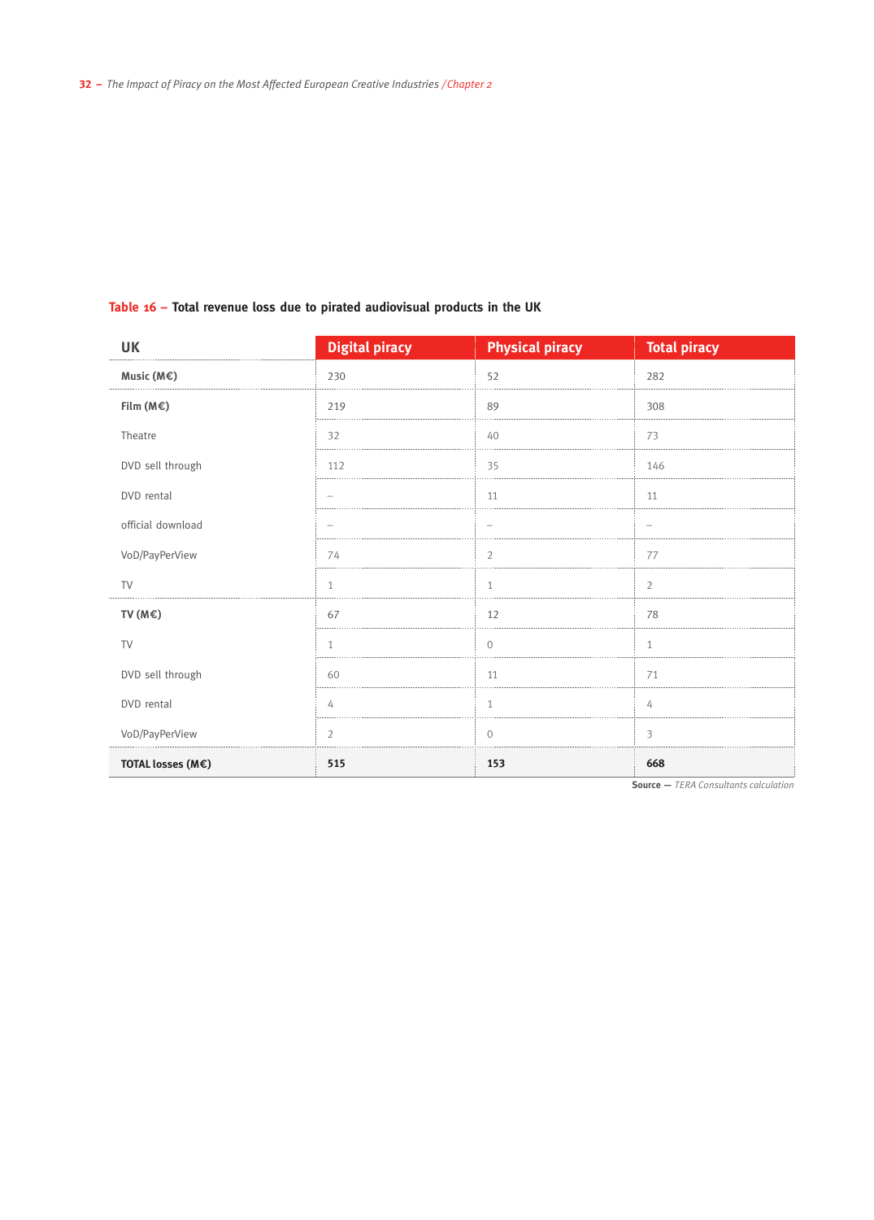**Table 16 – Total revenue loss due to pirated audiovisual products in the UK**

| UK | Digital piracy | Physical piracy | Total piracy |
|---|---|---|---|
| **Music (M€)** | 230 | 52 | 282 |
| **Film (M€)** | 219 | 89 | 308 |
| Theatre | 32 | 40 | 73 |
| DVD sell through | 112 | 35 | 146 |
| DVD rental | – | 11 | 11 |
| official download | – | – | – |
| VoD/PayPerView | 74 | 2 | 77 |
| TV | 1 | 1 | 2 |
| **TV (M€)** | 67 | 12 | 78 |
| TV | 1 | 0 | 1 |
| DVD sell through | 60 | 11 | 71 |
| DVD rental | 4 | 1 | 4 |
| VoD/PayPerView | 2 | 0 | 3 |
| **TOTAL losses (M€)** | **515** | **153** | **668** |

**Source** — *TERA Consultants calculation*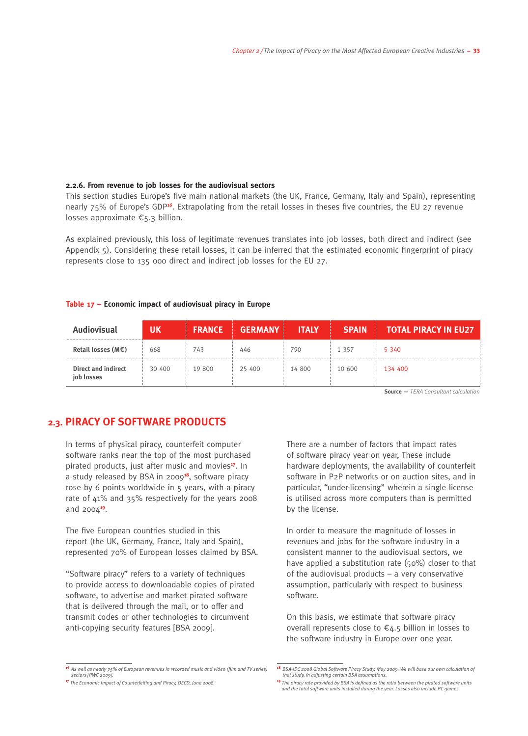### 2.2.6. From revenue to job losses for the audiovisual sectors

This section studies Europe's five main national markets (the UK, France, Germany, Italy and Spain), representing nearly 75% of Europe's GDP[16]. Extrapolating from the retail losses in theses five countries, the EU 27 revenue losses approximate €5.3 billion.

As explained previously, this loss of legitimate revenues translates into job losses, both direct and indirect (see Appendix 5). Considering these retail losses, it can be inferred that the estimated economic fingerprint of piracy represents close to 135 000 direct and indirect job losses for the EU 27.

**Table 17 – Economic impact of audiovisual piracy in Europe**

| Audiovisual | UK | FRANCE | GERMANY | ITALY | SPAIN | TOTAL PIRACY IN EU27 |
|---|---|---|---|---|---|---|
| Retail losses (M€) | 668 | 743 | 446 | 790 | 1 357 | 5 340 |
| Direct and indirect job losses | 30 400 | 19 800 | 25 400 | 14 800 | 10 600 | 134 400 |

**Source** — *TERA Consultant calculation*

## 2.3. PIRACY OF SOFTWARE PRODUCTS

In terms of physical piracy, counterfeit computer software ranks near the top of the most purchased pirated products, just after music and movies[17]. In a study released by BSA in 2009[18], software piracy rose by 6 points worldwide in 5 years, with a piracy rate of 41% and 35% respectively for the years 2008 and 2004[19].

The five European countries studied in this report (the UK, Germany, France, Italy and Spain), represented 70% of European losses claimed by BSA.

"Software piracy" refers to a variety of techniques to provide access to downloadable copies of pirated software, to advertise and market pirated software that is delivered through the mail, or to offer and transmit codes or other technologies to circumvent anti-copying security features [BSA 2009].

There are a number of factors that impact rates of software piracy year on year, These include hardware deployments, the availability of counterfeit software in P2P networks or on auction sites, and in particular, "under-licensing" wherein a single license is utilised across more computers than is permitted by the license.

In order to measure the magnitude of losses in revenues and jobs for the software industry in a consistent manner to the audiovisual sectors, we have applied a substitution rate (50%) closer to that of the audiovisual products – a very conservative assumption, particularly with respect to business software.

On this basis, we estimate that software piracy overall represents close to €4.5 billion in losses to the software industry in Europe over one year.

---

[16] *As well as nearly 75% of European revenues in recorded music and video (film and TV series) sectors [PWC 2009].*

[17] *The Economic Impact of Counterfeiting and Piracy, OECD, June 2008.*

[18] *BSA-IDC 2008 Global Software Piracy Study, May 2009. We will base our own calculation of that study, in adjusting certain BSA assumptions.*

[19] *The piracy rate provided by BSA is defined as the ratio between the pirated software units and the total software units installed during the year. Losses also include PC games.*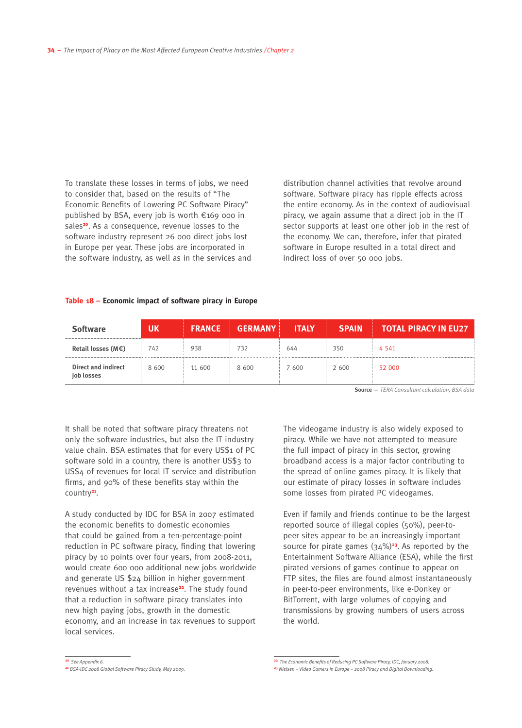To translate these losses in terms of jobs, we need to consider that, based on the results of "The Economic Benefits of Lowering PC Software Piracy" published by BSA, every job is worth €169 000 in sales[20]. As a consequence, revenue losses to the software industry represent 26 000 direct jobs lost in Europe per year. These jobs are incorporated in the software industry, as well as in the services and distribution channel activities that revolve around software. Software piracy has ripple effects across the entire economy. As in the context of audiovisual piracy, we again assume that a direct job in the IT sector supports at least one other job in the rest of the economy. We can, therefore, infer that pirated software in Europe resulted in a total direct and indirect loss of over 50 000 jobs.

**Table 18 – Economic impact of software piracy in Europe**

| Software | UK | FRANCE | GERMANY | ITALY | SPAIN | TOTAL PIRACY IN EU27 |
|---|---|---|---|---|---|---|
| **Retail losses (M€)** | 742 | 938 | 732 | 644 | 350 | 4 541 |
| **Direct and indirect job losses** | 8 600 | 11 600 | 8 600 | 7 600 | 2 600 | 52 000 |

**Source —** *TERA Consultant calculation, BSA data*

It shall be noted that software piracy threatens not only the software industries, but also the IT industry value chain. BSA estimates that for every US$1 of PC software sold in a country, there is another US$3 to US$4 of revenues for local IT service and distribution firms, and 90% of these benefits stay within the country[21].

A study conducted by IDC for BSA in 2007 estimated the economic benefits to domestic economies that could be gained from a ten-percentage-point reduction in PC software piracy, finding that lowering piracy by 10 points over four years, from 2008-2011, would create 600 000 additional new jobs worldwide and generate US $24 billion in higher government revenues without a tax increase[22]. The study found that a reduction in software piracy translates into new high paying jobs, growth in the domestic economy, and an increase in tax revenues to support local services.

The videogame industry is also widely exposed to piracy. While we have not attempted to measure the full impact of piracy in this sector, growing broadband access is a major factor contributing to the spread of online games piracy. It is likely that our estimate of piracy losses in software includes some losses from pirated PC videogames.

Even if family and friends continue to be the largest reported source of illegal copies (50%), peer-to-peer sites appear to be an increasingly important source for pirate games (34%)[23]. As reported by the Entertainment Software Alliance (ESA), while the first pirated versions of games continue to appear on FTP sites, the files are found almost instantaneously in peer-to-peer environments, like e-Donkey or BitTorrent, with large volumes of copying and transmissions by growing numbers of users across the world.

---

[20] *See Appendix 6.*

[21] *BSA-IDC 2008 Global Software Piracy Study, May 2009.*

[22] *The Economic Benefits of Reducing PC Software Piracy, IDC, January 2008.*

[23] *Nielsen – Video Gamers in Europe – 2008 Piracy and Digital Downloading.*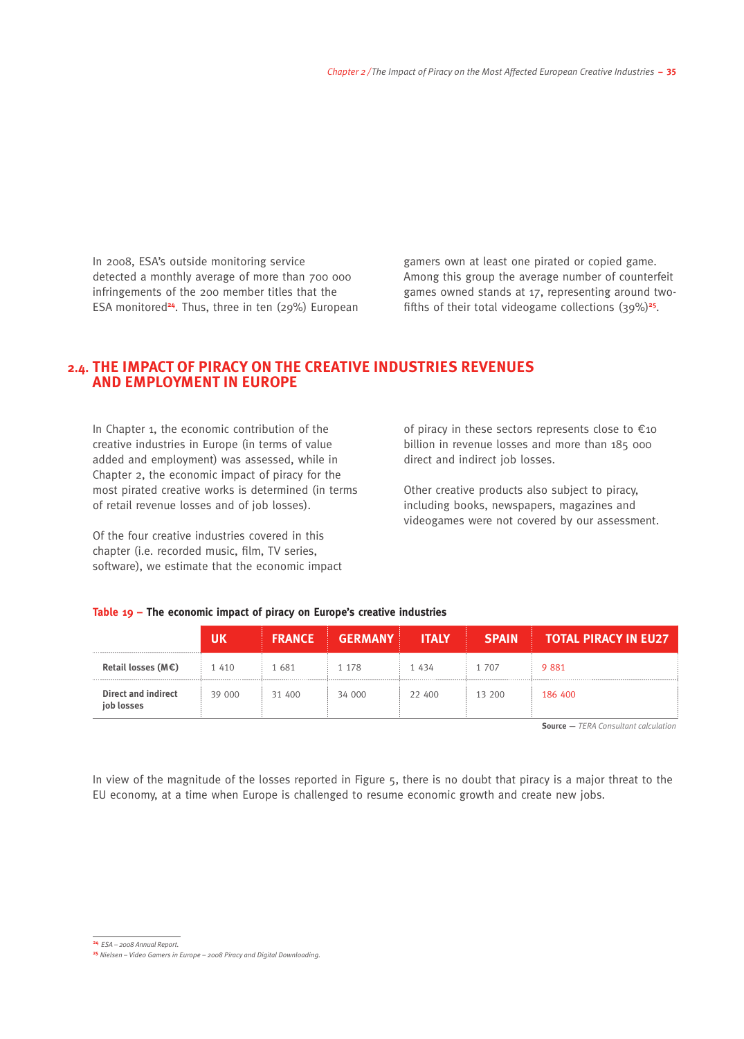In 2008, ESA's outside monitoring service detected a monthly average of more than 700 000 infringements of the 200 member titles that the ESA monitored[24]. Thus, three in ten (29%) European gamers own at least one pirated or copied game. Among this group the average number of counterfeit games owned stands at 17, representing around two-fifths of their total videogame collections (39%)[25].

## 2.4. THE IMPACT OF PIRACY ON THE CREATIVE INDUSTRIES REVENUES AND EMPLOYMENT IN EUROPE

In Chapter 1, the economic contribution of the creative industries in Europe (in terms of value added and employment) was assessed, while in Chapter 2, the economic impact of piracy for the most pirated creative works is determined (in terms of retail revenue losses and of job losses).

Of the four creative industries covered in this chapter (i.e. recorded music, film, TV series, software), we estimate that the economic impact of piracy in these sectors represents close to €10 billion in revenue losses and more than 185 000 direct and indirect job losses.

Other creative products also subject to piracy, including books, newspapers, magazines and videogames were not covered by our assessment.

**Table 19 – The economic impact of piracy on Europe's creative industries**

| | UK | FRANCE | GERMANY | ITALY | SPAIN | TOTAL PIRACY IN EU27 |
|---|---|---|---|---|---|---|
| **Retail losses (M€)** | 1 410 | 1 681 | 1 178 | 1 434 | 1 707 | 9 881 |
| **Direct and indirect job losses** | 39 000 | 31 400 | 34 000 | 22 400 | 13 200 | 186 400 |

**Source** — *TERA Consultant calculation*

In view of the magnitude of the losses reported in Figure 5, there is no doubt that piracy is a major threat to the EU economy, at a time when Europe is challenged to resume economic growth and create new jobs.

[24] *ESA – 2008 Annual Report.*

[25] *Nielsen – Video Gamers in Europe – 2008 Piracy and Digital Downloading.*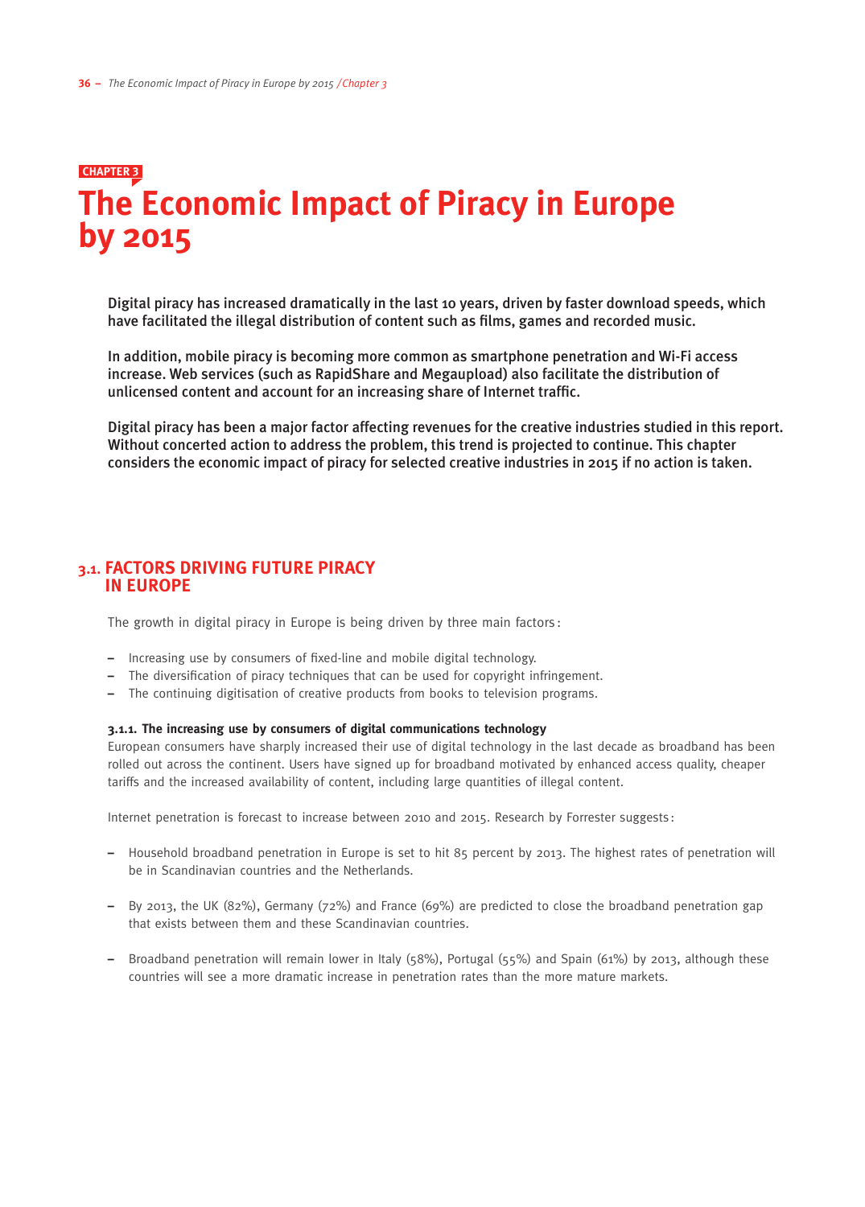CHAPTER 3

# The Economic Impact of Piracy in Europe by 2015

**Digital piracy has increased dramatically in the last 10 years, driven by faster download speeds, which have facilitated the illegal distribution of content such as films, games and recorded music.**

**In addition, mobile piracy is becoming more common as smartphone penetration and Wi-Fi access increase. Web services (such as RapidShare and Megaupload) also facilitate the distribution of unlicensed content and account for an increasing share of Internet traffic.**

**Digital piracy has been a major factor affecting revenues for the creative industries studied in this report. Without concerted action to address the problem, this trend is projected to continue. This chapter considers the economic impact of piracy for selected creative industries in 2015 if no action is taken.**

## 3.1. FACTORS DRIVING FUTURE PIRACY IN EUROPE

The growth in digital piracy in Europe is being driven by three main factors:

- Increasing use by consumers of fixed-line and mobile digital technology.
- The diversification of piracy techniques that can be used for copyright infringement.
- The continuing digitisation of creative products from books to television programs.

#### 3.1.1. The increasing use by consumers of digital communications technology

European consumers have sharply increased their use of digital technology in the last decade as broadband has been rolled out across the continent. Users have signed up for broadband motivated by enhanced access quality, cheaper tariffs and the increased availability of content, including large quantities of illegal content.

Internet penetration is forecast to increase between 2010 and 2015. Research by Forrester suggests:

- Household broadband penetration in Europe is set to hit 85 percent by 2013. The highest rates of penetration will be in Scandinavian countries and the Netherlands.

- By 2013, the UK (82%), Germany (72%) and France (69%) are predicted to close the broadband penetration gap that exists between them and these Scandinavian countries.

- Broadband penetration will remain lower in Italy (58%), Portugal (55%) and Spain (61%) by 2013, although these countries will see a more dramatic increase in penetration rates than the more mature markets.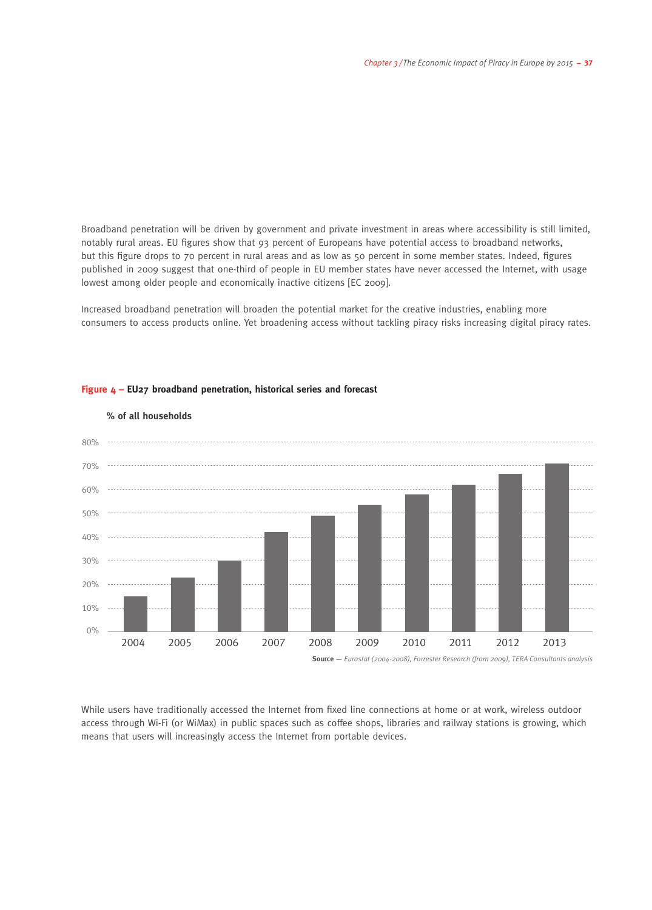Broadband penetration will be driven by government and private investment in areas where accessibility is still limited, notably rural areas. EU figures show that 93 percent of Europeans have potential access to broadband networks, but this figure drops to 70 percent in rural areas and as low as 50 percent in some member states. Indeed, figures published in 2009 suggest that one-third of people in EU member states have never accessed the Internet, with usage lowest among older people and economically inactive citizens [EC 2009].

Increased broadband penetration will broaden the potential market for the creative industries, enabling more consumers to access products online. Yet broadening access without tackling piracy risks increasing digital piracy rates.

**Figure 4 – EU27 broadband penetration, historical series and forecast**

**% of all households**

| Year | % of all households |
|---|---|
| 2004 | ~15% |
| 2005 | ~23% |
| 2006 | ~30% |
| 2007 | ~42% |
| 2008 | ~49% |
| 2009 | ~53% |
| 2010 | ~58% |
| 2011 | ~62% |
| 2012 | ~67% |
| 2013 | ~71% |

**Source –** *Eurostat (2004-2008), Forrester Research (from 2009), TERA Consultants analysis*

While users have traditionally accessed the Internet from fixed line connections at home or at work, wireless outdoor access through Wi-Fi (or WiMax) in public spaces such as coffee shops, libraries and railway stations is growing, which means that users will increasingly access the Internet from portable devices.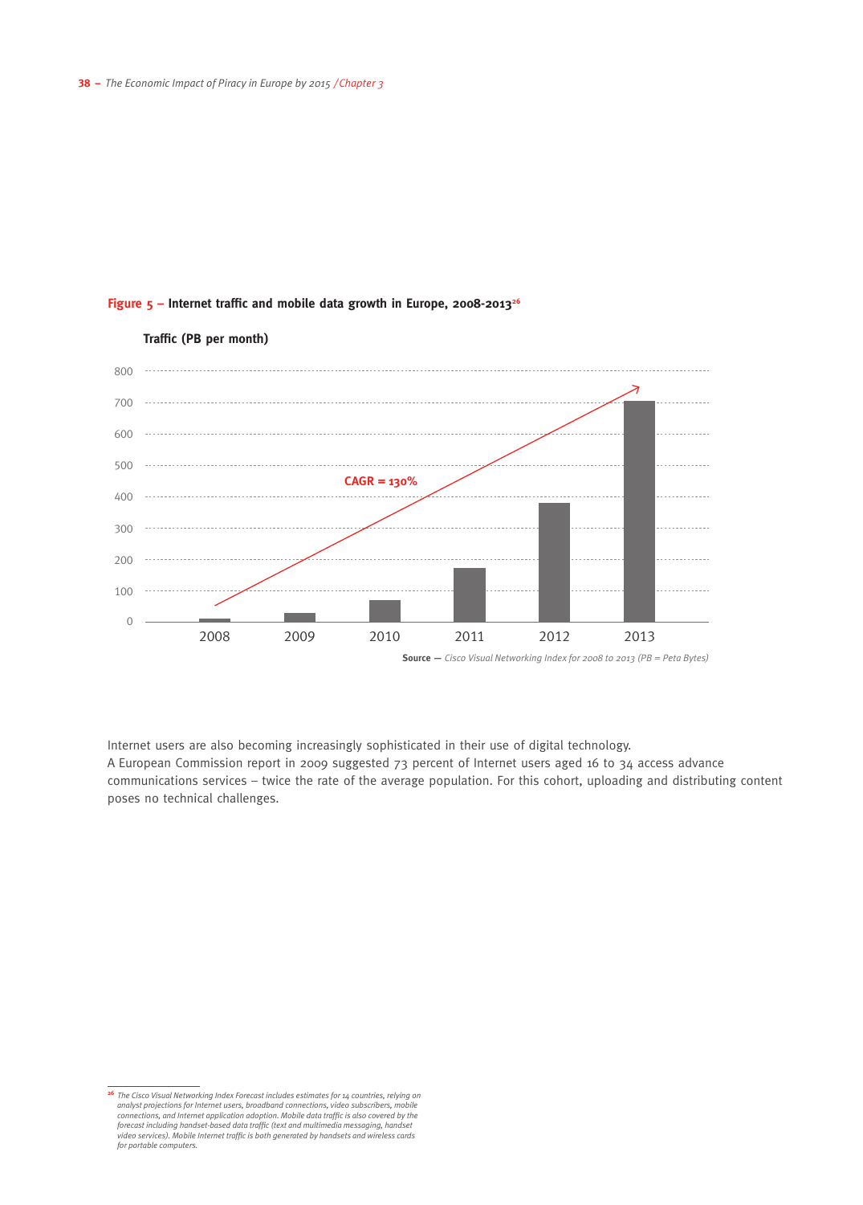**Figure 5 – Internet traffic and mobile data growth in Europe, 2008-2013**[26]

Traffic (PB per month)

CAGR = 130%

Source — *Cisco Visual Networking Index for 2008 to 2013 (PB = Peta Bytes)*

Internet users are also becoming increasingly sophisticated in their use of digital technology.
A European Commission report in 2009 suggested 73 percent of Internet users aged 16 to 34 access advance communications services – twice the rate of the average population. For this cohort, uploading and distributing content poses no technical challenges.

---

[26] *The Cisco Visual Networking Index Forecast includes estimates for 14 countries, relying on analyst projections for Internet users, broadband connections, video subscribers, mobile connections, and Internet application adoption. Mobile data traffic is also covered by the forecast including handset-based data traffic (text and multimedia messaging, handset video services). Mobile Internet traffic is both generated by handsets and wireless cards for portable computers.*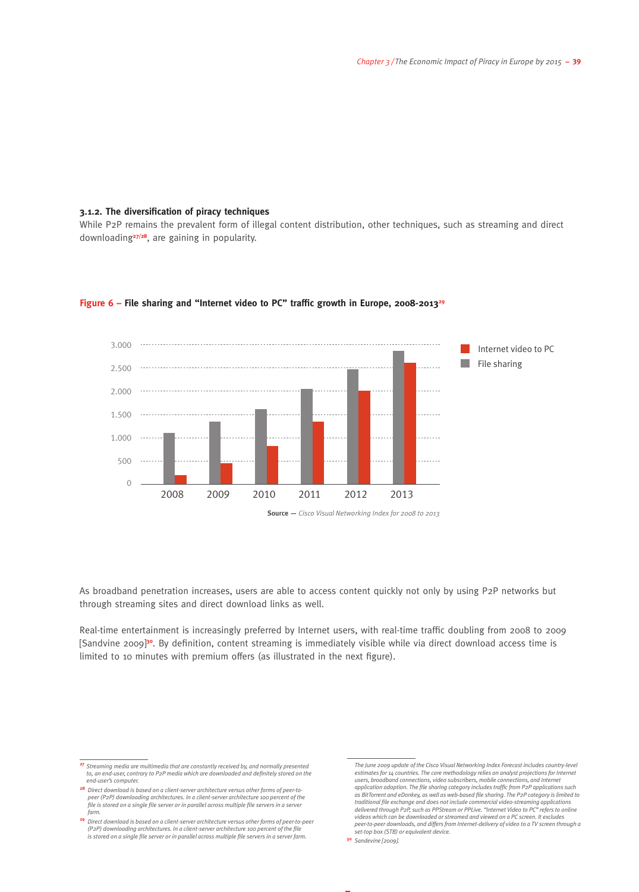### 3.1.2. The diversification of piracy techniques

While P2P remains the prevalent form of illegal content distribution, other techniques, such as streaming and direct downloading[27/28], are gaining in popularity.

**Figure 6 – File sharing and "Internet video to PC" traffic growth in Europe, 2008-2013[29]**

**Source** — *Cisco Visual Networking Index for 2008 to 2013*

As broadband penetration increases, users are able to access content quickly not only by using P2P networks but through streaming sites and direct download links as well.

Real-time entertainment is increasingly preferred by Internet users, with real-time traffic doubling from 2008 to 2009 [Sandvine 2009][30]. By definition, content streaming is immediately visible while via direct download access time is limited to 10 minutes with premium offers (as illustrated in the next figure).

---

[27] *Streaming media are multimedia that are constantly received by, and normally presented to, an end-user, contrary to P2P media which are downloaded and definitely stored on the end-user's computer.*

[28] *Direct download is based on a client-server architecture versus other forms of peer-to-peer (P2P) downloading architectures. In a client-server architecture 100 percent of the file is stored on a single file server or in parallel across multiple file servers in a server farm.*

[29] *Direct download is based on a client-server architecture versus other forms of peer-to-peer (P2P) downloading architectures. In a client-server architecture 100 percent of the file is stored on a single file server or in parallel across multiple file servers in a server farm.*

*The June 2009 update of the Cisco Visual Networking Index Forecast includes country-level estimates for 14 countries. The core methodology relies on analyst projections for Internet users, broadband connections, video subscribers, mobile connections, and Internet application adoption. The file sharing category includes traffic from P2P applications such as BitTorrent and eDonkey, as well as web-based file sharing. The P2P category is limited to traditional file exchange and does not include commercial video-streaming applications delivered through P2P, such as PPStream or PPLive. "Internet Video to PC" refers to online videos which can be downloaded or streamed and viewed on a PC screen. It excludes peer-to-peer downloads, and differs from Internet-delivery of video to a TV screen through a set-top box (STB) or equivalent device.*

[30] *Sandevine [2009].*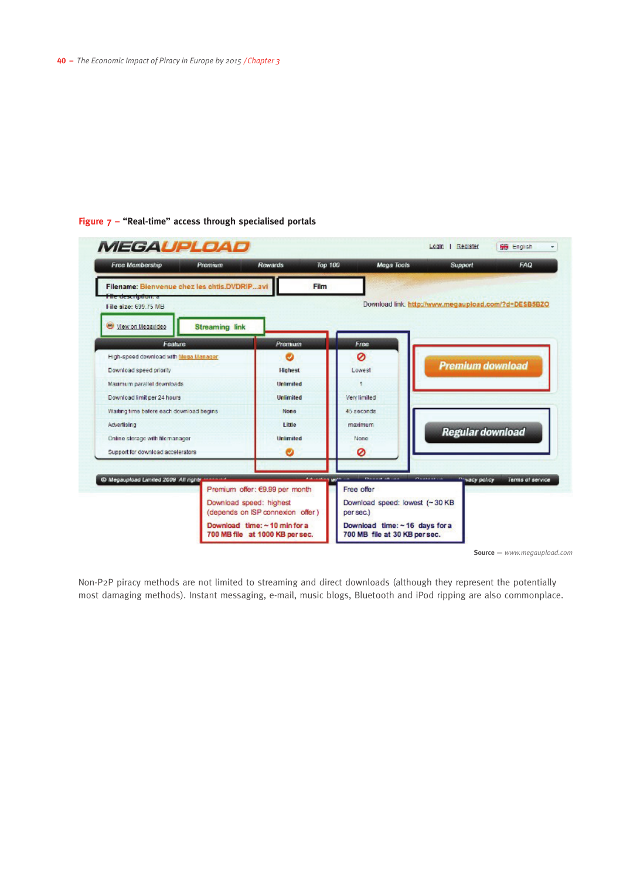**Figure 7 – "Real-time" access through specialised portals**

Source — *www.megaupload.com*

Non-P2P piracy methods are not limited to streaming and direct downloads (although they represent the potentially most damaging methods). Instant messaging, e-mail, music blogs, Bluetooth and iPod ripping are also commonplace.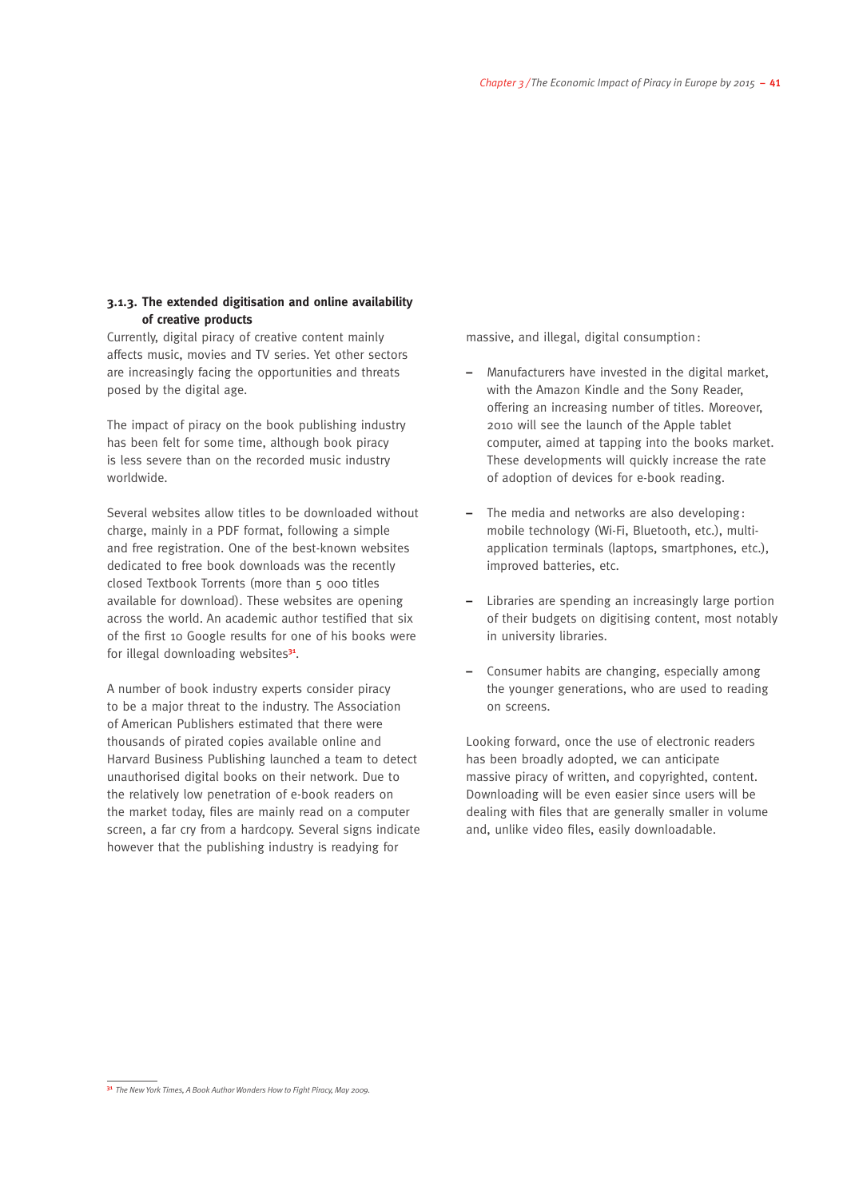### 3.1.3. The extended digitisation and online availability of creative products

Currently, digital piracy of creative content mainly affects music, movies and TV series. Yet other sectors are increasingly facing the opportunities and threats posed by the digital age.

The impact of piracy on the book publishing industry has been felt for some time, although book piracy is less severe than on the recorded music industry worldwide.

Several websites allow titles to be downloaded without charge, mainly in a PDF format, following a simple and free registration. One of the best-known websites dedicated to free book downloads was the recently closed Textbook Torrents (more than 5 000 titles available for download). These websites are opening across the world. An academic author testified that six of the first 10 Google results for one of his books were for illegal downloading websites[31].

A number of book industry experts consider piracy to be a major threat to the industry. The Association of American Publishers estimated that there were thousands of pirated copies available online and Harvard Business Publishing launched a team to detect unauthorised digital books on their network. Due to the relatively low penetration of e-book readers on the market today, files are mainly read on a computer screen, a far cry from a hardcopy. Several signs indicate however that the publishing industry is readying for massive, and illegal, digital consumption:

- Manufacturers have invested in the digital market, with the Amazon Kindle and the Sony Reader, offering an increasing number of titles. Moreover, 2010 will see the launch of the Apple tablet computer, aimed at tapping into the books market. These developments will quickly increase the rate of adoption of devices for e-book reading.

- The media and networks are also developing: mobile technology (Wi-Fi, Bluetooth, etc.), multi-application terminals (laptops, smartphones, etc.), improved batteries, etc.

- Libraries are spending an increasingly large portion of their budgets on digitising content, most notably in university libraries.

- Consumer habits are changing, especially among the younger generations, who are used to reading on screens.

Looking forward, once the use of electronic readers has been broadly adopted, we can anticipate massive piracy of written, and copyrighted, content. Downloading will be even easier since users will be dealing with files that are generally smaller in volume and, unlike video files, easily downloadable.

---

[31] *The New York Times, A Book Author Wonders How to Fight Piracy, May 2009.*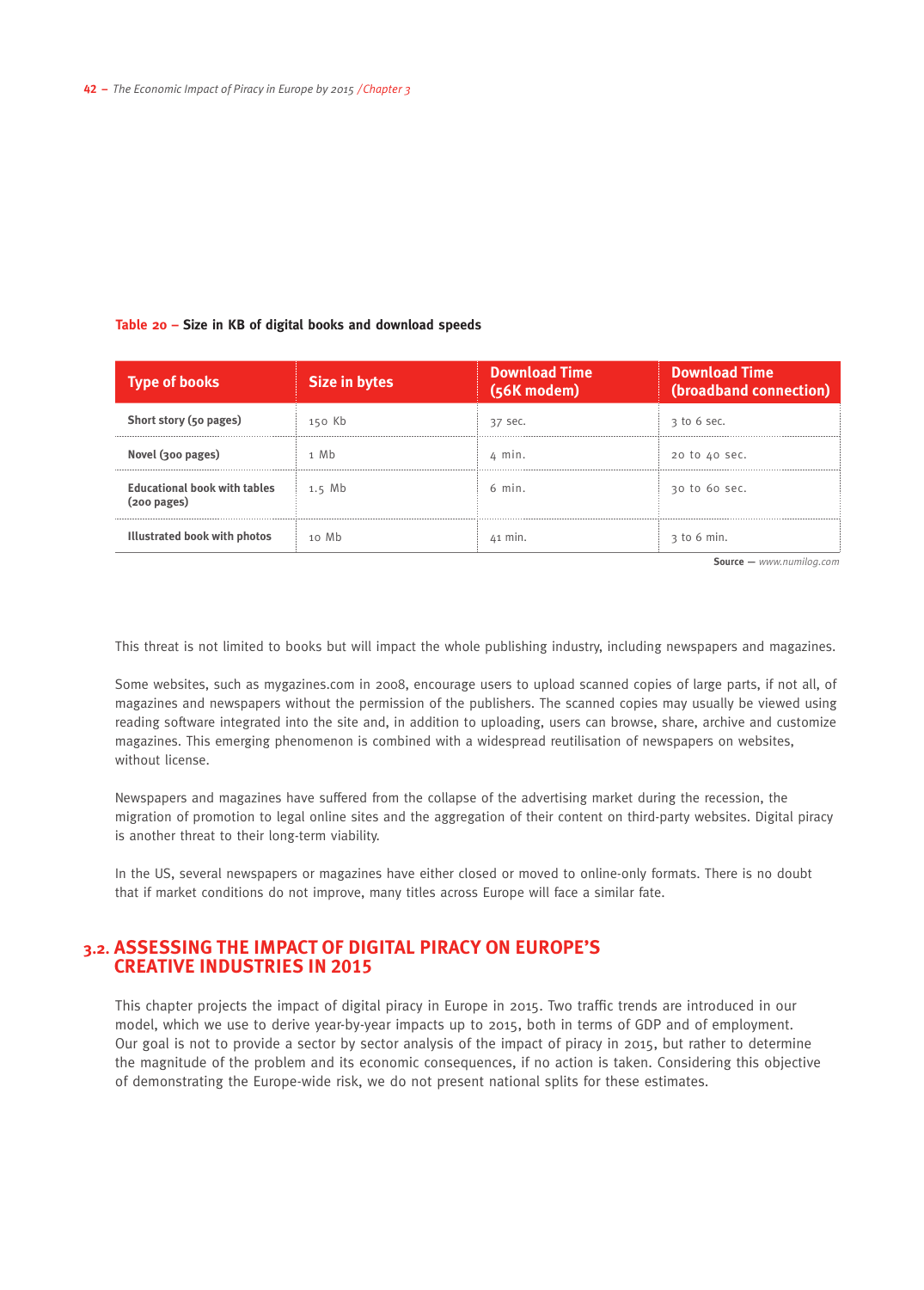**Table 20 – Size in KB of digital books and download speeds**

| Type of books | Size in bytes | Download Time (56K modem) | Download Time (broadband connection) |
|---|---|---|---|
| **Short story (50 pages)** | 150 Kb | 37 sec. | 3 to 6 sec. |
| **Novel (300 pages)** | 1 Mb | 4 min. | 20 to 40 sec. |
| **Educational book with tables (200 pages)** | 1.5 Mb | 6 min. | 30 to 60 sec. |
| **Illustrated book with photos** | 10 Mb | 41 min. | 3 to 6 min. |

**Source** — *www.numilog.com*

This threat is not limited to books but will impact the whole publishing industry, including newspapers and magazines.

Some websites, such as mygazines.com in 2008, encourage users to upload scanned copies of large parts, if not all, of magazines and newspapers without the permission of the publishers. The scanned copies may usually be viewed using reading software integrated into the site and, in addition to uploading, users can browse, share, archive and customize magazines. This emerging phenomenon is combined with a widespread reutilisation of newspapers on websites, without license.

Newspapers and magazines have suffered from the collapse of the advertising market during the recession, the migration of promotion to legal online sites and the aggregation of their content on third-party websites. Digital piracy is another threat to their long-term viability.

In the US, several newspapers or magazines have either closed or moved to online-only formats. There is no doubt that if market conditions do not improve, many titles across Europe will face a similar fate.

## 3.2. ASSESSING THE IMPACT OF DIGITAL PIRACY ON EUROPE'S CREATIVE INDUSTRIES IN 2015

This chapter projects the impact of digital piracy in Europe in 2015. Two traffic trends are introduced in our model, which we use to derive year-by-year impacts up to 2015, both in terms of GDP and of employment. Our goal is not to provide a sector by sector analysis of the impact of piracy in 2015, but rather to determine the magnitude of the problem and its economic consequences, if no action is taken. Considering this objective of demonstrating the Europe-wide risk, we do not present national splits for these estimates.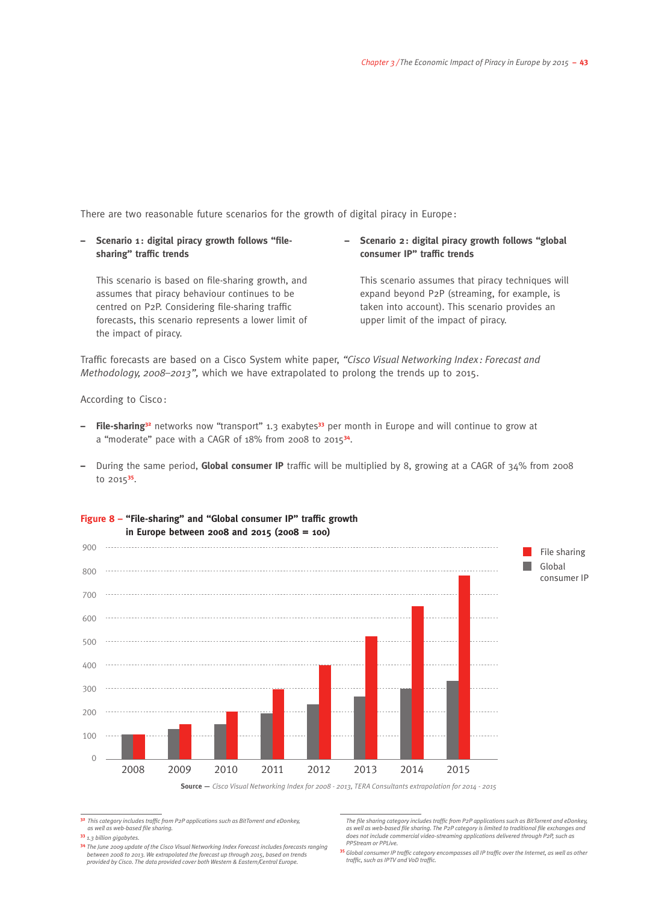There are two reasonable future scenarios for the growth of digital piracy in Europe:

- **Scenario 1: digital piracy growth follows "file-sharing" traffic trends**

  This scenario is based on file-sharing growth, and assumes that piracy behaviour continues to be centred on P2P. Considering file-sharing traffic forecasts, this scenario represents a lower limit of the impact of piracy.

- **Scenario 2: digital piracy growth follows "global consumer IP" traffic trends**

  This scenario assumes that piracy techniques will expand beyond P2P (streaming, for example, is taken into account). This scenario provides an upper limit of the impact of piracy.

Traffic forecasts are based on a Cisco System white paper, *"Cisco Visual Networking Index: Forecast and Methodology, 2008–2013",* which we have extrapolated to prolong the trends up to 2015.

According to Cisco:

- **File-sharing**[32] networks now "transport" 1.3 exabytes[33] per month in Europe and will continue to grow at a "moderate" pace with a CAGR of 18% from 2008 to 2015[34].
- During the same period, **Global consumer IP** traffic will be multiplied by 8, growing at a CAGR of 34% from 2008 to 2015[35].

**Figure 8 – "File-sharing" and "Global consumer IP" traffic growth in Europe between 2008 and 2015 (2008 = 100)**

| Year | Global consumer IP | File sharing |
|---|---|---|
| 2008 | 100 | 100 |
| 2009 | 125 | 145 |
| 2010 | 145 | 200 |
| 2011 | 190 | 295 |
| 2012 | 230 | 395 |
| 2013 | 265 | 520 |
| 2014 | 300 | 650 |
| 2015 | 330 | 780 |

**Source —** *Cisco Visual Networking Index for 2008 - 2013, TERA Consultants extrapolation for 2014 - 2015*

---

[32] *This category includes traffic from P2P applications such as BitTorrent and eDonkey, as well as web-based file sharing.*

[33] *1.3 billion gigabytes.*

[34] *The June 2009 update of the Cisco Visual Networking Index Forecast includes forecasts ranging between 2008 to 2013. We extrapolated the forecast up through 2015, based on trends provided by Cisco. The data provided cover both Western & Eastern/Central Europe.*

*The file sharing category includes traffic from P2P applications such as BitTorrent and eDonkey, as well as web-based file sharing. The P2P category is limited to traditional file exchanges and does not include commercial video-streaming applications delivered through P2P, such as PPStream or PPLive.*

[35] *Global consumer IP traffic category encompasses all IP traffic over the Internet, as well as other traffic, such as IPTV and VoD traffic.*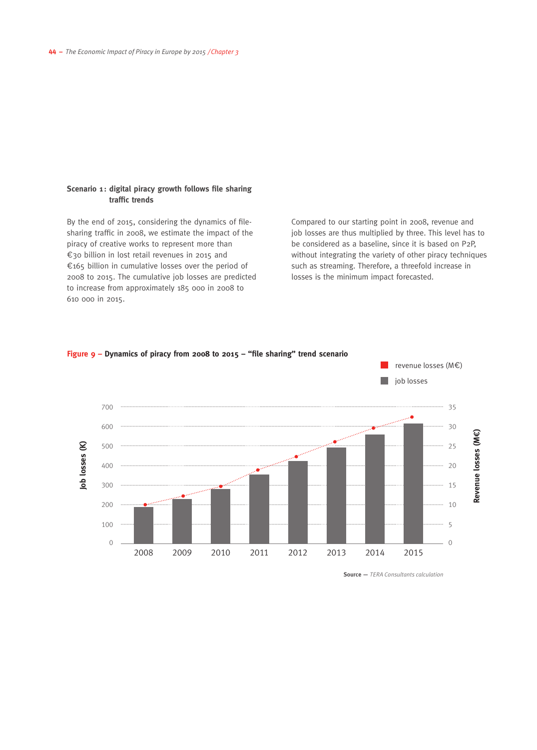### Scenario 1: digital piracy growth follows file sharing traffic trends

By the end of 2015, considering the dynamics of file-sharing traffic in 2008, we estimate the impact of the piracy of creative works to represent more than €30 billion in lost retail revenues in 2015 and €165 billion in cumulative losses over the period of 2008 to 2015. The cumulative job losses are predicted to increase from approximately 185 000 in 2008 to 610 000 in 2015.

Compared to our starting point in 2008, revenue and job losses are thus multiplied by three. This level has to be considered as a baseline, since it is based on P2P, without integrating the variety of other piracy techniques such as streaming. Therefore, a threefold increase in losses is the minimum impact forecasted.

**Figure 9 – Dynamics of piracy from 2008 to 2015 – "file sharing" trend scenario**

Source — *TERA Consultants calculation*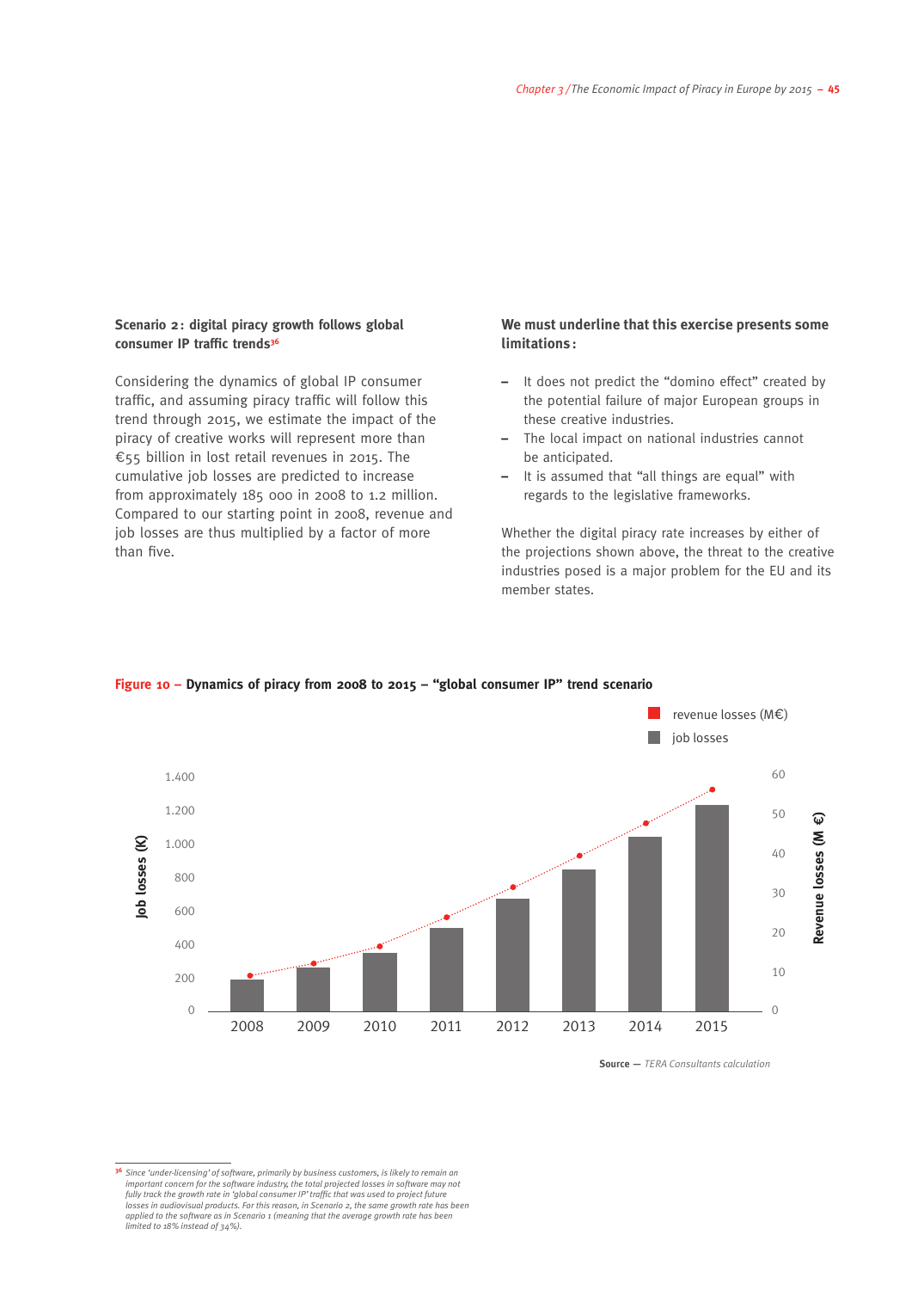### Scenario 2: digital piracy growth follows global consumer IP traffic trends[36]

Considering the dynamics of global IP consumer traffic, and assuming piracy traffic will follow this trend through 2015, we estimate the impact of the piracy of creative works will represent more than €55 billion in lost retail revenues in 2015. The cumulative job losses are predicted to increase from approximately 185 000 in 2008 to 1.2 million. Compared to our starting point in 2008, revenue and job losses are thus multiplied by a factor of more than five.

### We must underline that this exercise presents some limitations:

- It does not predict the "domino effect" created by the potential failure of major European groups in these creative industries.
- The local impact on national industries cannot be anticipated.
- It is assumed that "all things are equal" with regards to the legislative frameworks.

Whether the digital piracy rate increases by either of the projections shown above, the threat to the creative industries posed is a major problem for the EU and its member states.

**Figure 10 – Dynamics of piracy from 2008 to 2015 – "global consumer IP" trend scenario**

Legend: revenue losses (M€); job losses

Left axis: Job losses (K) — 0, 200, 400, 600, 800, 1.000, 1.200, 1.400
Right axis: Revenue losses (M €) — 0, 10, 20, 30, 40, 50, 60
Years: 2008, 2009, 2010, 2011, 2012, 2013, 2014, 2015

**Source** — *TERA Consultants calculation*

---

[36] *Since 'under-licensing' of software, primarily by business customers, is likely to remain an important concern for the software industry, the total projected losses in software may not fully track the growth rate in 'global consumer IP' traffic that was used to project future losses in audiovisual products. For this reason, in Scenario 2, the same growth rate has been applied to the software as in Scenario 1 (meaning that the average growth rate has been limited to 18% instead of 34%).*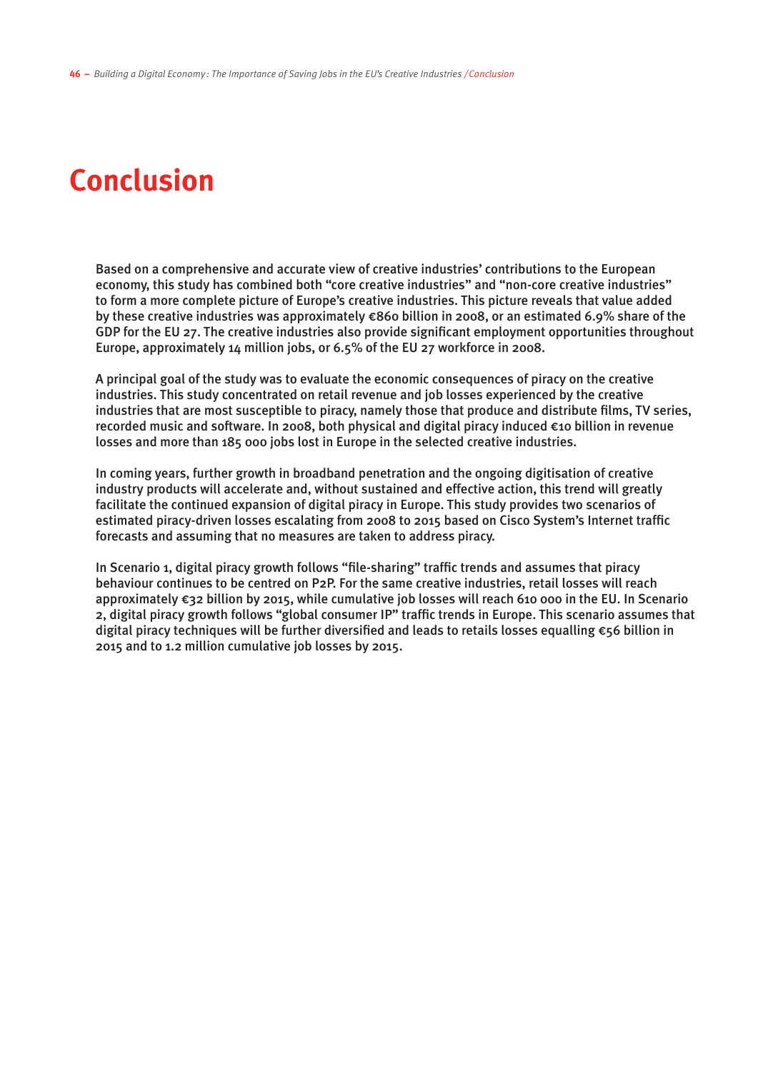# Conclusion

Based on a comprehensive and accurate view of creative industries' contributions to the European economy, this study has combined both "core creative industries" and "non-core creative industries" to form a more complete picture of Europe's creative industries. This picture reveals that value added by these creative industries was approximately €860 billion in 2008, or an estimated 6.9% share of the GDP for the EU 27. The creative industries also provide significant employment opportunities throughout Europe, approximately 14 million jobs, or 6.5% of the EU 27 workforce in 2008.

A principal goal of the study was to evaluate the economic consequences of piracy on the creative industries. This study concentrated on retail revenue and job losses experienced by the creative industries that are most susceptible to piracy, namely those that produce and distribute films, TV series, recorded music and software. In 2008, both physical and digital piracy induced €10 billion in revenue losses and more than 185 000 jobs lost in Europe in the selected creative industries.

In coming years, further growth in broadband penetration and the ongoing digitisation of creative industry products will accelerate and, without sustained and effective action, this trend will greatly facilitate the continued expansion of digital piracy in Europe. This study provides two scenarios of estimated piracy-driven losses escalating from 2008 to 2015 based on Cisco System's Internet traffic forecasts and assuming that no measures are taken to address piracy.

In Scenario 1, digital piracy growth follows "file-sharing" traffic trends and assumes that piracy behaviour continues to be centred on P2P. For the same creative industries, retail losses will reach approximately €32 billion by 2015, while cumulative job losses will reach 610 000 in the EU. In Scenario 2, digital piracy growth follows "global consumer IP" traffic trends in Europe. This scenario assumes that digital piracy techniques will be further diversified and leads to retails losses equalling €56 billion in 2015 and to 1.2 million cumulative job losses by 2015.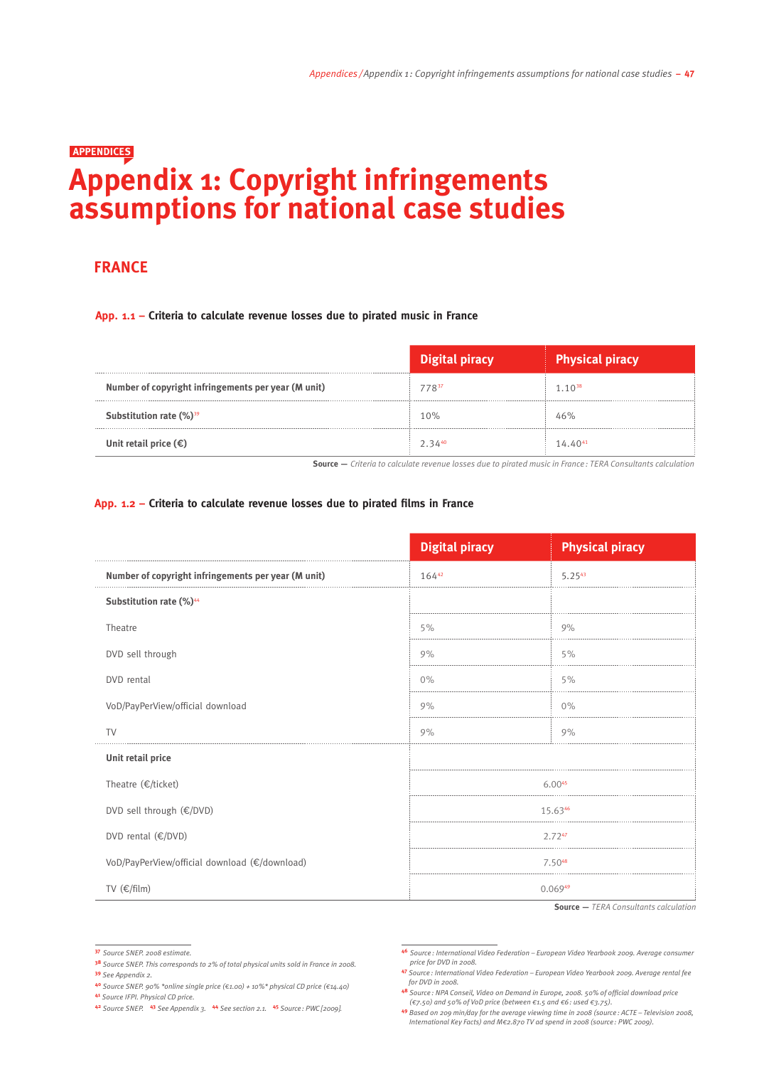APPENDICES

# Appendix 1: Copyright infringements assumptions for national case studies

## FRANCE

### App. 1.1 – Criteria to calculate revenue losses due to pirated music in France

| | Digital piracy | Physical piracy |
|---|---|---|
| **Number of copyright infringements per year (M unit)** | 778[37] | 1.10[38] |
| **Substitution rate (%)**[39] | 10% | 46% |
| **Unit retail price (€)** | 2.34[40] | 14.40[41] |

**Source —** *Criteria to calculate revenue losses due to pirated music in France : TERA Consultants calculation*

### App. 1.2 – Criteria to calculate revenue losses due to pirated films in France

| | Digital piracy | Physical piracy |
|---|---|---|
| **Number of copyright infringements per year (M unit)** | 164[42] | 5.25[43] |
| **Substitution rate (%)**[44] | | |
| Theatre | 5% | 9% |
| DVD sell through | 9% | 5% |
| DVD rental | 0% | 5% |
| VoD/PayPerView/official download | 9% | 0% |
| TV | 9% | 9% |
| **Unit retail price** | | |
| Theatre (€/ticket) | 6.00[45] | |
| DVD sell through (€/DVD) | 15.63[46] | |
| DVD rental (€/DVD) | 2.72[47] | |
| VoD/PayPerView/official download (€/download) | 7.50[48] | |
| TV (€/film) | 0.069[49] | |

**Source —** *TERA Consultants calculation*

---

[37] *Source SNEP. 2008 estimate.*

[38] *Source SNEP. This corresponds to 2% of total physical units sold in France in 2008.*

[39] *See Appendix 2.*

[40] *Source SNEP. 90% \*online single price (€1.00) + 10%\* physical CD price (€14.40)*

[41] *Source IFPI. Physical CD price.*

[42] *Source SNEP.* [43] *See Appendix 3.* [44] *See section 2.1.* [45] *Source : PWC [2009].*

[46] *Source : International Video Federation – European Video Yearbook 2009. Average consumer price for DVD in 2008.*

[47] *Source : International Video Federation – European Video Yearbook 2009. Average rental fee for DVD in 2008.*

[48] *Source : NPA Conseil, Video on Demand in Europe, 2008. 50% of official download price (€7.50) and 50% of VoD price (between €1.5 and €6 : used €3.75).*

[49] *Based on 209 min/day for the average viewing time in 2008 (source : ACTE – Television 2008, International Key Facts) and M€2.870 TV ad spend in 2008 (source : PWC 2009).*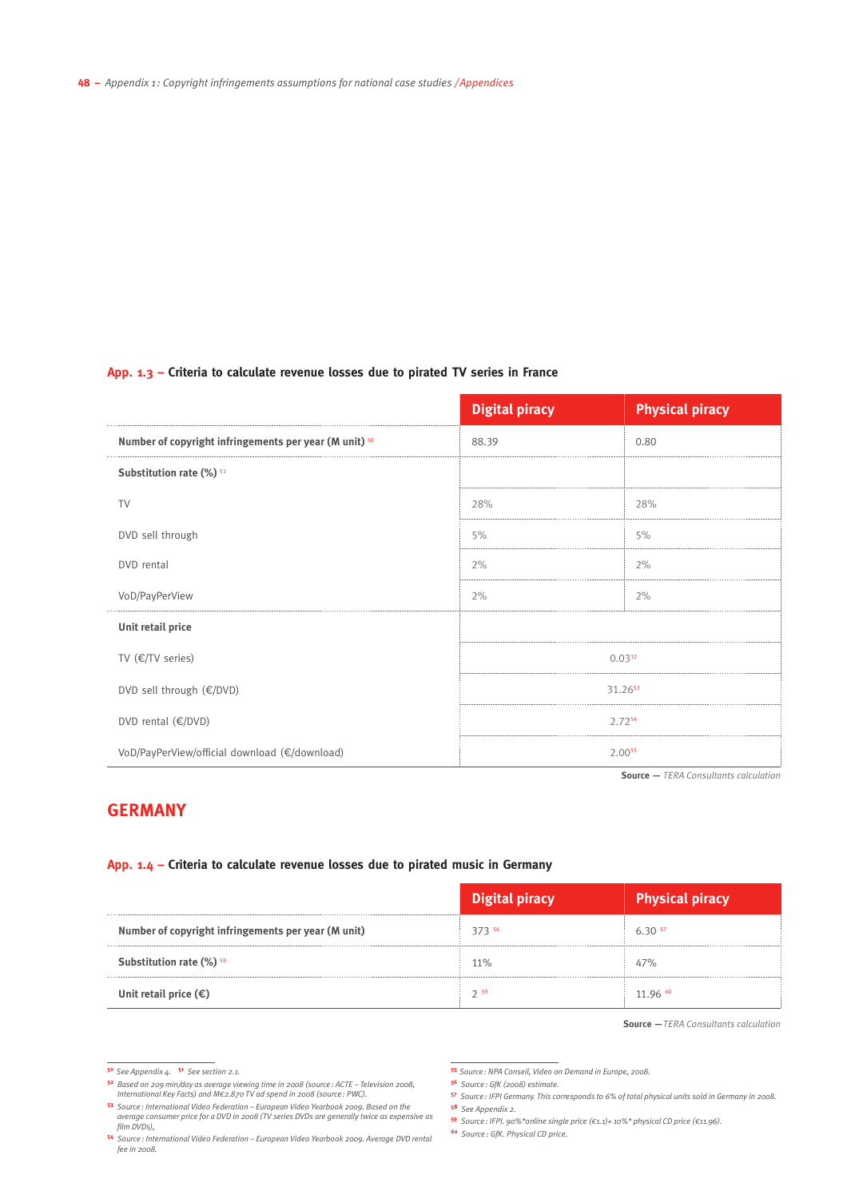**App. 1.3 – Criteria to calculate revenue losses due to pirated TV series in France**

| | Digital piracy | Physical piracy |
|---|---|---|
| **Number of copyright infringements per year (M unit)** [50] | 88.39 | 0.80 |
| **Substitution rate (%)** [51] | | |
| TV | 28% | 28% |
| DVD sell through | 5% | 5% |
| DVD rental | 2% | 2% |
| VoD/PayPerView | 2% | 2% |
| **Unit retail price** | | |
| TV (€/TV series) | 0.03[52] | |
| DVD sell through (€/DVD) | 31.26[53] | |
| DVD rental (€/DVD) | 2.72[54] | |
| VoD/PayPerView/official download (€/download) | 2.00[55] | |

**Source** — *TERA Consultants calculation*

## GERMANY

**App. 1.4 – Criteria to calculate revenue losses due to pirated music in Germany**

| | Digital piracy | Physical piracy |
|---|---|---|
| **Number of copyright infringements per year (M unit)** | 373 [56] | 6.30 [57] |
| **Substitution rate (%)** [58] | 11% | 47% |
| **Unit retail price (€)** | 2 [59] | 11.96 [60] |

**Source** — *TERA Consultants calculation*

---

[50] *See Appendix 4.* [51] *See section 2.1.*

[52] *Based on 209 min/day as average viewing time in 2008 (source : ACTE – Television 2008, International Key Facts) and M€2.870 TV ad spend in 2008 (source : PWC).*

[53] *Source : International Video Federation – European Video Yearbook 2009. Based on the average consumer price for a DVD in 2008 (TV series DVDs are generally twice as expensive as film DVDs).*

[54] *Source : International Video Federation – European Video Yearbook 2009. Average DVD rental fee in 2008.*

[55] *Source : NPA Conseil, Video on Demand in Europe, 2008.*

[56] *Source : GfK (2008) estimate.*

[57] *Source : IFPI Germany. This corresponds to 6% of total physical units sold in Germany in 2008.*

[58] *See Appendix 2.*

[59] *Source : IFPI. 90%\*online single price (€1.1)+ 10%\* physical CD price (€11.96).*

[60] *Source : GfK. Physical CD price.*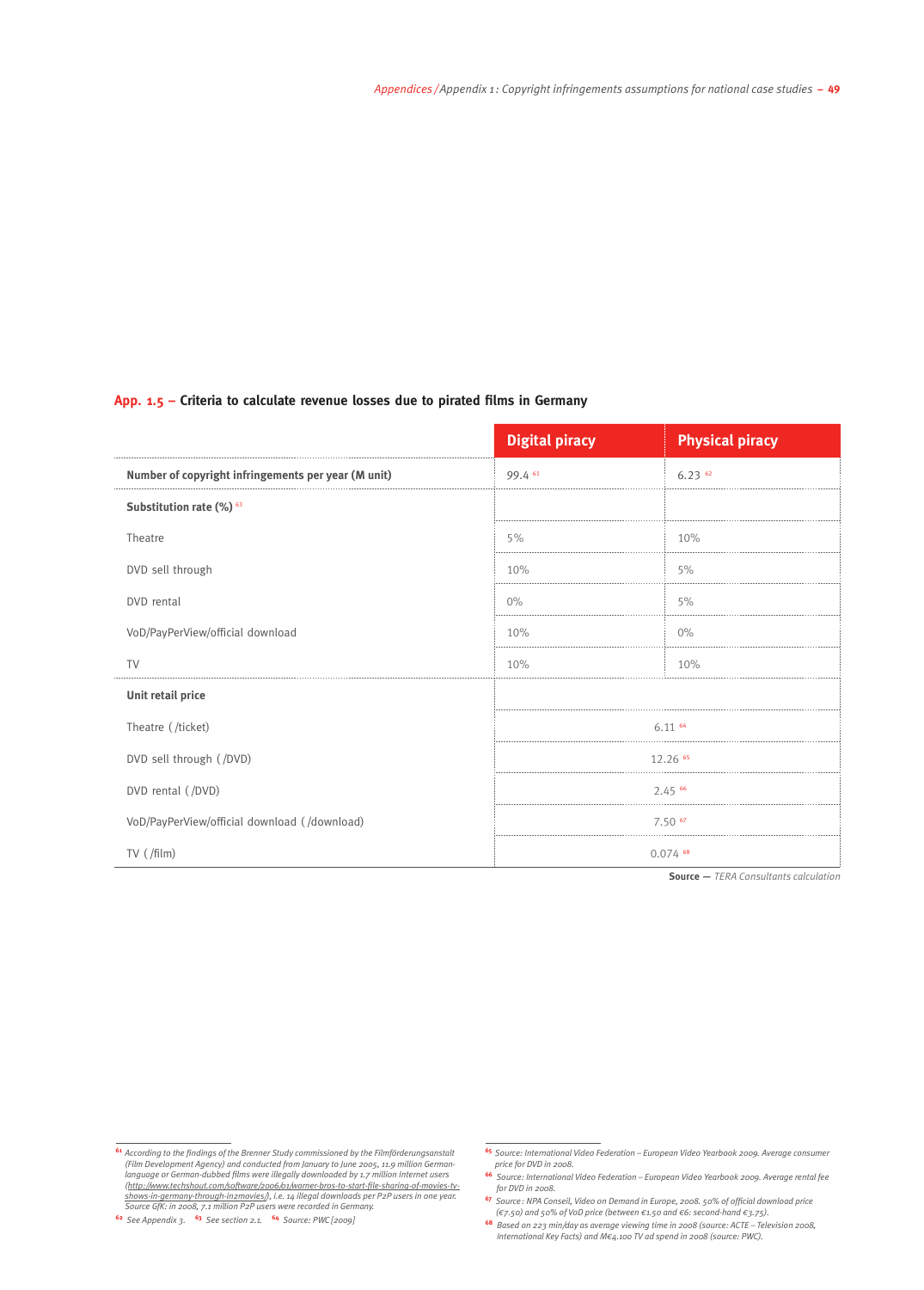**App. 1.5 – Criteria to calculate revenue losses due to pirated films in Germany**

| | Digital piracy | Physical piracy |
|---|---|---|
| **Number of copyright infringements per year (M unit)** | 99.4 [61] | 6.23 [62] |
| **Substitution rate (%)** [63] | | |
| Theatre | 5% | 10% |
| DVD sell through | 10% | 5% |
| DVD rental | 0% | 5% |
| VoD/PayPerView/official download | 10% | 0% |
| TV | 10% | 10% |
| **Unit retail price** | | |
| Theatre ( /ticket) | 6.11 [64] | |
| DVD sell through ( /DVD) | 12.26 [65] | |
| DVD rental ( /DVD) | 2.45 [66] | |
| VoD/PayPerView/official download ( /download) | 7.50 [67] | |
| TV ( /film) | 0.074 [68] | |

**Source** — *TERA Consultants calculation*

[61] *According to the findings of the Brenner Study commissioned by the Filmförderungsanstalt (Film Development Agency) and conducted from January to June 2005, 11.9 million German-language or German-dubbed films were illegally downloaded by 1.7 million Internet users (http://www.techshout.com/software/2006/01/warner-bros-to-start-file-sharing-of-movies-tv-shows-in-germany-through-in2movies/), i.e. 14 illegal downloads per P2P users in one year. Source GfK: in 2008, 7.1 million P2P users were recorded in Germany.*

[62] *See Appendix 3.* [63] *See section 2.1.* [64] *Source: PWC [2009]*

[65] *Source: International Video Federation – European Video Yearbook 2009. Average consumer price for DVD in 2008.*

[66] *Source: International Video Federation – European Video Yearbook 2009. Average rental fee for DVD in 2008.*

[67] *Source : NPA Conseil, Video on Demand in Europe, 2008. 50% of official download price (€7.50) and 50% of VoD price (between €1.50 and €6: second-hand €3.75).*

[68] *Based on 223 min/day as average viewing time in 2008 (source: ACTE – Television 2008, International Key Facts) and M€4.100 TV ad spend in 2008 (source: PWC).*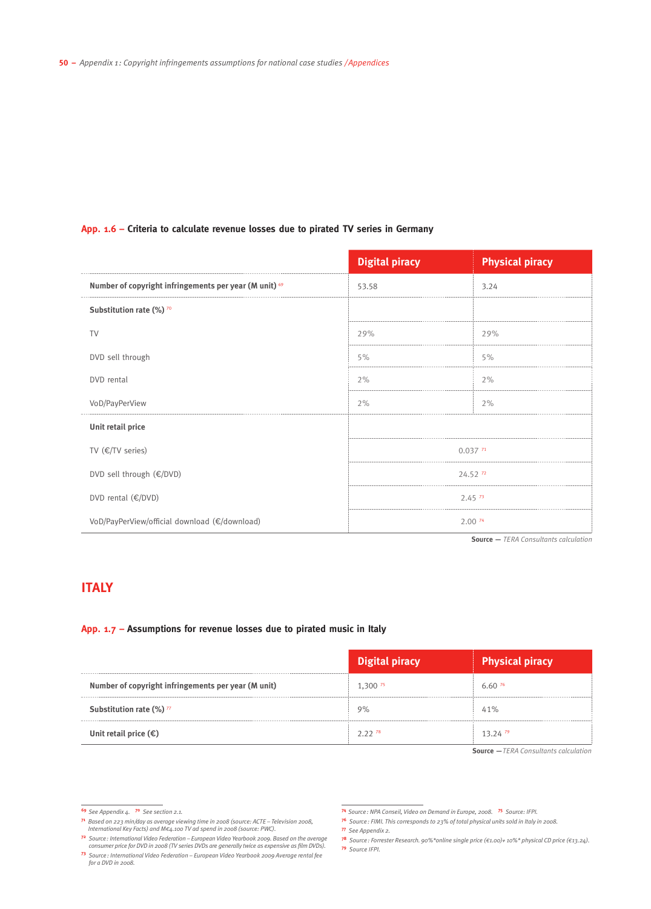**App. 1.6 – Criteria to calculate revenue losses due to pirated TV series in Germany**

| | Digital piracy | Physical piracy |
|---|---|---|
| **Number of copyright infringements per year (M unit)** [69] | 53.58 | 3.24 |
| **Substitution rate (%)** [70] | | |
| TV | 29% | 29% |
| DVD sell through | 5% | 5% |
| DVD rental | 2% | 2% |
| VoD/PayPerView | 2% | 2% |
| **Unit retail price** | | |
| TV (€/TV series) | 0.037 [71] | |
| DVD sell through (€/DVD) | 24.52 [72] | |
| DVD rental (€/DVD) | 2.45 [73] | |
| VoD/PayPerView/official download (€/download) | 2.00 [74] | |

**Source** — *TERA Consultants calculation*

## ITALY

**App. 1.7 – Assumptions for revenue losses due to pirated music in Italy**

| | Digital piracy | Physical piracy |
|---|---|---|
| **Number of copyright infringements per year (M unit)** | 1,300 [75] | 6.60 [76] |
| **Substitution rate (%)** [77] | 9% | 41% |
| **Unit retail price (€)** | 2.22 [78] | 13.24 [79] |

**Source** — *TERA Consultants calculation*

---

[69] See Appendix 4. [70] See section 2.1.

[71] Based on 223 min/day as average viewing time in 2008 (source: ACTE – Television 2008, International Key Facts) and M€4.100 TV ad spend in 2008 (source: PWC).

[72] Source: International Video Federation – European Video Yearbook 2009. Based on the average consumer price for DVD in 2008 (TV series DVDs are generally twice as expensive as film DVDs).

[73] Source: International Video Federation – European Video Yearbook 2009 Average rental fee for a DVD in 2008.

[74] Source: NPA Conseil, Video on Demand in Europe, 2008. [75] Source: IFPI.

[76] Source: FIMI. This corresponds to 23% of total physical units sold in Italy in 2008.

[77] See Appendix 2.

[78] Source: Forrester Research. 90%*online single price (€1.00)+ 10%* physical CD price (€13.24).

[79] Source IFPI.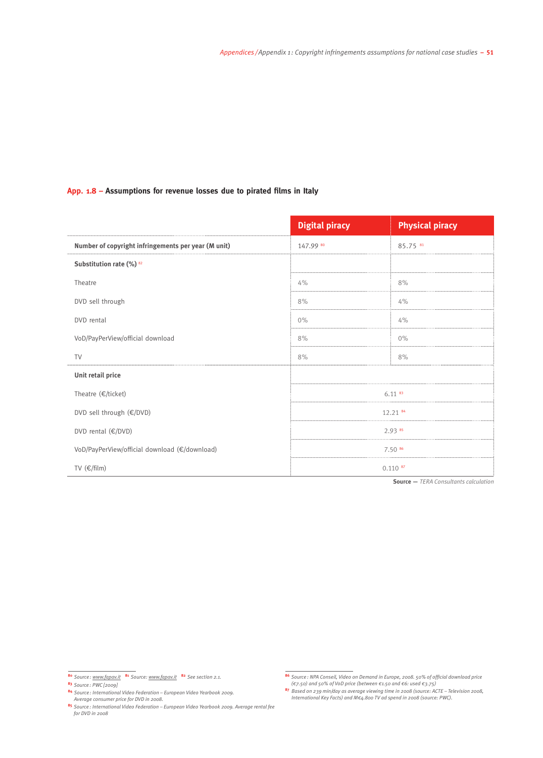### App. 1.8 – Assumptions for revenue losses due to pirated films in Italy

| | Digital piracy | Physical piracy |
|---|---|---|
| **Number of copyright infringements per year (M unit)** | 147.99 [80] | 85.75 [81] |
| **Substitution rate (%)** [82] | | |
| Theatre | 4% | 8% |
| DVD sell through | 8% | 4% |
| DVD rental | 0% | 4% |
| VoD/PayPerView/official download | 8% | 0% |
| TV | 8% | 8% |
| **Unit retail price** | | |
| Theatre (€/ticket) | 6.11 [83] | |
| DVD sell through (€/DVD) | 12.21 [84] | |
| DVD rental (€/DVD) | 2.93 [85] | |
| VoD/PayPerView/official download (€/download) | 7.50 [86] | |
| TV (€/film) | 0.110 [87] | |

**Source —** *TERA Consultants calculation*

---

[80] *Source : www.fapav.it* [81] *Source: www.fapav.it* [82] *See section 2.1.*

[83] *Source : PWC [2009]*

[84] *Source : International Video Federation – European Video Yearbook 2009. Average consumer price for DVD in 2008.*

[85] *Source : International Video Federation – European Video Yearbook 2009. Average rental fee for DVD in 2008*

[86] *Source : NPA Conseil, Video on Demand in Europe, 2008. 50% of official download price (€7.50) and 50% of VoD price (between €1.50 and €6: used €3.75)*

[87] *Based on 239 min/day as average viewing time in 2008 (source: ACTE – Television 2008, International Key Facts) and M€4.800 TV ad spend in 2008 (source: PWC).*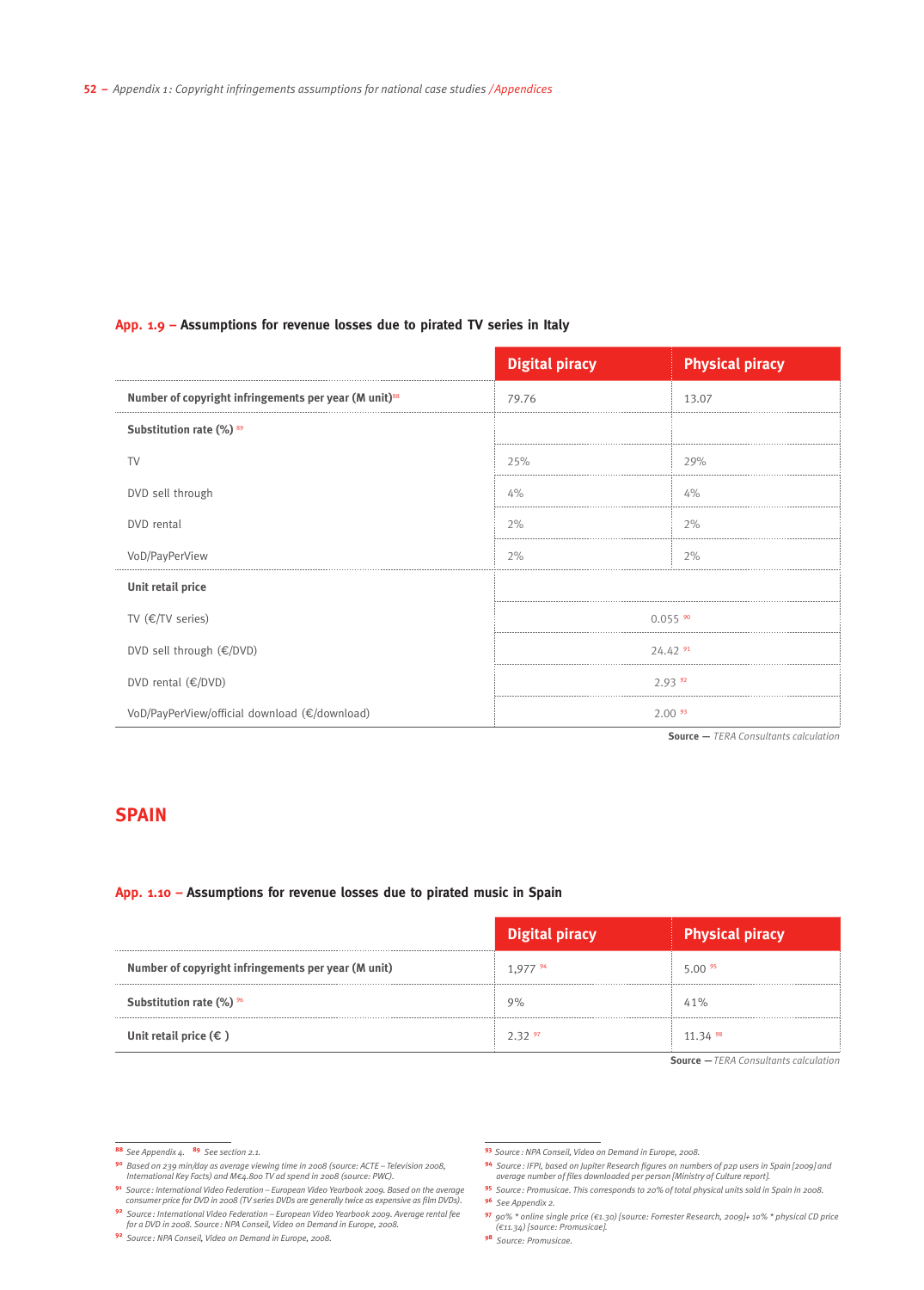**App. 1.9 – Assumptions for revenue losses due to pirated TV series in Italy**

| | Digital piracy | Physical piracy |
|---|---|---|
| **Number of copyright infringements per year (M unit)**[88] | 79.76 | 13.07 |
| **Substitution rate (%)** [89] | | |
| TV | 25% | 29% |
| DVD sell through | 4% | 4% |
| DVD rental | 2% | 2% |
| VoD/PayPerView | 2% | 2% |
| **Unit retail price** | | |
| TV (€/TV series) | 0.055 [90] | |
| DVD sell through (€/DVD) | 24.42 [91] | |
| DVD rental (€/DVD) | 2.93 [92] | |
| VoD/PayPerView/official download (€/download) | 2.00 [93] | |

**Source —** *TERA Consultants calculation*

## SPAIN

**App. 1.10 – Assumptions for revenue losses due to pirated music in Spain**

| | Digital piracy | Physical piracy |
|---|---|---|
| **Number of copyright infringements per year (M unit)** | 1,977 [94] | 5.00 [95] |
| **Substitution rate (%)** [96] | 9% | 41% |
| **Unit retail price (€ )** | 2.32 [97] | 11.34 [98] |

**Source —** *TERA Consultants calculation*

---

[88] *See Appendix 4.* [89] *See section 2.1.*

[90] *Based on 239 min/day as average viewing time in 2008 (source: ACTE – Television 2008, International Key Facts) and M€4.800 TV ad spend in 2008 (source: PWC).*

[91] *Source : International Video Federation – European Video Yearbook 2009. Based on the average consumer price for DVD in 2008 (TV series DVDs are generally twice as expensive as film DVDs).*

[92] *Source : International Video Federation – European Video Yearbook 2009. Average rental fee for a DVD in 2008. Source : NPA Conseil, Video on Demand in Europe, 2008.*

[92] *Source : NPA Conseil, Video on Demand in Europe, 2008.*

[93] *Source : NPA Conseil, Video on Demand in Europe, 2008.*

[94] *Source : IFPI, based on Jupiter Research figures on numbers of p2p users in Spain [2009] and average number of files downloaded per person [Ministry of Culture report].*

[95] *Source : Promusicae. This corresponds to 20% of total physical units sold in Spain in 2008.*

[96] *See Appendix 2.*

[97] *90% \* online single price (€1.30) [source: Forrester Research, 2009]+ 10% \* physical CD price (€11.34) [source: Promusicae].*

[98] *Source: Promusicae.*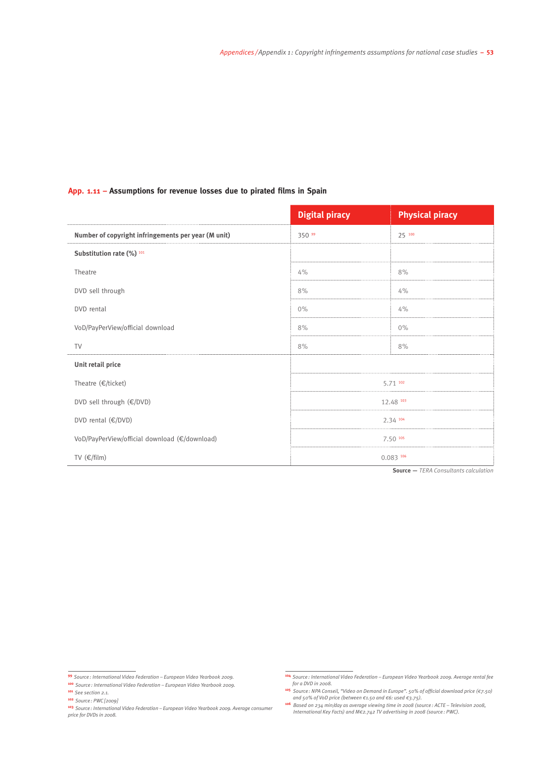### App. 1.11 – Assumptions for revenue losses due to pirated films in Spain

| | Digital piracy | Physical piracy |
|---|---|---|
| **Number of copyright infringements per year (M unit)** | 350 [99] | 25 [100] |
| **Substitution rate (%)** [101] | | |
| Theatre | 4% | 8% |
| DVD sell through | 8% | 4% |
| DVD rental | 0% | 4% |
| VoD/PayPerView/official download | 8% | 0% |
| TV | 8% | 8% |
| **Unit retail price** | | |
| Theatre (€/ticket) | 5.71 [102] | |
| DVD sell through (€/DVD) | 12.48 [103] | |
| DVD rental (€/DVD) | 2.34 [104] | |
| VoD/PayPerView/official download (€/download) | 7.50 [105] | |
| TV (€/film) | 0.083 [106] | |

**Source —** *TERA Consultants calculation*

[99] *Source : International Video Federation – European Video Yearbook 2009.*

[100] *Source : International Video Federation – European Video Yearbook 2009.*

[101] *See section 2.1.*

[102] *Source : PWC [2009]*

[103] *Source : International Video Federation – European Video Yearbook 2009. Average consumer price for DVDs in 2008.*

[104] *Source : International Video Federation – European Video Yearbook 2009. Average rental fee for a DVD in 2008.*

[105] *Source : NPA Conseil, "Video on Demand in Europe". 50% of official download price (€7.50) and 50% of VoD price (between €1.50 and €6: used €3.75).*

[106] *Based on 234 min/day as average viewing time in 2008 (source : ACTE – Television 2008, International Key Facts) and M€2.742 TV advertising in 2008 (source : PWC).*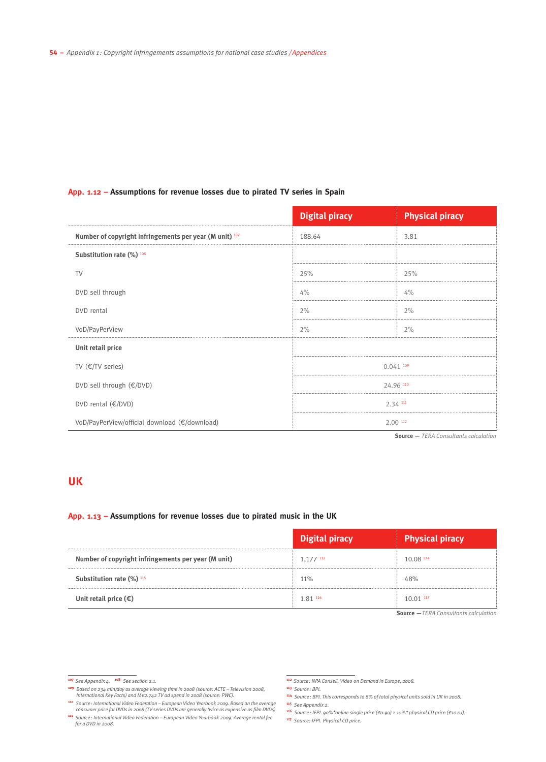#### App. 1.12 – Assumptions for revenue losses due to pirated TV series in Spain

| | Digital piracy | Physical piracy |
|---|---|---|
| **Number of copyright infringements per year (M unit)** [107] | 188.64 | 3.81 |
| **Substitution rate (%)** [108] | | |
| TV | 25% | 25% |
| DVD sell through | 4% | 4% |
| DVD rental | 2% | 2% |
| VoD/PayPerView | 2% | 2% |
| **Unit retail price** | | |
| TV (€/TV series) | 0.041 [109] | |
| DVD sell through (€/DVD) | 24.96 [110] | |
| DVD rental (€/DVD) | 2.34 [111] | |
| VoD/PayPerView/official download (€/download) | 2.00 [112] | |

**Source** — *TERA Consultants calculation*

## UK

#### App. 1.13 – Assumptions for revenue losses due to pirated music in the UK

| | Digital piracy | Physical piracy |
|---|---|---|
| **Number of copyright infringements per year (M unit)** | 1,177 [113] | 10.08 [114] |
| **Substitution rate (%)** [115] | 11% | 48% |
| **Unit retail price (€)** | 1.81 [116] | 10.01 [117] |

**Source** — *TERA Consultants calculation*

---

[107] *See Appendix 4.* [108] *See section 2.1.*

[109] *Based on 234 min/day as average viewing time in 2008 (source: ACTE – Television 2008, International Key Facts) and M€2.742 TV ad spend in 2008 (source: PWC).*

[110] *Source: International Video Federation – European Video Yearbook 2009. Based on the average consumer price for DVDs in 2008 (TV series DVDs are generally twice as expensive as film DVDs).*

[111] *Source: International Video Federation – European Video Yearbook 2009. Average rental fee for a DVD in 2008.*

[112] *Source: NPA Conseil, Video on Demand in Europe, 2008.*

[113] *Source: BPI.*

[114] *Source: BPI. This corresponds to 8% of total physical units sold in UK in 2008.*

[115] *See Appendix 2.*

[116] *Source: IFPI. 90%\*online single price (€0.90) + 10%\* physical CD price (€10.01).*

[117] *Source: IFPI. Physical CD price.*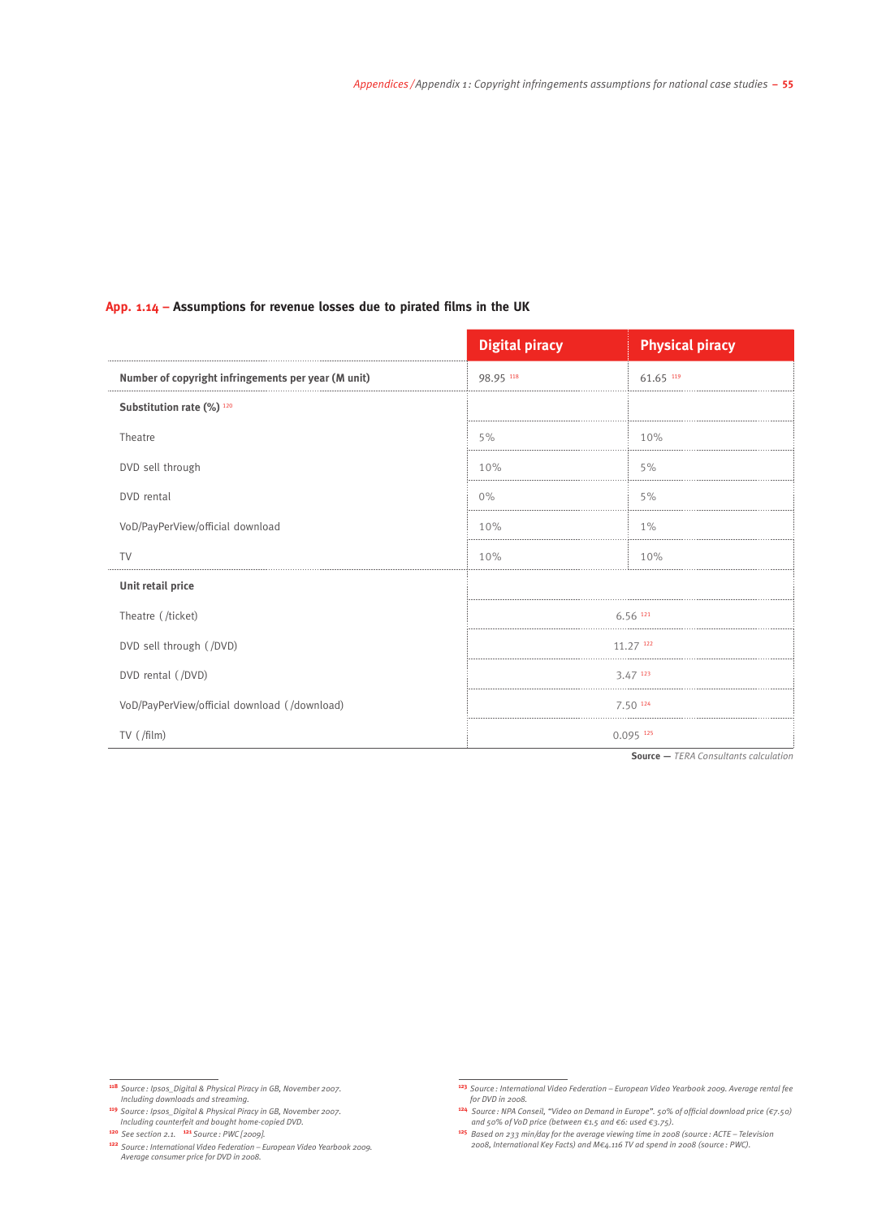### App. 1.14 – Assumptions for revenue losses due to pirated films in the UK

| | Digital piracy | Physical piracy |
|---|---|---|
| **Number of copyright infringements per year (M unit)** | 98.95 [118] | 61.65 [119] |
| **Substitution rate (%)** [120] | | |
| Theatre | 5% | 10% |
| DVD sell through | 10% | 5% |
| DVD rental | 0% | 5% |
| VoD/PayPerView/official download | 10% | 1% |
| TV | 10% | 10% |
| **Unit retail price** | | |
| Theatre ( /ticket) | 6.56 [121] | |
| DVD sell through ( /DVD) | 11.27 [122] | |
| DVD rental ( /DVD) | 3.47 [123] | |
| VoD/PayPerView/official download ( /download) | 7.50 [124] | |
| TV ( /film) | 0.095 [125] | |

**Source —** *TERA Consultants calculation*

[118] *Source : Ipsos_Digital & Physical Piracy in GB, November 2007. Including downloads and streaming.*

[119] *Source : Ipsos_Digital & Physical Piracy in GB, November 2007. Including counterfeit and bought home-copied DVD.*

[120] *See section 2.1.* [121] *Source : PWC [2009].*

[122] *Source : International Video Federation – European Video Yearbook 2009. Average consumer price for DVD in 2008.*

[123] *Source : International Video Federation – European Video Yearbook 2009. Average rental fee for DVD in 2008.*

[124] *Source : NPA Conseil, "Video on Demand in Europe". 50% of official download price (€7.50) and 50% of VoD price (between €1.5 and €6: used €3.75).*

[125] *Based on 233 min/day for the average viewing time in 2008 (source : ACTE – Television 2008, International Key Facts) and M€4.116 TV ad spend in 2008 (source : PWC).*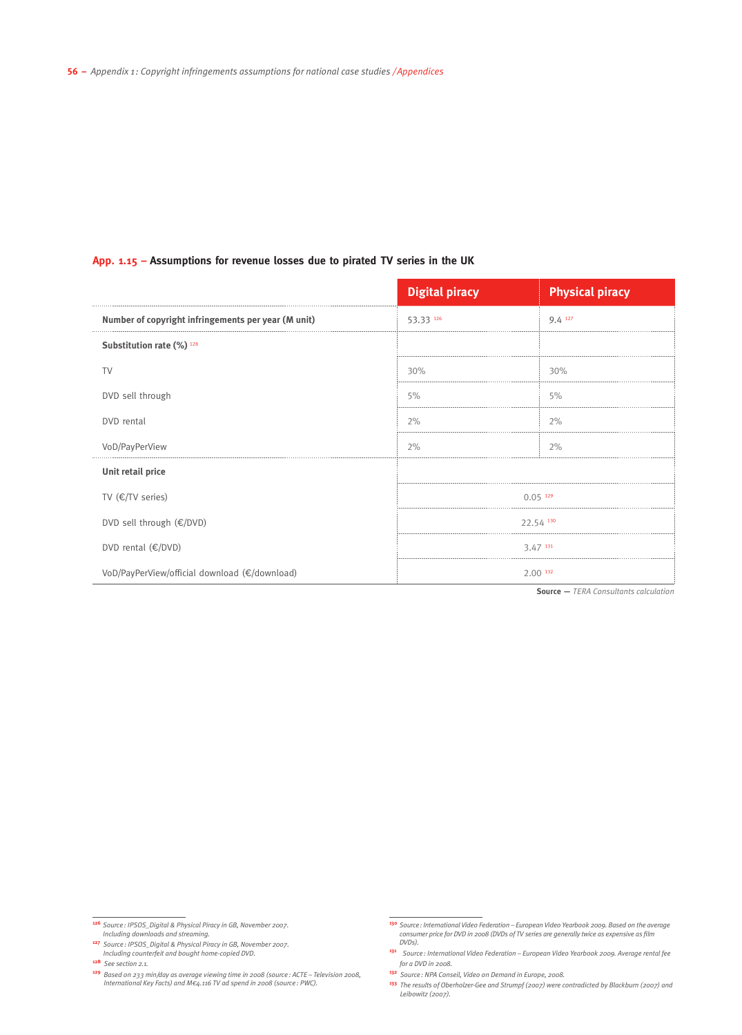**App. 1.15 – Assumptions for revenue losses due to pirated TV series in the UK**

| | Digital piracy | Physical piracy |
|---|---|---|
| **Number of copyright infringements per year (M unit)** | 53.33 [126] | 9.4 [127] |
| **Substitution rate (%)** [128] | | |
| TV | 30% | 30% |
| DVD sell through | 5% | 5% |
| DVD rental | 2% | 2% |
| VoD/PayPerView | 2% | 2% |
| **Unit retail price** | | |
| TV (€/TV series) | 0.05 [129] | |
| DVD sell through (€/DVD) | 22.54 [130] | |
| DVD rental (€/DVD) | 3.47 [131] | |
| VoD/PayPerView/official download (€/download) | 2.00 [132] | |

**Source** — *TERA Consultants calculation*

---

[126] *Source : IPSOS_Digital & Physical Piracy in GB, November 2007. Including downloads and streaming.*

[127] *Source : IPSOS_Digital & Physical Piracy in GB, November 2007. Including counterfeit and bought home-copied DVD.*

[128] *See section 2.1.*

[129] *Based on 233 min/day as average viewing time in 2008 (source : ACTE – Television 2008, International Key Facts) and M€4.116 TV ad spend in 2008 (source : PWC).*

[130] *Source : International Video Federation – European Video Yearbook 2009. Based on the average consumer price for DVD in 2008 (DVDs of TV series are generally twice as expensive as film DVDs).*

[131] *Source : International Video Federation – European Video Yearbook 2009. Average rental fee for a DVD in 2008.*

[132] *Source : NPA Conseil, Video on Demand in Europe, 2008.*

[133] *The results of Oberholzer-Gee and Strumpf (2007) were contradicted by Blackburn (2007) and Leibowitz (2007).*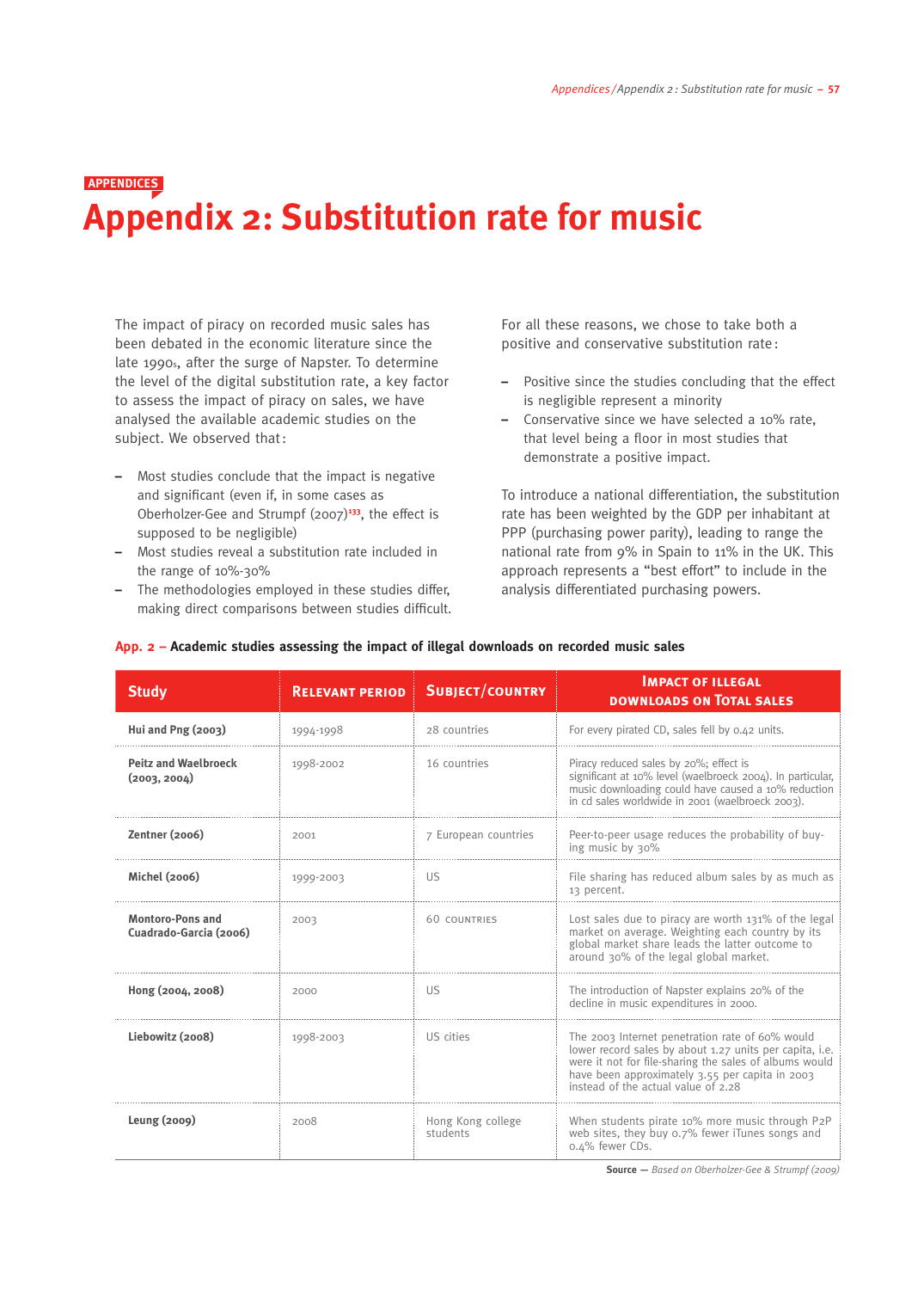APPENDICES

# Appendix 2: Substitution rate for music

The impact of piracy on recorded music sales has been debated in the economic literature since the late 1990s, after the surge of Napster. To determine the level of the digital substitution rate, a key factor to assess the impact of piracy on sales, we have analysed the available academic studies on the subject. We observed that:

- Most studies conclude that the impact is negative and significant (even if, in some cases as Oberholzer-Gee and Strumpf (2007)[133], the effect is supposed to be negligible)
- Most studies reveal a substitution rate included in the range of 10%-30%
- The methodologies employed in these studies differ, making direct comparisons between studies difficult.

For all these reasons, we chose to take both a positive and conservative substitution rate:

- Positive since the studies concluding that the effect is negligible represent a minority
- Conservative since we have selected a 10% rate, that level being a floor in most studies that demonstrate a positive impact.

To introduce a national differentiation, the substitution rate has been weighted by the GDP per inhabitant at PPP (purchasing power parity), leading to range the national rate from 9% in Spain to 11% in the UK. This approach represents a "best effort" to include in the analysis differentiated purchasing powers.

**App. 2 – Academic studies assessing the impact of illegal downloads on recorded music sales**

| Study | Relevant period | Subject/country | Impact of illegal downloads on total sales |
|---|---|---|---|
| **Hui and Png (2003)** | 1994-1998 | 28 countries | For every pirated CD, sales fell by 0.42 units. |
| **Peitz and Waelbroeck (2003, 2004)** | 1998-2002 | 16 countries | Piracy reduced sales by 20%; effect is significant at 10% level (waelbroeck 2004). In particular, music downloading could have caused a 10% reduction in cd sales worldwide in 2001 (waelbroeck 2003). |
| **Zentner (2006)** | 2001 | 7 European countries | Peer-to-peer usage reduces the probability of buying music by 30% |
| **Michel (2006)** | 1999-2003 | US | File sharing has reduced album sales by as much as 13 percent. |
| **Montoro-Pons and Cuadrado-Garcia (2006)** | 2003 | 60 countries | Lost sales due to piracy are worth 131% of the legal market on average. Weighting each country by its global market share leads the latter outcome to around 30% of the legal global market. |
| **Hong (2004, 2008)** | 2000 | US | The introduction of Napster explains 20% of the decline in music expenditures in 2000. |
| **Liebowitz (2008)** | 1998-2003 | US cities | The 2003 Internet penetration rate of 60% would lower record sales by about 1.27 units per capita, i.e. were it not for file-sharing the sales of albums would have been approximately 3.55 per capita in 2003 instead of the actual value of 2.28 |
| **Leung (2009)** | 2008 | Hong Kong college students | When students pirate 10% more music through P2P web sites, they buy 0.7% fewer iTunes songs and 0.4% fewer CDs. |

**Source** — *Based on Oberholzer-Gee & Strumpf (2009)*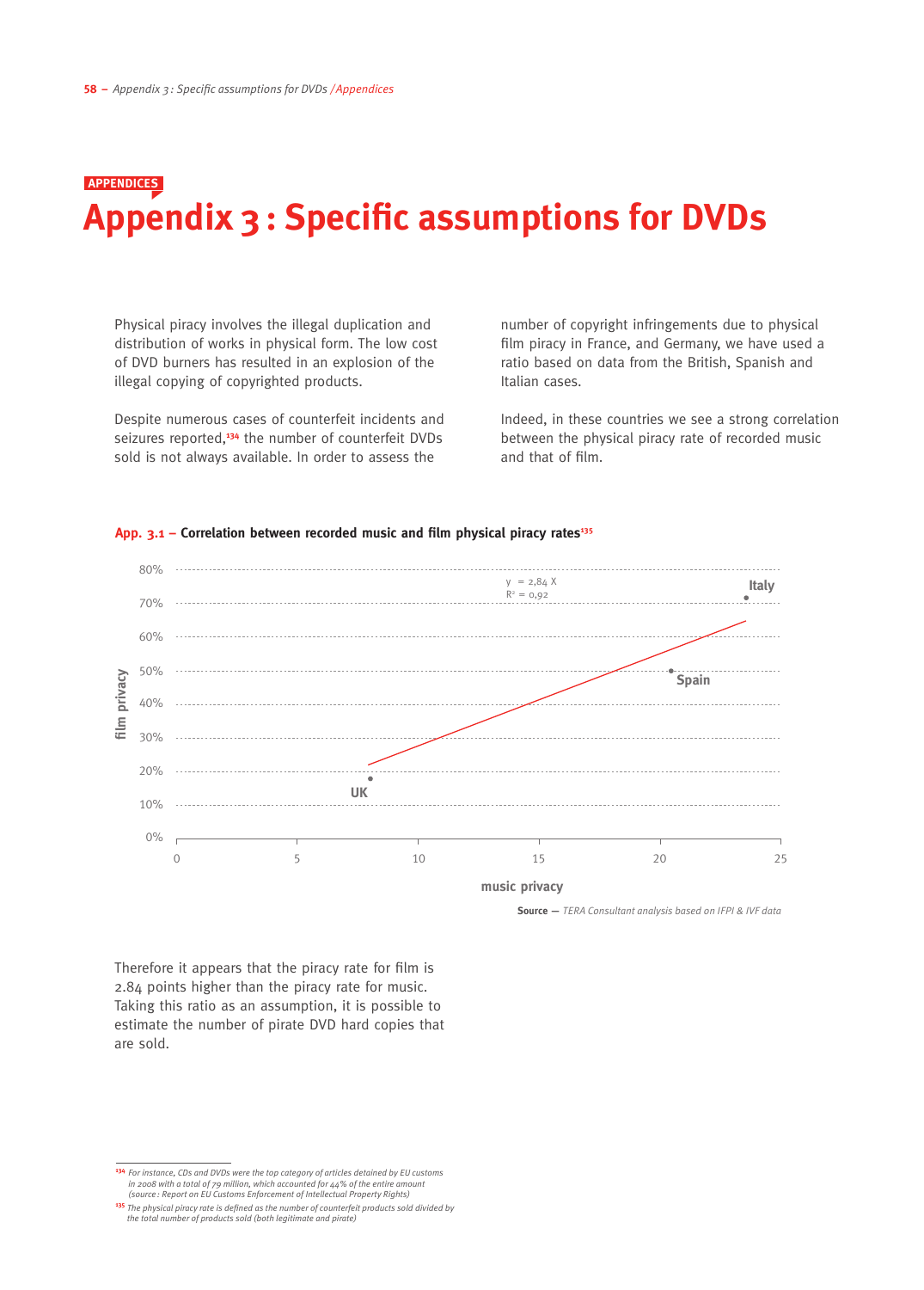APPENDICES

# Appendix 3 : Specific assumptions for DVDs

Physical piracy involves the illegal duplication and distribution of works in physical form. The low cost of DVD burners has resulted in an explosion of the illegal copying of copyrighted products.

Despite numerous cases of counterfeit incidents and seizures reported,[134] the number of counterfeit DVDs sold is not always available. In order to assess the number of copyright infringements due to physical film piracy in France, and Germany, we have used a ratio based on data from the British, Spanish and Italian cases.

Indeed, in these countries we see a strong correlation between the physical piracy rate of recorded music and that of film.

**App. 3.1 – Correlation between recorded music and film physical piracy rates**[135]

$y = 2{,}84\ X$

$R^2 = 0{,}92$

Source — *TERA Consultant analysis based on IFPI & IVF data*

Therefore it appears that the piracy rate for film is 2.84 points higher than the piracy rate for music. Taking this ratio as an assumption, it is possible to estimate the number of pirate DVD hard copies that are sold.

---

[134] *For instance, CDs and DVDs were the top category of articles detained by EU customs in 2008 with a total of 79 million, which accounted for 44% of the entire amount (source : Report on EU Customs Enforcement of Intellectual Property Rights)*

[135] *The physical piracy rate is defined as the number of counterfeit products sold divided by the total number of products sold (both legitimate and pirate)*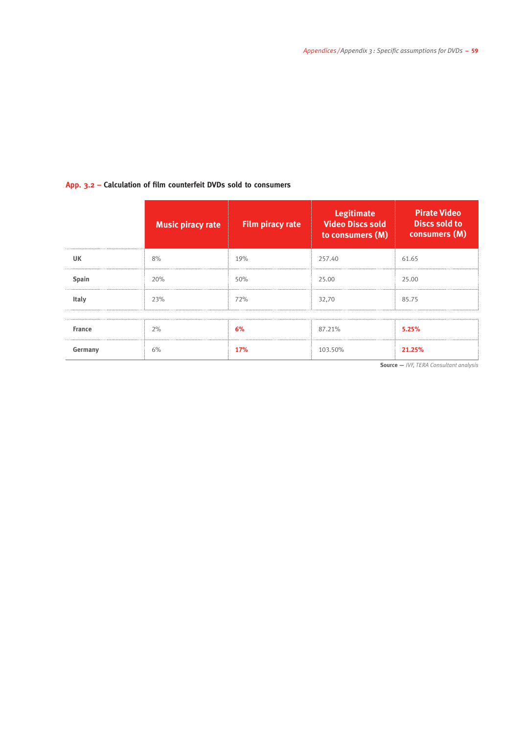**App. 3.2 – Calculation of film counterfeit DVDs sold to consumers**

| | Music piracy rate | Film piracy rate | Legitimate Video Discs sold to consumers (M) | Pirate Video Discs sold to consumers (M) |
|---|---|---|---|---|
| **UK** | 8% | 19% | 257.40 | 61.65 |
| **Spain** | 20% | 50% | 25.00 | 25.00 |
| **Italy** | 23% | 72% | 32,70 | 85.75 |
| **France** | 2% | **6%** | 87.21% | **5.25%** |
| **Germany** | 6% | **17%** | 103.50% | **21.25%** |

**Source** — *IVF, TERA Consultant analysis*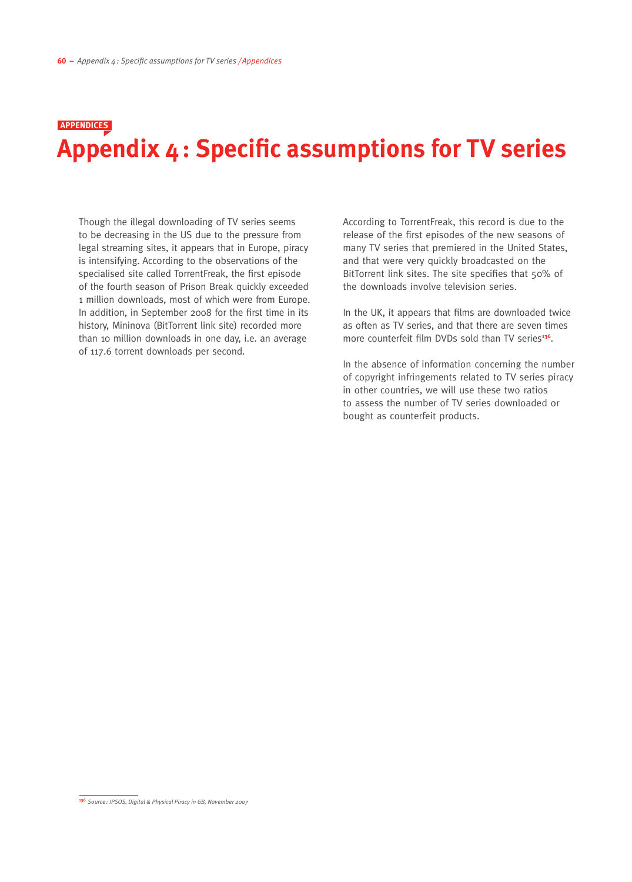APPENDICES

# Appendix 4 : Specific assumptions for TV series

Though the illegal downloading of TV series seems to be decreasing in the US due to the pressure from legal streaming sites, it appears that in Europe, piracy is intensifying. According to the observations of the specialised site called TorrentFreak, the first episode of the fourth season of Prison Break quickly exceeded 1 million downloads, most of which were from Europe. In addition, in September 2008 for the first time in its history, Mininova (BitTorrent link site) recorded more than 10 million downloads in one day, i.e. an average of 117.6 torrent downloads per second.

According to TorrentFreak, this record is due to the release of the first episodes of the new seasons of many TV series that premiered in the United States, and that were very quickly broadcasted on the BitTorrent link sites. The site specifies that 50% of the downloads involve television series.

In the UK, it appears that films are downloaded twice as often as TV series, and that there are seven times more counterfeit film DVDs sold than TV series[136].

In the absence of information concerning the number of copyright infringements related to TV series piracy in other countries, we will use these two ratios to assess the number of TV series downloaded or bought as counterfeit products.

[136] *Source : IPSOS, Digital & Physical Piracy in GB, November 2007*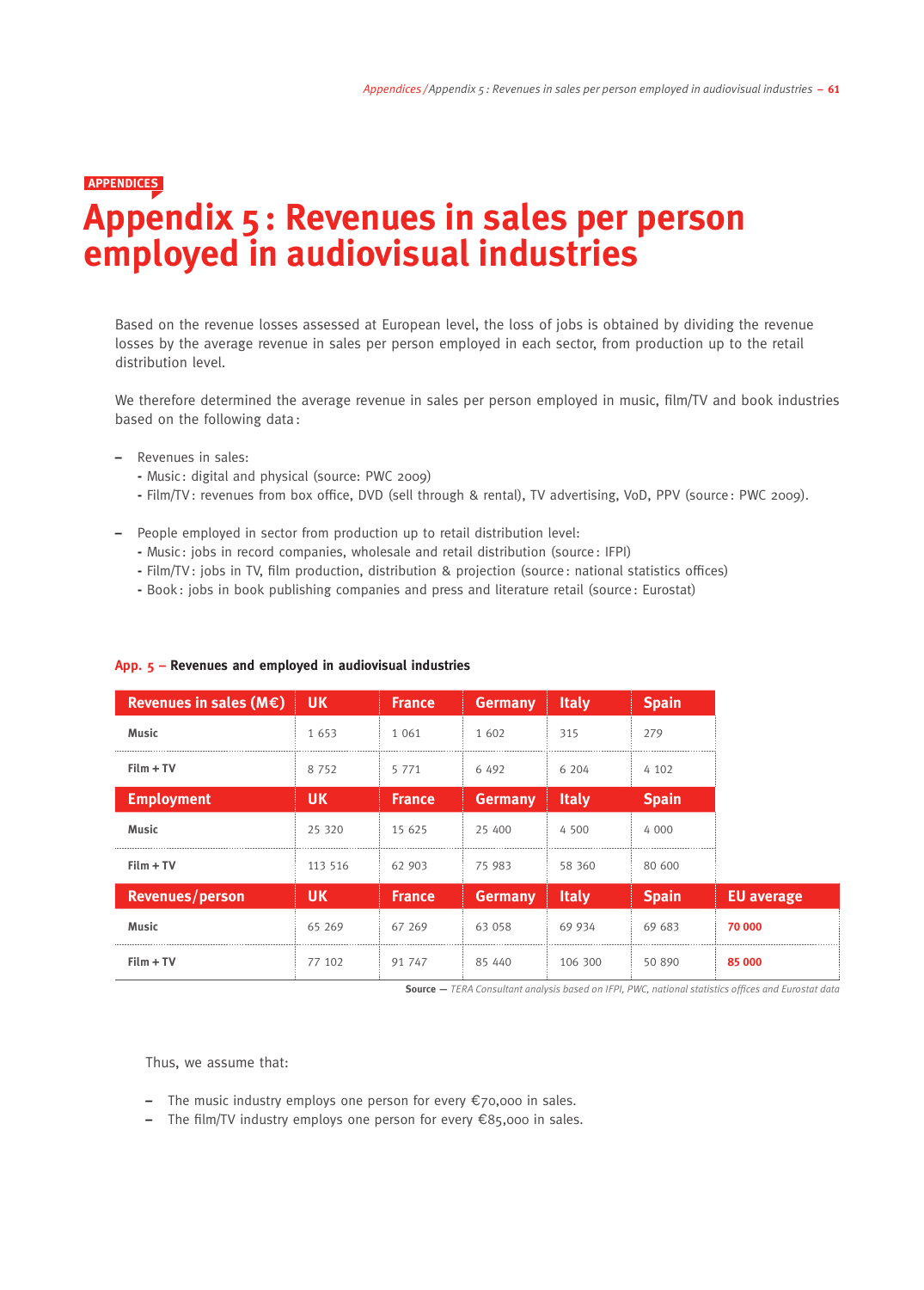APPENDICES

# Appendix 5 : Revenues in sales per person employed in audiovisual industries

Based on the revenue losses assessed at European level, the loss of jobs is obtained by dividing the revenue losses by the average revenue in sales per person employed in each sector, from production up to the retail distribution level.

We therefore determined the average revenue in sales per person employed in music, film/TV and book industries based on the following data :

– Revenues in sales:
  - Music : digital and physical (source: PWC 2009)
  - Film/TV : revenues from box office, DVD (sell through & rental), TV advertising, VoD, PPV (source : PWC 2009).

– People employed in sector from production up to retail distribution level:
  - Music : jobs in record companies, wholesale and retail distribution (source : IFPI)
  - Film/TV : jobs in TV, film production, distribution & projection (source : national statistics offices)
  - Book : jobs in book publishing companies and press and literature retail (source : Eurostat)

**App. 5 – Revenues and employed in audiovisual industries**

| Revenues in sales (M€) | UK | France | Germany | Italy | Spain | |
|---|---|---|---|---|---|---|
| Music | 1 653 | 1 061 | 1 602 | 315 | 279 | |
| Film + TV | 8 752 | 5 771 | 6 492 | 6 204 | 4 102 | |
| **Employment** | **UK** | **France** | **Germany** | **Italy** | **Spain** | |
| Music | 25 320 | 15 625 | 25 400 | 4 500 | 4 000 | |
| Film + TV | 113 516 | 62 903 | 75 983 | 58 360 | 80 600 | |
| **Revenues/person** | **UK** | **France** | **Germany** | **Italy** | **Spain** | **EU average** |
| Music | 65 269 | 67 269 | 63 058 | 69 934 | 69 683 | 70 000 |
| Film + TV | 77 102 | 91 747 | 85 440 | 106 300 | 50 890 | 85 000 |

**Source —** *TERA Consultant analysis based on IFPI, PWC, national statistics offices and Eurostat data*

Thus, we assume that:

– The music industry employs one person for every €70,000 in sales.
– The film/TV industry employs one person for every €85,000 in sales.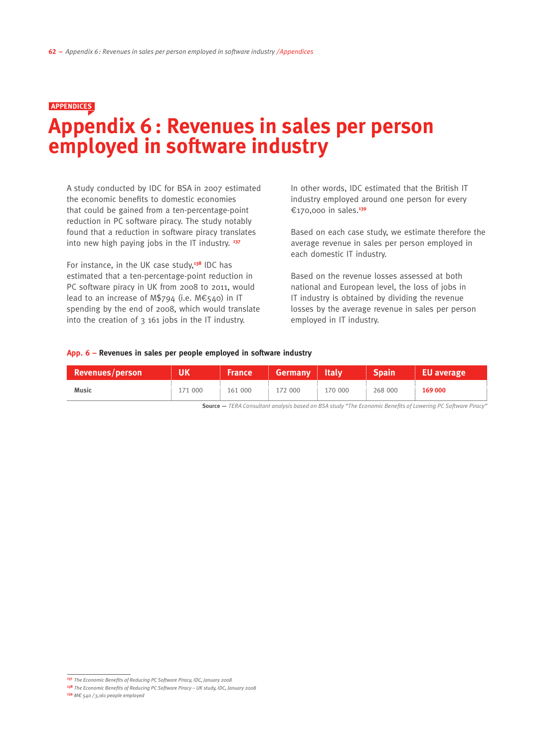APPENDICES

# Appendix 6 : Revenues in sales per person employed in software industry

A study conducted by IDC for BSA in 2007 estimated the economic benefits to domestic economies that could be gained from a ten-percentage-point reduction in PC software piracy. The study notably found that a reduction in software piracy translates into new high paying jobs in the IT industry. [137]

For instance, in the UK case study,[138] IDC has estimated that a ten-percentage-point reduction in PC software piracy in UK from 2008 to 2011, would lead to an increase of M$794 (i.e. M€540) in IT spending by the end of 2008, which would translate into the creation of 3 161 jobs in the IT industry.

In other words, IDC estimated that the British IT industry employed around one person for every €170,000 in sales.[139]

Based on each case study, we estimate therefore the average revenue in sales per person employed in each domestic IT industry.

Based on the revenue losses assessed at both national and European level, the loss of jobs in IT industry is obtained by dividing the revenue losses by the average revenue in sales per person employed in IT industry.

**App. 6 – Revenues in sales per people employed in software industry**

| Revenues/person | UK | France | Germany | Italy | Spain | EU average |
|---|---|---|---|---|---|---|
| **Music** | 171 000 | 161 000 | 172 000 | 170 000 | 268 000 | **169 000** |

**Source —** *TERA Consultant analysis based on BSA study "The Economic Benefits of Lowering PC Software Piracy"*

[137] *The Economic Benefits of Reducing PC Software Piracy, IDC, January 2008*

[138] *The Economic Benefits of Reducing PC Software Piracy – UK study, IDC, January 2008*

[139] *M€ 540 / 3,161 people employed*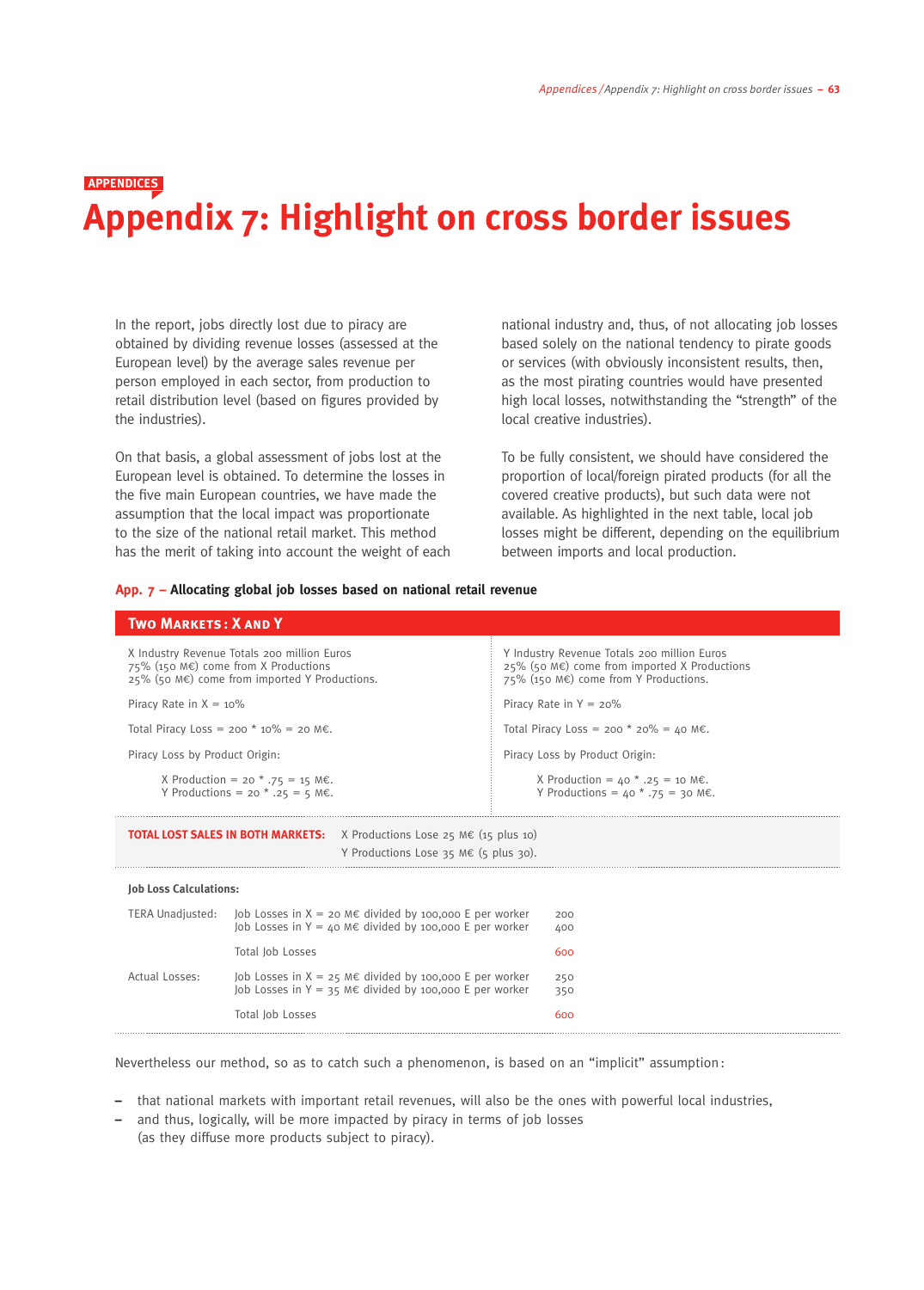APPENDICES

# Appendix 7: Highlight on cross border issues

In the report, jobs directly lost due to piracy are obtained by dividing revenue losses (assessed at the European level) by the average sales revenue per person employed in each sector, from production to retail distribution level (based on figures provided by the industries).

On that basis, a global assessment of jobs lost at the European level is obtained. To determine the losses in the five main European countries, we have made the assumption that the local impact was proportionate to the size of the national retail market. This method has the merit of taking into account the weight of each national industry and, thus, of not allocating job losses based solely on the national tendency to pirate goods or services (with obviously inconsistent results, then, as the most pirating countries would have presented high local losses, notwithstanding the "strength" of the local creative industries).

To be fully consistent, we should have considered the proportion of local/foreign pirated products (for all the covered creative products), but such data were not available. As highlighted in the next table, local job losses might be different, depending on the equilibrium between imports and local production.

**App. 7 – Allocating global job losses based on national retail revenue**

**TWO MARKETS: X AND Y**

| X | Y |
|---|---|
| X Industry Revenue Totals 200 million Euros<br>75% (150 M€) come from X Productions<br>25% (50 M€) come from imported Y Productions. | Y Industry Revenue Totals 200 million Euros<br>25% (50 M€) come from imported X Productions<br>75% (150 M€) come from Y Productions. |
| Piracy Rate in X = 10% | Piracy Rate in Y = 20% |
| Total Piracy Loss = 200 * 10% = 20 M€. | Total Piracy Loss = 200 * 20% = 40 M€. |
| Piracy Loss by Product Origin: | Piracy Loss by Product Origin: |
| X Production = 20 * .75 = 15 M€.<br>Y Productions = 20 * .25 = 5 M€. | X Production = 40 * .25 = 10 M€.<br>Y Productions = 40 * .75 = 30 M€. |

**TOTAL LOST SALES IN BOTH MARKETS:** X Productions Lose 25 M€ (15 plus 10)
Y Productions Lose 35 M€ (5 plus 30).

**Job Loss Calculations:**

| | | |
|---|---|---|
| TERA Unadjusted: | Job Losses in X = 20 M€ divided by 100,000 E per worker | 200 |
| | Job Losses in Y = 40 M€ divided by 100,000 E per worker | 400 |
| | Total Job Losses | 600 |
| Actual Losses: | Job Losses in X = 25 M€ divided by 100,000 E per worker | 250 |
| | Job Losses in Y = 35 M€ divided by 100,000 E per worker | 350 |
| | Total Job Losses | 600 |

Nevertheless our method, so as to catch such a phenomenon, is based on an "implicit" assumption:

- that national markets with important retail revenues, will also be the ones with powerful local industries,
- and thus, logically, will be more impacted by piracy in terms of job losses (as they diffuse more products subject to piracy).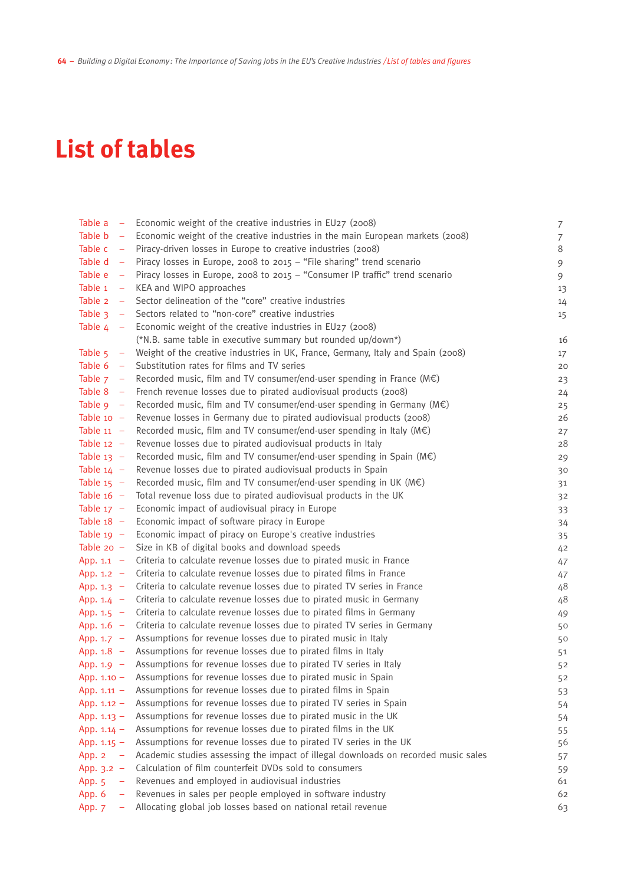# List of tables

| | | |
|---|---|---|
| Table a – | Economic weight of the creative industries in EU27 (2008) | 7 |
| Table b – | Economic weight of the creative industries in the main European markets (2008) | 7 |
| Table c – | Piracy-driven losses in Europe to creative industries (2008) | 8 |
| Table d – | Piracy losses in Europe, 2008 to 2015 – “File sharing” trend scenario | 9 |
| Table e – | Piracy losses in Europe, 2008 to 2015 – “Consumer IP traffic” trend scenario | 9 |
| Table 1 – | KEA and WIPO approaches | 13 |
| Table 2 – | Sector delineation of the “core” creative industries | 14 |
| Table 3 – | Sectors related to “non-core” creative industries | 15 |
| Table 4 – | Economic weight of the creative industries in EU27 (2008) (*N.B. same table in executive summary but rounded up/down*) | 16 |
| Table 5 – | Weight of the creative industries in UK, France, Germany, Italy and Spain (2008) | 17 |
| Table 6 – | Substitution rates for films and TV series | 20 |
| Table 7 – | Recorded music, film and TV consumer/end-user spending in France (M€) | 23 |
| Table 8 – | French revenue losses due to pirated audiovisual products (2008) | 24 |
| Table 9 – | Recorded music, film and TV consumer/end-user spending in Germany (M€) | 25 |
| Table 10 – | Revenue losses in Germany due to pirated audiovisual products (2008) | 26 |
| Table 11 – | Recorded music, film and TV consumer/end-user spending in Italy (M€) | 27 |
| Table 12 – | Revenue losses due to pirated audiovisual products in Italy | 28 |
| Table 13 – | Recorded music, film and TV consumer/end-user spending in Spain (M€) | 29 |
| Table 14 – | Revenue losses due to pirated audiovisual products in Spain | 30 |
| Table 15 – | Recorded music, film and TV consumer/end-user spending in UK (M€) | 31 |
| Table 16 – | Total revenue loss due to pirated audiovisual products in the UK | 32 |
| Table 17 – | Economic impact of audiovisual piracy in Europe | 33 |
| Table 18 – | Economic impact of software piracy in Europe | 34 |
| Table 19 – | Economic impact of piracy on Europe's creative industries | 35 |
| Table 20 – | Size in KB of digital books and download speeds | 42 |
| App. 1.1 – | Criteria to calculate revenue losses due to pirated music in France | 47 |
| App. 1.2 – | Criteria to calculate revenue losses due to pirated films in France | 47 |
| App. 1.3 – | Criteria to calculate revenue losses due to pirated TV series in France | 48 |
| App. 1.4 – | Criteria to calculate revenue losses due to pirated music in Germany | 48 |
| App. 1.5 – | Criteria to calculate revenue losses due to pirated films in Germany | 49 |
| App. 1.6 – | Criteria to calculate revenue losses due to pirated TV series in Germany | 50 |
| App. 1.7 – | Assumptions for revenue losses due to pirated music in Italy | 50 |
| App. 1.8 – | Assumptions for revenue losses due to pirated films in Italy | 51 |
| App. 1.9 – | Assumptions for revenue losses due to pirated TV series in Italy | 52 |
| App. 1.10 – | Assumptions for revenue losses due to pirated music in Spain | 52 |
| App. 1.11 – | Assumptions for revenue losses due to pirated films in Spain | 53 |
| App. 1.12 – | Assumptions for revenue losses due to pirated TV series in Spain | 54 |
| App. 1.13 – | Assumptions for revenue losses due to pirated music in the UK | 54 |
| App. 1.14 – | Assumptions for revenue losses due to pirated films in the UK | 55 |
| App. 1.15 – | Assumptions for revenue losses due to pirated TV series in the UK | 56 |
| App. 2 – | Academic studies assessing the impact of illegal downloads on recorded music sales | 57 |
| App. 3.2 – | Calculation of film counterfeit DVDs sold to consumers | 59 |
| App. 5 – | Revenues and employed in audiovisual industries | 61 |
| App. 6 – | Revenues in sales per people employed in software industry | 62 |
| App. 7 – | Allocating global job losses based on national retail revenue | 63 |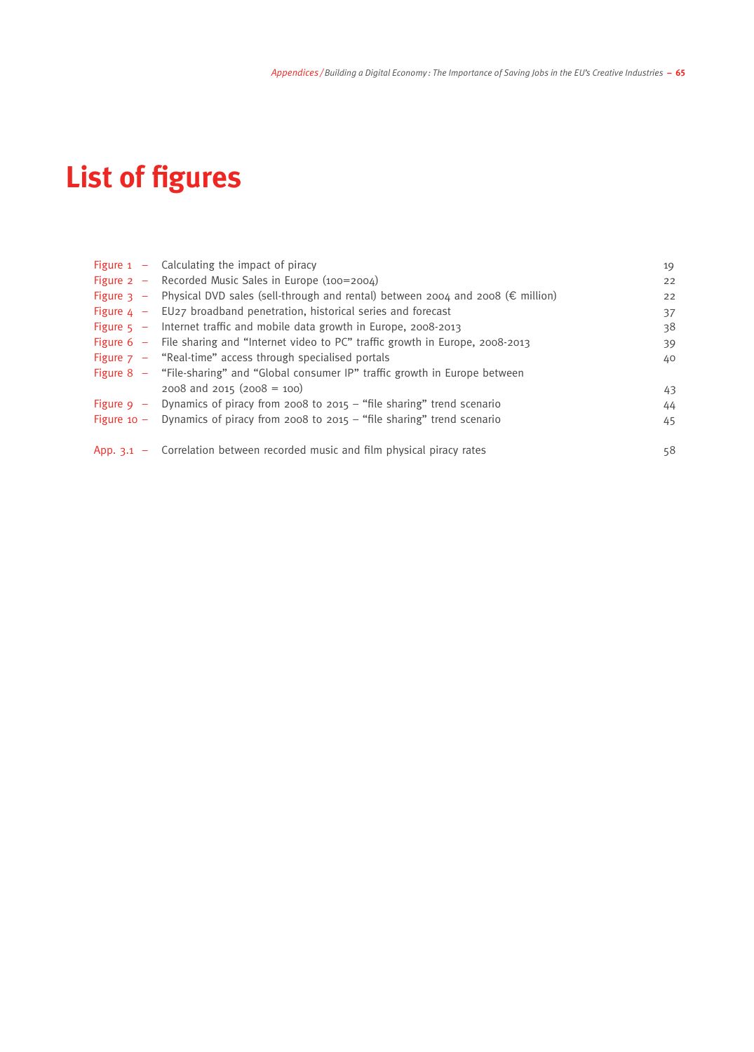# List of figures

| | | |
|---|---|---|
| Figure 1 – | Calculating the impact of piracy | 19 |
| Figure 2 – | Recorded Music Sales in Europe (100=2004) | 22 |
| Figure 3 – | Physical DVD sales (sell-through and rental) between 2004 and 2008 (€ million) | 22 |
| Figure 4 – | EU27 broadband penetration, historical series and forecast | 37 |
| Figure 5 – | Internet traffic and mobile data growth in Europe, 2008-2013 | 38 |
| Figure 6 – | File sharing and "Internet video to PC" traffic growth in Europe, 2008-2013 | 39 |
| Figure 7 – | "Real-time" access through specialised portals | 40 |
| Figure 8 – | "File-sharing" and "Global consumer IP" traffic growth in Europe between 2008 and 2015 (2008 = 100) | 43 |
| Figure 9 – | Dynamics of piracy from 2008 to 2015 – "file sharing" trend scenario | 44 |
| Figure 10 – | Dynamics of piracy from 2008 to 2015 – "file sharing" trend scenario | 45 |
| App. 3.1 – | Correlation between recorded music and film physical piracy rates | 58 |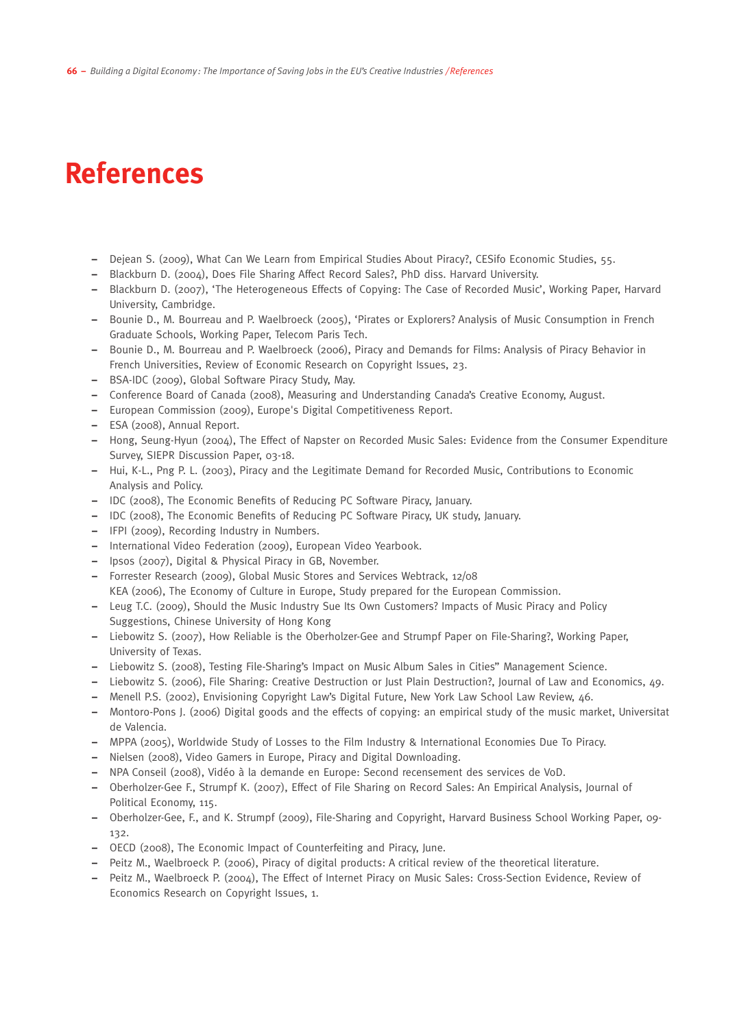# References

- Dejean S. (2009), What Can We Learn from Empirical Studies About Piracy?, CESifo Economic Studies, 55.
- Blackburn D. (2004), Does File Sharing Affect Record Sales?, PhD diss. Harvard University.
- Blackburn D. (2007), 'The Heterogeneous Effects of Copying: The Case of Recorded Music', Working Paper, Harvard University, Cambridge.
- Bounie D., M. Bourreau and P. Waelbroeck (2005), 'Pirates or Explorers? Analysis of Music Consumption in French Graduate Schools, Working Paper, Telecom Paris Tech.
- Bounie D., M. Bourreau and P. Waelbroeck (2006), Piracy and Demands for Films: Analysis of Piracy Behavior in French Universities, Review of Economic Research on Copyright Issues, 23.
- BSA-IDC (2009), Global Software Piracy Study, May.
- Conference Board of Canada (2008), Measuring and Understanding Canada's Creative Economy, August.
- European Commission (2009), Europe's Digital Competitiveness Report.
- ESA (2008), Annual Report.
- Hong, Seung-Hyun (2004), The Effect of Napster on Recorded Music Sales: Evidence from the Consumer Expenditure Survey, SIEPR Discussion Paper, 03-18.
- Hui, K-L., Png P. L. (2003), Piracy and the Legitimate Demand for Recorded Music, Contributions to Economic Analysis and Policy.
- IDC (2008), The Economic Benefits of Reducing PC Software Piracy, January.
- IDC (2008), The Economic Benefits of Reducing PC Software Piracy, UK study, January.
- IFPI (2009), Recording Industry in Numbers.
- International Video Federation (2009), European Video Yearbook.
- Ipsos (2007), Digital & Physical Piracy in GB, November.
- Forrester Research (2009), Global Music Stores and Services Webtrack, 12/08
  KEA (2006), The Economy of Culture in Europe, Study prepared for the European Commission.
- Leug T.C. (2009), Should the Music Industry Sue Its Own Customers? Impacts of Music Piracy and Policy Suggestions, Chinese University of Hong Kong
- Liebowitz S. (2007), How Reliable is the Oberholzer-Gee and Strumpf Paper on File-Sharing?, Working Paper, University of Texas.
- Liebowitz S. (2008), Testing File-Sharing's Impact on Music Album Sales in Cities" Management Science.
- Liebowitz S. (2006), File Sharing: Creative Destruction or Just Plain Destruction?, Journal of Law and Economics, 49.
- Menell P.S. (2002), Envisioning Copyright Law's Digital Future, New York Law School Law Review, 46.
- Montoro-Pons J. (2006) Digital goods and the effects of copying: an empirical study of the music market, Universitat de Valencia.
- MPPA (2005), Worldwide Study of Losses to the Film Industry & International Economies Due To Piracy.
- Nielsen (2008), Video Gamers in Europe, Piracy and Digital Downloading.
- NPA Conseil (2008), Vidéo à la demande en Europe: Second recensement des services de VoD.
- Oberholzer-Gee F., Strumpf K. (2007), Effect of File Sharing on Record Sales: An Empirical Analysis, Journal of Political Economy, 115.
- Oberholzer-Gee, F., and K. Strumpf (2009), File-Sharing and Copyright, Harvard Business School Working Paper, 09-132.
- OECD (2008), The Economic Impact of Counterfeiting and Piracy, June.
- Peitz M., Waelbroeck P. (2006), Piracy of digital products: A critical review of the theoretical literature.
- Peitz M., Waelbroeck P. (2004), The Effect of Internet Piracy on Music Sales: Cross-Section Evidence, Review of Economics Research on Copyright Issues, 1.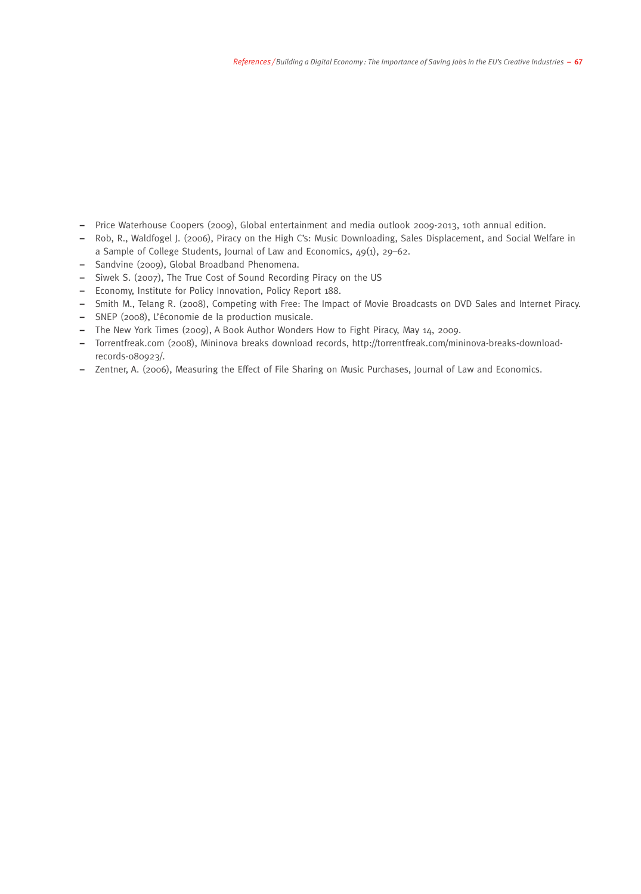- Price Waterhouse Coopers (2009), Global entertainment and media outlook 2009-2013, 10th annual edition.
- Rob, R., Waldfogel J. (2006), Piracy on the High C's: Music Downloading, Sales Displacement, and Social Welfare in a Sample of College Students, Journal of Law and Economics, 49(1), 29–62.
- Sandvine (2009), Global Broadband Phenomena.
- Siwek S. (2007), The True Cost of Sound Recording Piracy on the US
- Economy, Institute for Policy Innovation, Policy Report 188.
- Smith M., Telang R. (2008), Competing with Free: The Impact of Movie Broadcasts on DVD Sales and Internet Piracy.
- SNEP (2008), L'économie de la production musicale.
- The New York Times (2009), A Book Author Wonders How to Fight Piracy, May 14, 2009.
- Torrentfreak.com (2008), Mininova breaks download records, http://torrentfreak.com/mininova-breaks-download-records-080923/.
- Zentner, A. (2006), Measuring the Effect of File Sharing on Music Purchases, Journal of Law and Economics.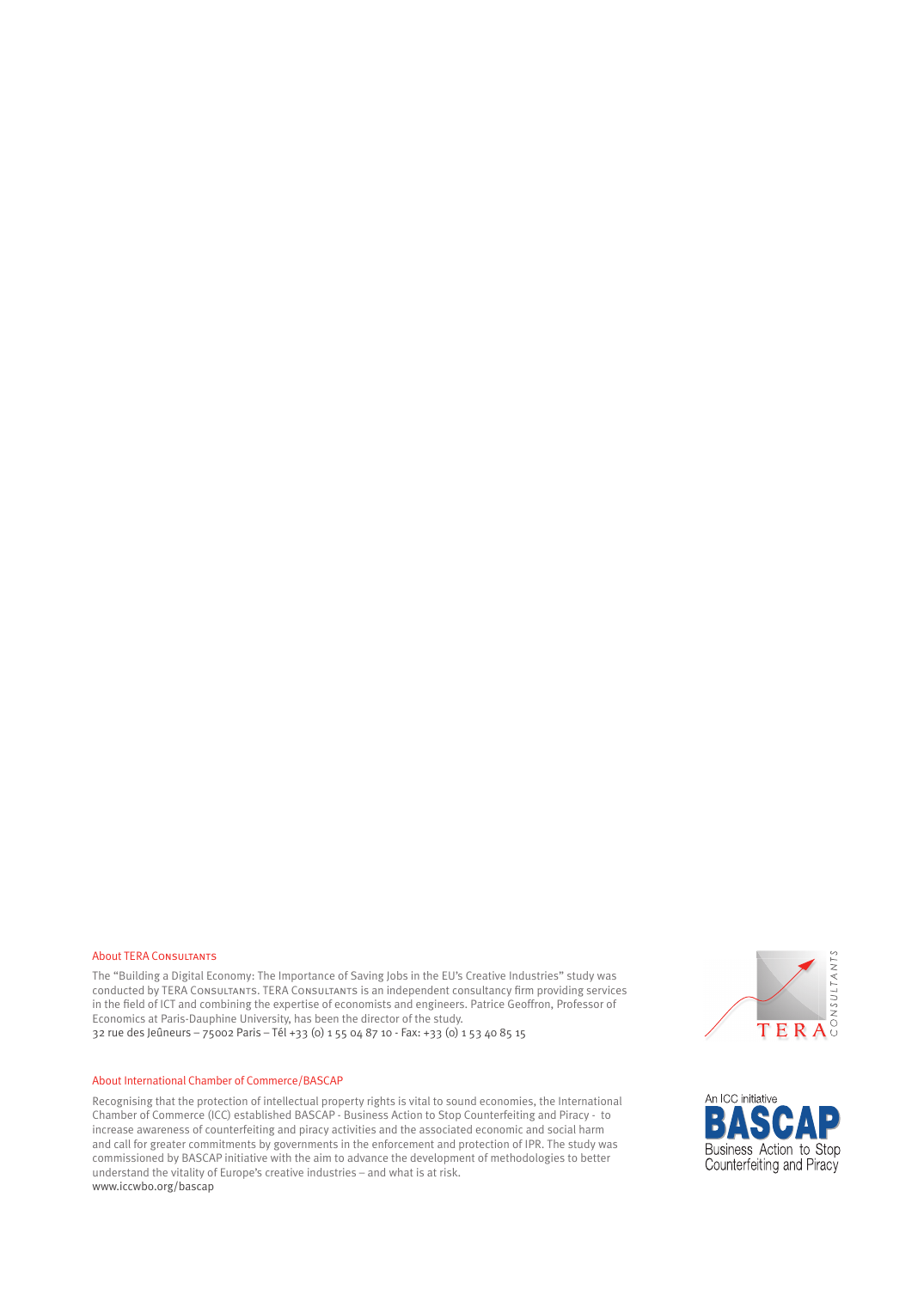## About TERA Consultants

The "Building a Digital Economy: The Importance of Saving Jobs in the EU's Creative Industries" study was conducted by TERA Consultants. TERA Consultants is an independent consultancy firm providing services in the field of ICT and combining the expertise of economists and engineers. Patrice Geoffron, Professor of Economics at Paris-Dauphine University, has been the director of the study.
32 rue des Jeûneurs – 75002 Paris – Tél +33 (0) 1 55 04 87 10 - Fax: +33 (0) 1 53 40 85 15

TERA CONSULTANTS

## About International Chamber of Commerce/BASCAP

Recognising that the protection of intellectual property rights is vital to sound economies, the International Chamber of Commerce (ICC) established BASCAP - Business Action to Stop Counterfeiting and Piracy - to increase awareness of counterfeiting and piracy activities and the associated economic and social harm and call for greater commitments by governments in the enforcement and protection of IPR. The study was commissioned by BASCAP initiative with the aim to advance the development of methodologies to better understand the vitality of Europe's creative industries – and what is at risk.
www.iccwbo.org/bascap

An ICC initiative
BASCAP
Business Action to Stop Counterfeiting and Piracy